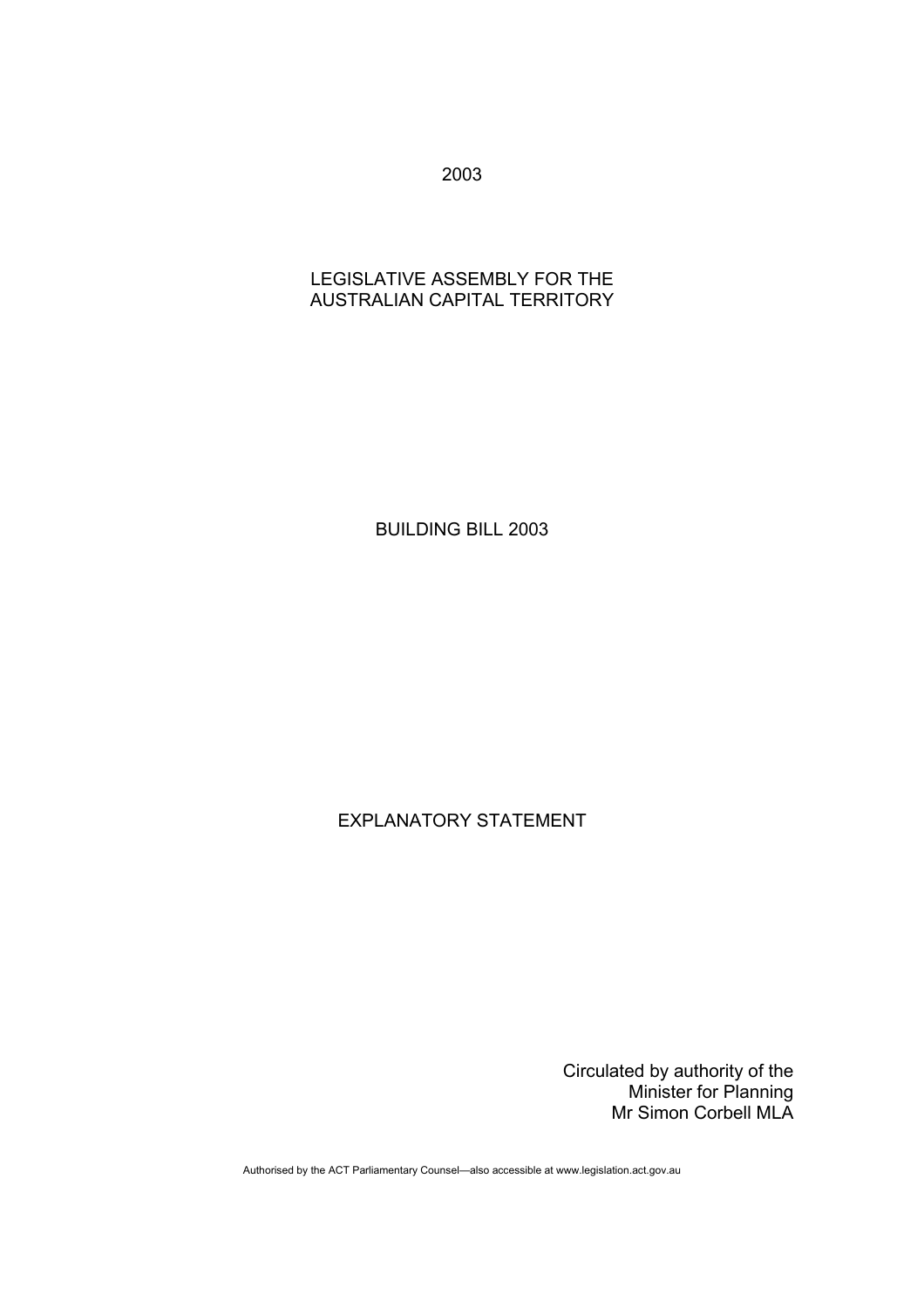2003

LEGISLATIVE ASSEMBLY FOR THE
AUSTRALIAN CAPITAL TERRITORY

# BUILDING BILL 2003

## EXPLANATORY STATEMENT

Circulated by authority of the
Minister for Planning
Mr Simon Corbell MLA

Authorised by the ACT Parliamentary Counsel—also accessible at www.legislation.act.gov.au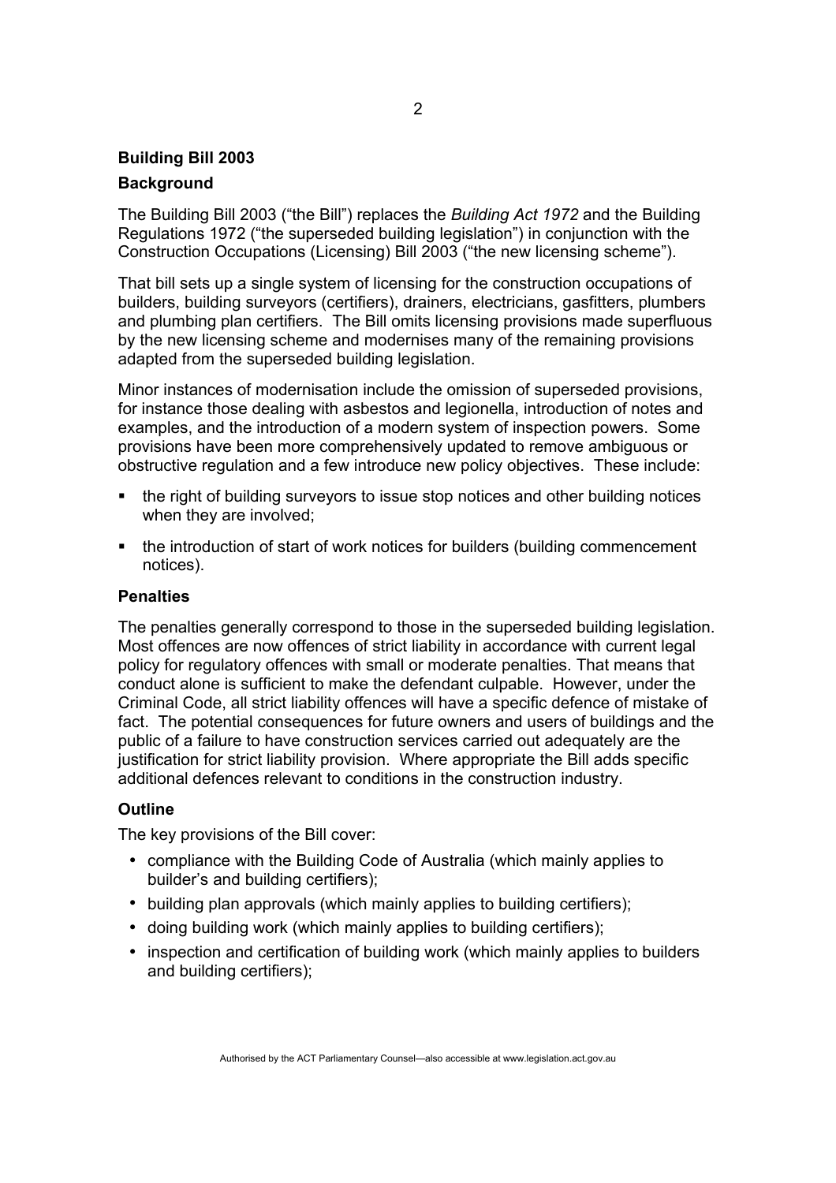## Building Bill 2003

### Background

The Building Bill 2003 ("the Bill") replaces the *Building Act 1972* and the Building Regulations 1972 ("the superseded building legislation") in conjunction with the Construction Occupations (Licensing) Bill 2003 ("the new licensing scheme").

That bill sets up a single system of licensing for the construction occupations of builders, building surveyors (certifiers), drainers, electricians, gasfitters, plumbers and plumbing plan certifiers. The Bill omits licensing provisions made superfluous by the new licensing scheme and modernises many of the remaining provisions adapted from the superseded building legislation.

Minor instances of modernisation include the omission of superseded provisions, for instance those dealing with asbestos and legionella, introduction of notes and examples, and the introduction of a modern system of inspection powers. Some provisions have been more comprehensively updated to remove ambiguous or obstructive regulation and a few introduce new policy objectives. These include:

- the right of building surveyors to issue stop notices and other building notices when they are involved;
- the introduction of start of work notices for builders (building commencement notices).

### Penalties

The penalties generally correspond to those in the superseded building legislation. Most offences are now offences of strict liability in accordance with current legal policy for regulatory offences with small or moderate penalties. That means that conduct alone is sufficient to make the defendant culpable. However, under the Criminal Code, all strict liability offences will have a specific defence of mistake of fact. The potential consequences for future owners and users of buildings and the public of a failure to have construction services carried out adequately are the justification for strict liability provision. Where appropriate the Bill adds specific additional defences relevant to conditions in the construction industry.

### Outline

The key provisions of the Bill cover:

- compliance with the Building Code of Australia (which mainly applies to builder's and building certifiers);
- building plan approvals (which mainly applies to building certifiers);
- doing building work (which mainly applies to building certifiers);
- inspection and certification of building work (which mainly applies to builders and building certifiers);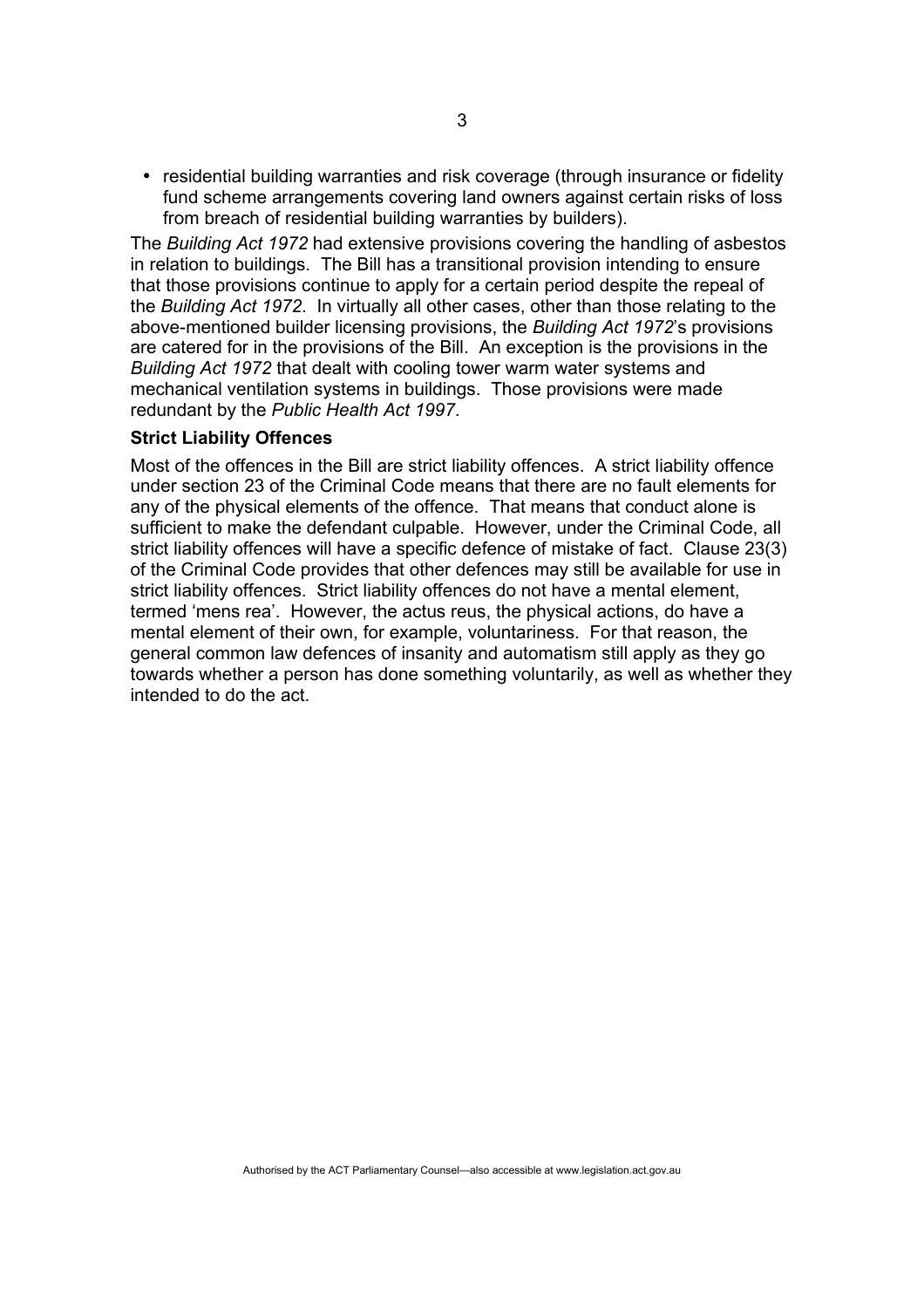- residential building warranties and risk coverage (through insurance or fidelity fund scheme arrangements covering land owners against certain risks of loss from breach of residential building warranties by builders).

The *Building Act 1972* had extensive provisions covering the handling of asbestos in relation to buildings. The Bill has a transitional provision intending to ensure that those provisions continue to apply for a certain period despite the repeal of the *Building Act 1972*. In virtually all other cases, other than those relating to the above-mentioned builder licensing provisions, the *Building Act 1972*'s provisions are catered for in the provisions of the Bill. An exception is the provisions in the *Building Act 1972* that dealt with cooling tower warm water systems and mechanical ventilation systems in buildings. Those provisions were made redundant by the *Public Health Act 1997*.

**Strict Liability Offences**

Most of the offences in the Bill are strict liability offences. A strict liability offence under section 23 of the Criminal Code means that there are no fault elements for any of the physical elements of the offence. That means that conduct alone is sufficient to make the defendant culpable. However, under the Criminal Code, all strict liability offences will have a specific defence of mistake of fact. Clause 23(3) of the Criminal Code provides that other defences may still be available for use in strict liability offences. Strict liability offences do not have a mental element, termed 'mens rea'. However, the actus reus, the physical actions, do have a mental element of their own, for example, voluntariness. For that reason, the general common law defences of insanity and automatism still apply as they go towards whether a person has done something voluntarily, as well as whether they intended to do the act.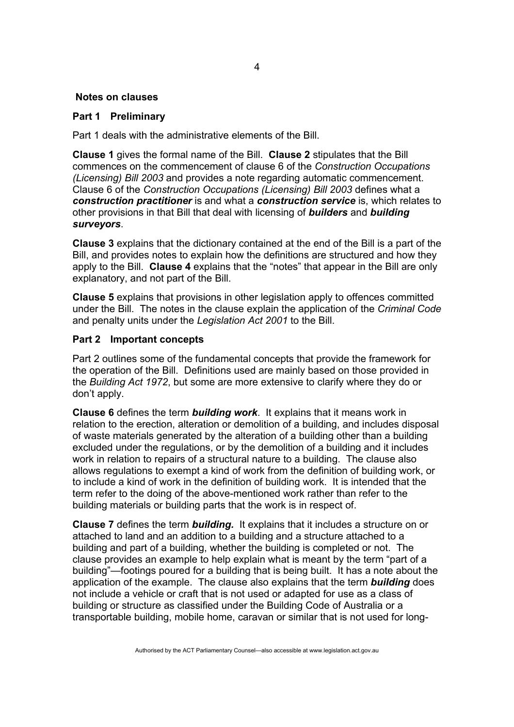## Notes on clauses

### Part 1 Preliminary

Part 1 deals with the administrative elements of the Bill.

**Clause 1** gives the formal name of the Bill. **Clause 2** stipulates that the Bill commences on the commencement of clause 6 of the *Construction Occupations (Licensing) Bill 2003* and provides a note regarding automatic commencement. Clause 6 of the *Construction Occupations (Licensing) Bill 2003* defines what a ***construction practitioner*** is and what a ***construction service*** is, which relates to other provisions in that Bill that deal with licensing of ***builders*** and ***building surveyors***.

**Clause 3** explains that the dictionary contained at the end of the Bill is a part of the Bill, and provides notes to explain how the definitions are structured and how they apply to the Bill. **Clause 4** explains that the "notes" that appear in the Bill are only explanatory, and not part of the Bill.

**Clause 5** explains that provisions in other legislation apply to offences committed under the Bill. The notes in the clause explain the application of the *Criminal Code* and penalty units under the *Legislation Act 2001* to the Bill.

### Part 2 Important concepts

Part 2 outlines some of the fundamental concepts that provide the framework for the operation of the Bill. Definitions used are mainly based on those provided in the *Building Act 1972*, but some are more extensive to clarify where they do or don't apply.

**Clause 6** defines the term ***building work***. It explains that it means work in relation to the erection, alteration or demolition of a building, and includes disposal of waste materials generated by the alteration of a building other than a building excluded under the regulations, or by the demolition of a building and it includes work in relation to repairs of a structural nature to a building. The clause also allows regulations to exempt a kind of work from the definition of building work, or to include a kind of work in the definition of building work. It is intended that the term refer to the doing of the above-mentioned work rather than refer to the building materials or building parts that the work is in respect of.

**Clause 7** defines the term ***building.*** It explains that it includes a structure on or attached to land and an addition to a building and a structure attached to a building and part of a building, whether the building is completed or not. The clause provides an example to help explain what is meant by the term "part of a building"—footings poured for a building that is being built. It has a note about the application of the example. The clause also explains that the term ***building*** does not include a vehicle or craft that is not used or adapted for use as a class of building or structure as classified under the Building Code of Australia or a transportable building, mobile home, caravan or similar that is not used for long-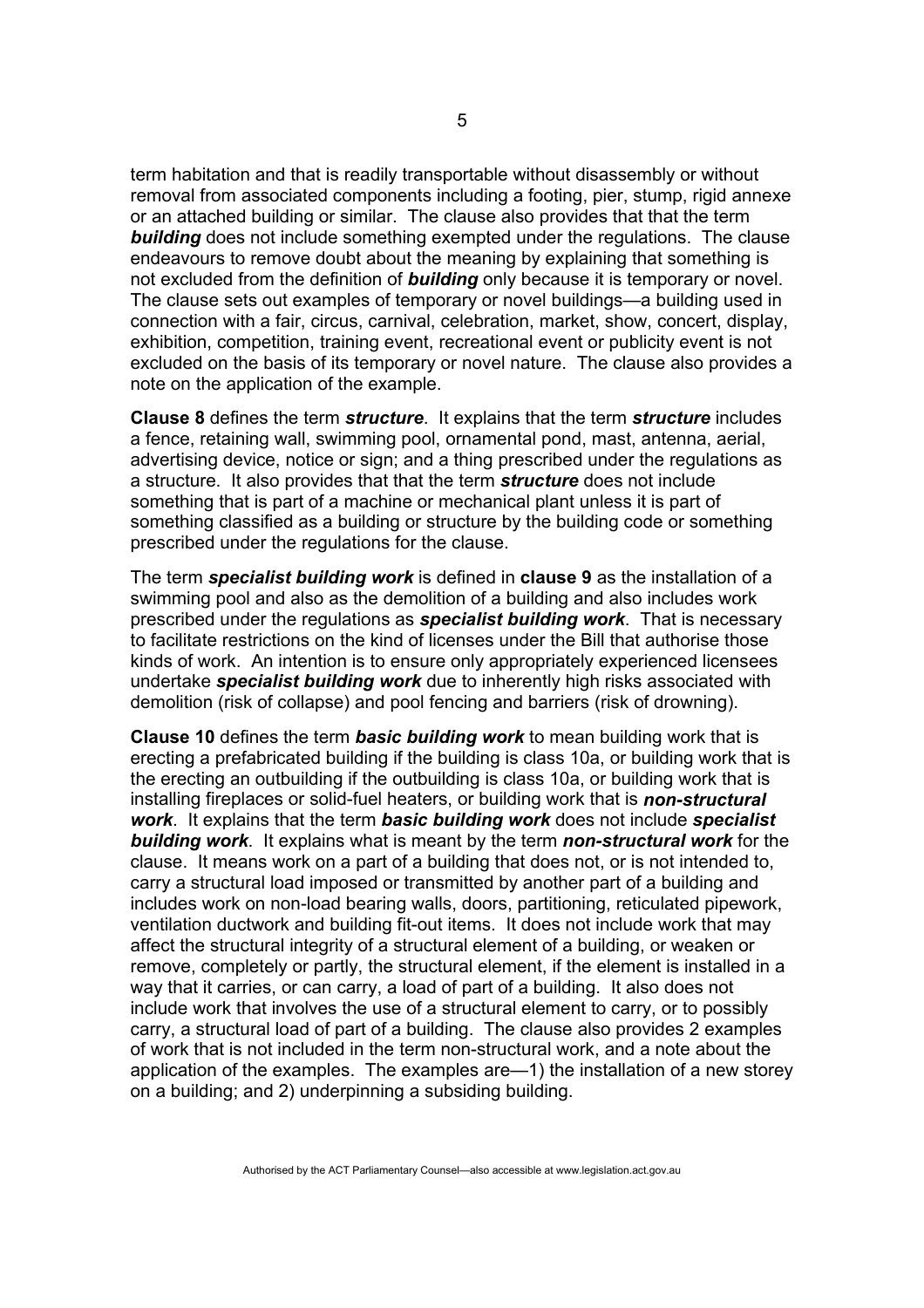term habitation and that is readily transportable without disassembly or without removal from associated components including a footing, pier, stump, rigid annexe or an attached building or similar. The clause also provides that that the term ***building*** does not include something exempted under the regulations. The clause endeavours to remove doubt about the meaning by explaining that something is not excluded from the definition of ***building*** only because it is temporary or novel. The clause sets out examples of temporary or novel buildings—a building used in connection with a fair, circus, carnival, celebration, market, show, concert, display, exhibition, competition, training event, recreational event or publicity event is not excluded on the basis of its temporary or novel nature. The clause also provides a note on the application of the example.

**Clause 8** defines the term ***structure***. It explains that the term ***structure*** includes a fence, retaining wall, swimming pool, ornamental pond, mast, antenna, aerial, advertising device, notice or sign; and a thing prescribed under the regulations as a structure. It also provides that that the term ***structure*** does not include something that is part of a machine or mechanical plant unless it is part of something classified as a building or structure by the building code or something prescribed under the regulations for the clause.

The term ***specialist building work*** is defined in **clause 9** as the installation of a swimming pool and also as the demolition of a building and also includes work prescribed under the regulations as ***specialist building work***. That is necessary to facilitate restrictions on the kind of licenses under the Bill that authorise those kinds of work. An intention is to ensure only appropriately experienced licensees undertake ***specialist building work*** due to inherently high risks associated with demolition (risk of collapse) and pool fencing and barriers (risk of drowning).

**Clause 10** defines the term ***basic building work*** to mean building work that is erecting a prefabricated building if the building is class 10a, or building work that is the erecting an outbuilding if the outbuilding is class 10a, or building work that is installing fireplaces or solid-fuel heaters, or building work that is ***non-structural work***. It explains that the term ***basic building work*** does not include ***specialist building work***. It explains what is meant by the term ***non-structural work*** for the clause. It means work on a part of a building that does not, or is not intended to, carry a structural load imposed or transmitted by another part of a building and includes work on non-load bearing walls, doors, partitioning, reticulated pipework, ventilation ductwork and building fit-out items. It does not include work that may affect the structural integrity of a structural element of a building, or weaken or remove, completely or partly, the structural element, if the element is installed in a way that it carries, or can carry, a load of part of a building. It also does not include work that involves the use of a structural element to carry, or to possibly carry, a structural load of part of a building. The clause also provides 2 examples of work that is not included in the term non-structural work, and a note about the application of the examples. The examples are—1) the installation of a new storey on a building; and 2) underpinning a subsiding building.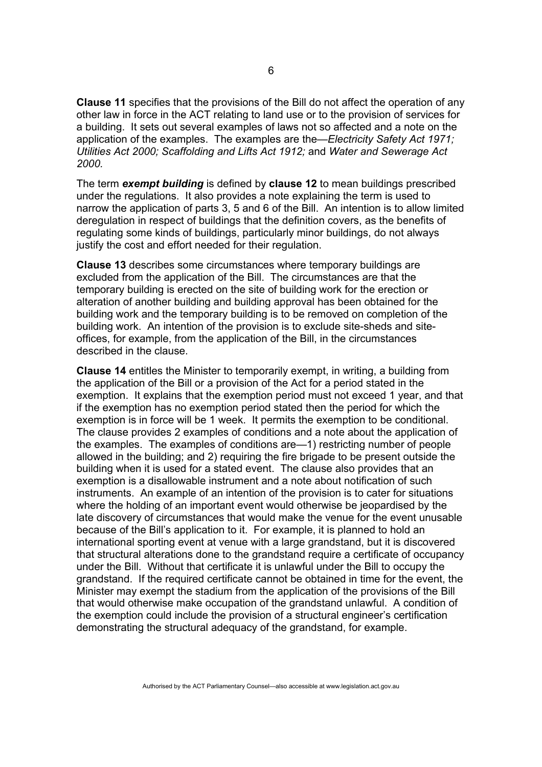**Clause 11** specifies that the provisions of the Bill do not affect the operation of any other law in force in the ACT relating to land use or to the provision of services for a building. It sets out several examples of laws not so affected and a note on the application of the examples. The examples are the—*Electricity Safety Act 1971; Utilities Act 2000; Scaffolding and Lifts Act 1912;* and *Water and Sewerage Act 2000.*

The term ***exempt building*** is defined by **clause 12** to mean buildings prescribed under the regulations. It also provides a note explaining the term is used to narrow the application of parts 3, 5 and 6 of the Bill. An intention is to allow limited deregulation in respect of buildings that the definition covers, as the benefits of regulating some kinds of buildings, particularly minor buildings, do not always justify the cost and effort needed for their regulation.

**Clause 13** describes some circumstances where temporary buildings are excluded from the application of the Bill. The circumstances are that the temporary building is erected on the site of building work for the erection or alteration of another building and building approval has been obtained for the building work and the temporary building is to be removed on completion of the building work. An intention of the provision is to exclude site-sheds and site-offices, for example, from the application of the Bill, in the circumstances described in the clause.

**Clause 14** entitles the Minister to temporarily exempt, in writing, a building from the application of the Bill or a provision of the Act for a period stated in the exemption. It explains that the exemption period must not exceed 1 year, and that if the exemption has no exemption period stated then the period for which the exemption is in force will be 1 week. It permits the exemption to be conditional. The clause provides 2 examples of conditions and a note about the application of the examples. The examples of conditions are—1) restricting number of people allowed in the building; and 2) requiring the fire brigade to be present outside the building when it is used for a stated event. The clause also provides that an exemption is a disallowable instrument and a note about notification of such instruments. An example of an intention of the provision is to cater for situations where the holding of an important event would otherwise be jeopardised by the late discovery of circumstances that would make the venue for the event unusable because of the Bill's application to it. For example, it is planned to hold an international sporting event at venue with a large grandstand, but it is discovered that structural alterations done to the grandstand require a certificate of occupancy under the Bill. Without that certificate it is unlawful under the Bill to occupy the grandstand. If the required certificate cannot be obtained in time for the event, the Minister may exempt the stadium from the application of the provisions of the Bill that would otherwise make occupation of the grandstand unlawful. A condition of the exemption could include the provision of a structural engineer's certification demonstrating the structural adequacy of the grandstand, for example.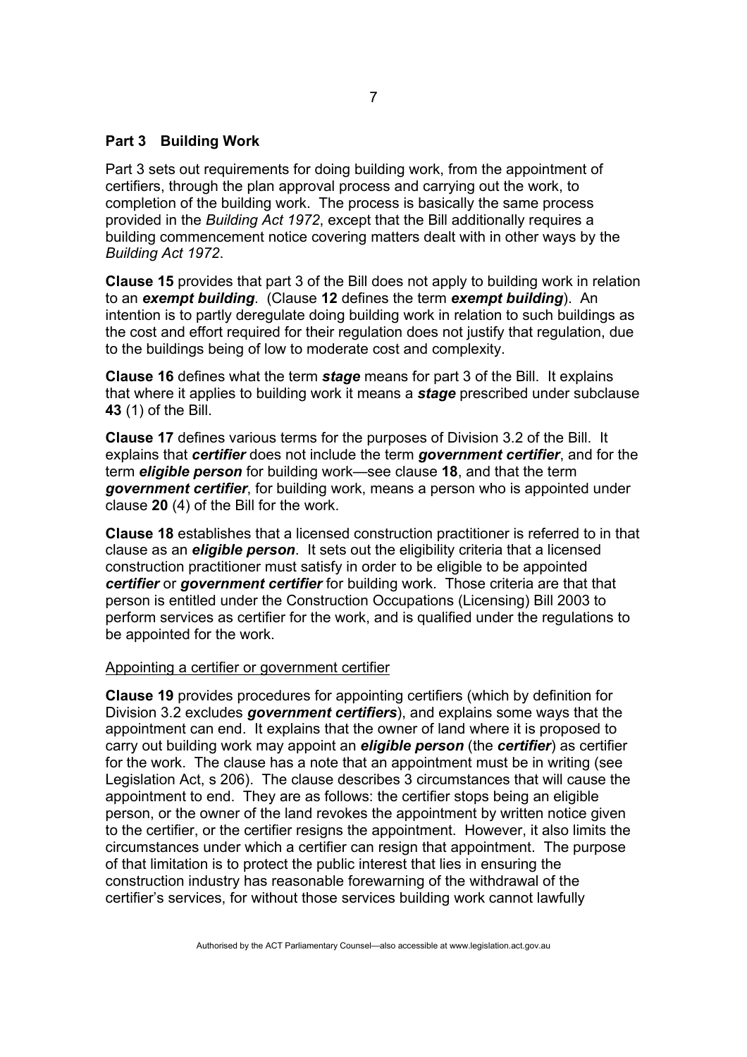## Part 3 Building Work

Part 3 sets out requirements for doing building work, from the appointment of certifiers, through the plan approval process and carrying out the work, to completion of the building work. The process is basically the same process provided in the *Building Act 1972*, except that the Bill additionally requires a building commencement notice covering matters dealt with in other ways by the *Building Act 1972*.

**Clause 15** provides that part 3 of the Bill does not apply to building work in relation to an ***exempt building***. (Clause **12** defines the term ***exempt building***). An intention is to partly deregulate doing building work in relation to such buildings as the cost and effort required for their regulation does not justify that regulation, due to the buildings being of low to moderate cost and complexity.

**Clause 16** defines what the term ***stage*** means for part 3 of the Bill. It explains that where it applies to building work it means a ***stage*** prescribed under subclause **43** (1) of the Bill.

**Clause 17** defines various terms for the purposes of Division 3.2 of the Bill. It explains that ***certifier*** does not include the term ***government certifier***, and for the term ***eligible person*** for building work—see clause **18**, and that the term ***government certifier***, for building work, means a person who is appointed under clause **20** (4) of the Bill for the work.

**Clause 18** establishes that a licensed construction practitioner is referred to in that clause as an ***eligible person***. It sets out the eligibility criteria that a licensed construction practitioner must satisfy in order to be eligible to be appointed ***certifier*** or ***government certifier*** for building work. Those criteria are that that person is entitled under the Construction Occupations (Licensing) Bill 2003 to perform services as certifier for the work, and is qualified under the regulations to be appointed for the work.

<u>Appointing a certifier or government certifier</u>

**Clause 19** provides procedures for appointing certifiers (which by definition for Division 3.2 excludes ***government certifiers***), and explains some ways that the appointment can end. It explains that the owner of land where it is proposed to carry out building work may appoint an ***eligible person*** (the ***certifier***) as certifier for the work. The clause has a note that an appointment must be in writing (see Legislation Act, s 206). The clause describes 3 circumstances that will cause the appointment to end. They are as follows: the certifier stops being an eligible person, or the owner of the land revokes the appointment by written notice given to the certifier, or the certifier resigns the appointment. However, it also limits the circumstances under which a certifier can resign that appointment. The purpose of that limitation is to protect the public interest that lies in ensuring the construction industry has reasonable forewarning of the withdrawal of the certifier's services, for without those services building work cannot lawfully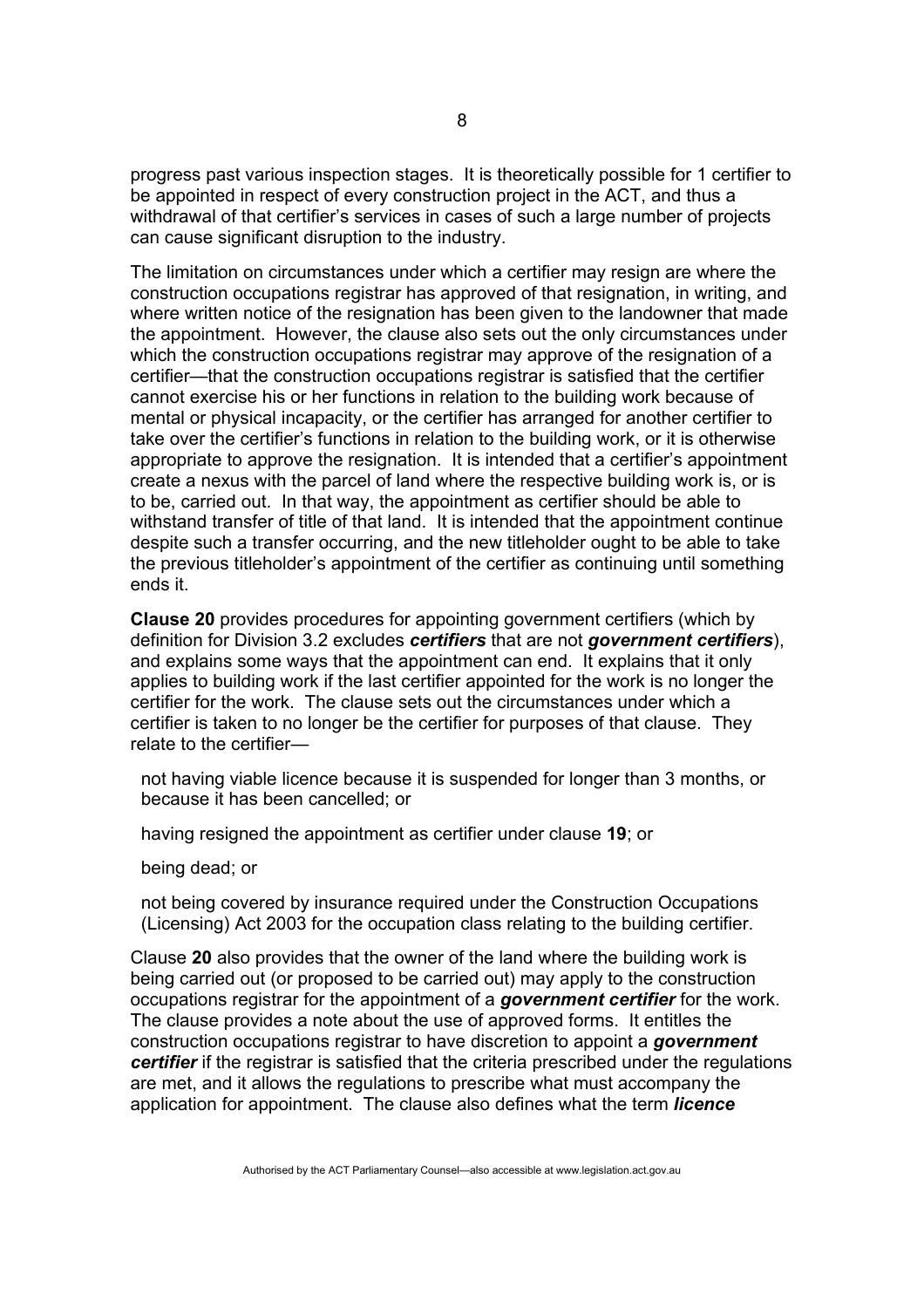progress past various inspection stages. It is theoretically possible for 1 certifier to be appointed in respect of every construction project in the ACT, and thus a withdrawal of that certifier's services in cases of such a large number of projects can cause significant disruption to the industry.

The limitation on circumstances under which a certifier may resign are where the construction occupations registrar has approved of that resignation, in writing, and where written notice of the resignation has been given to the landowner that made the appointment. However, the clause also sets out the only circumstances under which the construction occupations registrar may approve of the resignation of a certifier—that the construction occupations registrar is satisfied that the certifier cannot exercise his or her functions in relation to the building work because of mental or physical incapacity, or the certifier has arranged for another certifier to take over the certifier's functions in relation to the building work, or it is otherwise appropriate to approve the resignation. It is intended that a certifier's appointment create a nexus with the parcel of land where the respective building work is, or is to be, carried out. In that way, the appointment as certifier should be able to withstand transfer of title of that land. It is intended that the appointment continue despite such a transfer occurring, and the new titleholder ought to be able to take the previous titleholder's appointment of the certifier as continuing until something ends it.

**Clause 20** provides procedures for appointing government certifiers (which by definition for Division 3.2 excludes ***certifiers*** that are not ***government certifiers***), and explains some ways that the appointment can end. It explains that it only applies to building work if the last certifier appointed for the work is no longer the certifier for the work. The clause sets out the circumstances under which a certifier is taken to no longer be the certifier for purposes of that clause. They relate to the certifier—

not having viable licence because it is suspended for longer than 3 months, or because it has been cancelled; or

having resigned the appointment as certifier under clause **19**; or

being dead; or

not being covered by insurance required under the Construction Occupations (Licensing) Act 2003 for the occupation class relating to the building certifier.

Clause **20** also provides that the owner of the land where the building work is being carried out (or proposed to be carried out) may apply to the construction occupations registrar for the appointment of a ***government certifier*** for the work. The clause provides a note about the use of approved forms. It entitles the construction occupations registrar to have discretion to appoint a ***government certifier*** if the registrar is satisfied that the criteria prescribed under the regulations are met, and it allows the regulations to prescribe what must accompany the application for appointment. The clause also defines what the term ***licence***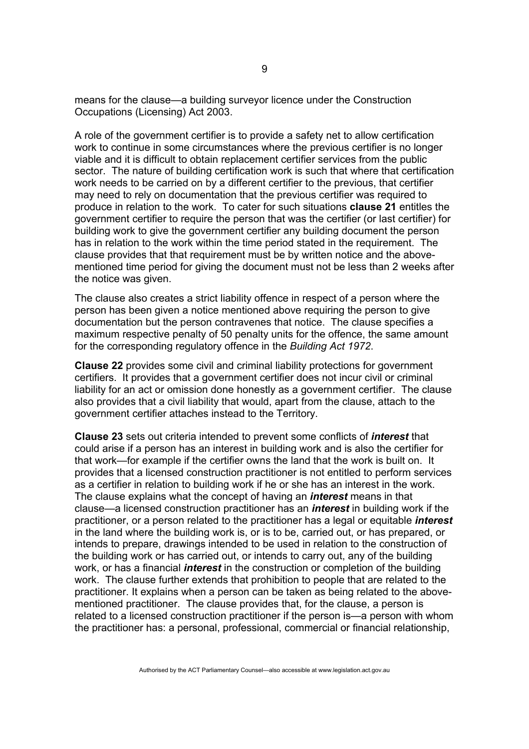means for the clause—a building surveyor licence under the Construction Occupations (Licensing) Act 2003.

A role of the government certifier is to provide a safety net to allow certification work to continue in some circumstances where the previous certifier is no longer viable and it is difficult to obtain replacement certifier services from the public sector. The nature of building certification work is such that where that certification work needs to be carried on by a different certifier to the previous, that certifier may need to rely on documentation that the previous certifier was required to produce in relation to the work. To cater for such situations **clause 21** entitles the government certifier to require the person that was the certifier (or last certifier) for building work to give the government certifier any building document the person has in relation to the work within the time period stated in the requirement. The clause provides that that requirement must be by written notice and the above-mentioned time period for giving the document must not be less than 2 weeks after the notice was given.

The clause also creates a strict liability offence in respect of a person where the person has been given a notice mentioned above requiring the person to give documentation but the person contravenes that notice. The clause specifies a maximum respective penalty of 50 penalty units for the offence, the same amount for the corresponding regulatory offence in the *Building Act 1972*.

**Clause 22** provides some civil and criminal liability protections for government certifiers. It provides that a government certifier does not incur civil or criminal liability for an act or omission done honestly as a government certifier. The clause also provides that a civil liability that would, apart from the clause, attach to the government certifier attaches instead to the Territory.

**Clause 23** sets out criteria intended to prevent some conflicts of ***interest*** that could arise if a person has an interest in building work and is also the certifier for that work—for example if the certifier owns the land that the work is built on. It provides that a licensed construction practitioner is not entitled to perform services as a certifier in relation to building work if he or she has an interest in the work. The clause explains what the concept of having an ***interest*** means in that clause—a licensed construction practitioner has an ***interest*** in building work if the practitioner, or a person related to the practitioner has a legal or equitable ***interest*** in the land where the building work is, or is to be, carried out, or has prepared, or intends to prepare, drawings intended to be used in relation to the construction of the building work or has carried out, or intends to carry out, any of the building work, or has a financial ***interest*** in the construction or completion of the building work. The clause further extends that prohibition to people that are related to the practitioner. It explains when a person can be taken as being related to the above-mentioned practitioner. The clause provides that, for the clause, a person is related to a licensed construction practitioner if the person is—a person with whom the practitioner has: a personal, professional, commercial or financial relationship,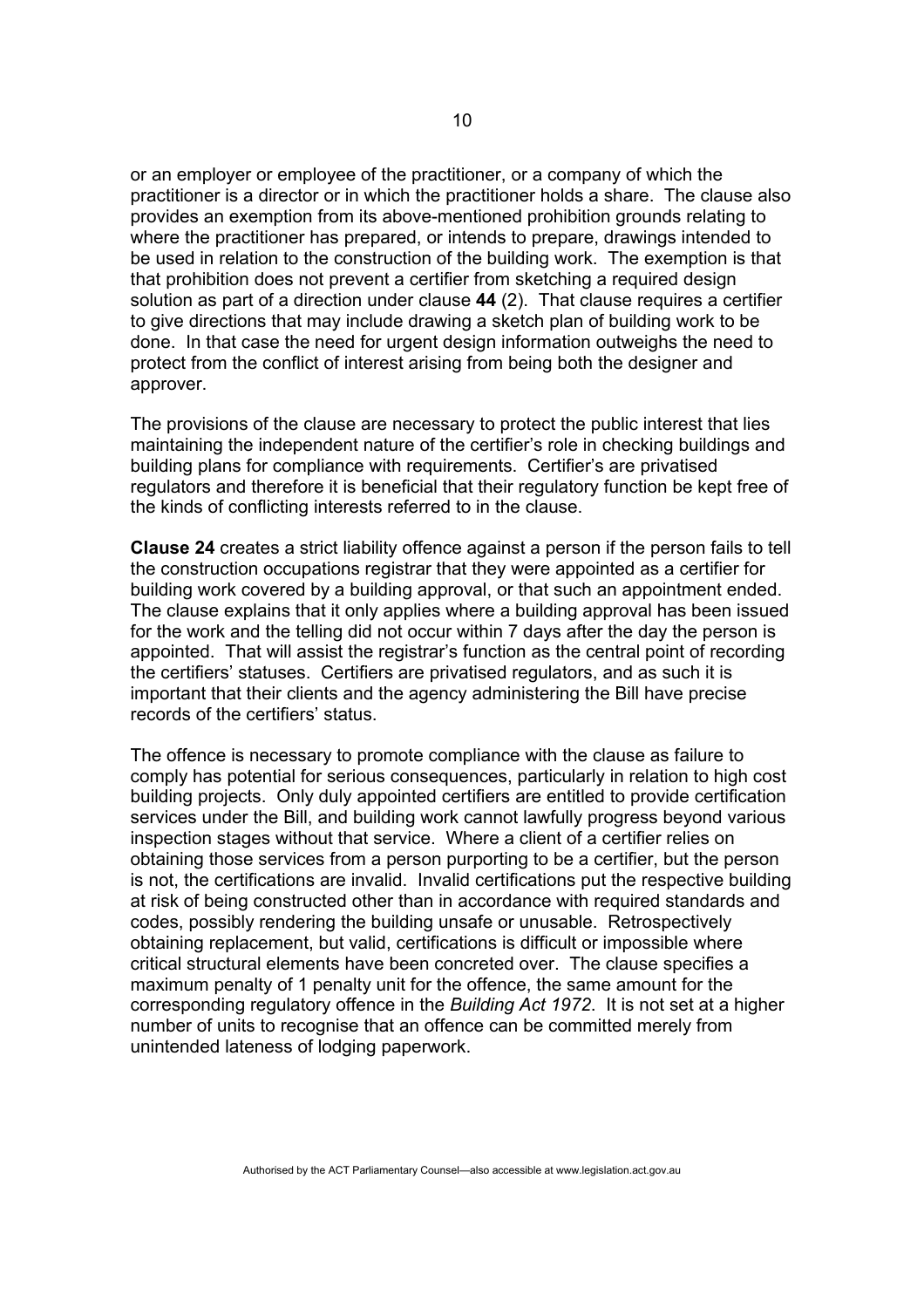or an employer or employee of the practitioner, or a company of which the practitioner is a director or in which the practitioner holds a share. The clause also provides an exemption from its above-mentioned prohibition grounds relating to where the practitioner has prepared, or intends to prepare, drawings intended to be used in relation to the construction of the building work. The exemption is that that prohibition does not prevent a certifier from sketching a required design solution as part of a direction under clause **44** (2). That clause requires a certifier to give directions that may include drawing a sketch plan of building work to be done. In that case the need for urgent design information outweighs the need to protect from the conflict of interest arising from being both the designer and approver.

The provisions of the clause are necessary to protect the public interest that lies maintaining the independent nature of the certifier's role in checking buildings and building plans for compliance with requirements. Certifier's are privatised regulators and therefore it is beneficial that their regulatory function be kept free of the kinds of conflicting interests referred to in the clause.

**Clause 24** creates a strict liability offence against a person if the person fails to tell the construction occupations registrar that they were appointed as a certifier for building work covered by a building approval, or that such an appointment ended. The clause explains that it only applies where a building approval has been issued for the work and the telling did not occur within 7 days after the day the person is appointed. That will assist the registrar's function as the central point of recording the certifiers' statuses. Certifiers are privatised regulators, and as such it is important that their clients and the agency administering the Bill have precise records of the certifiers' status.

The offence is necessary to promote compliance with the clause as failure to comply has potential for serious consequences, particularly in relation to high cost building projects. Only duly appointed certifiers are entitled to provide certification services under the Bill, and building work cannot lawfully progress beyond various inspection stages without that service. Where a client of a certifier relies on obtaining those services from a person purporting to be a certifier, but the person is not, the certifications are invalid. Invalid certifications put the respective building at risk of being constructed other than in accordance with required standards and codes, possibly rendering the building unsafe or unusable. Retrospectively obtaining replacement, but valid, certifications is difficult or impossible where critical structural elements have been concreted over. The clause specifies a maximum penalty of 1 penalty unit for the offence, the same amount for the corresponding regulatory offence in the *Building Act 1972*. It is not set at a higher number of units to recognise that an offence can be committed merely from unintended lateness of lodging paperwork.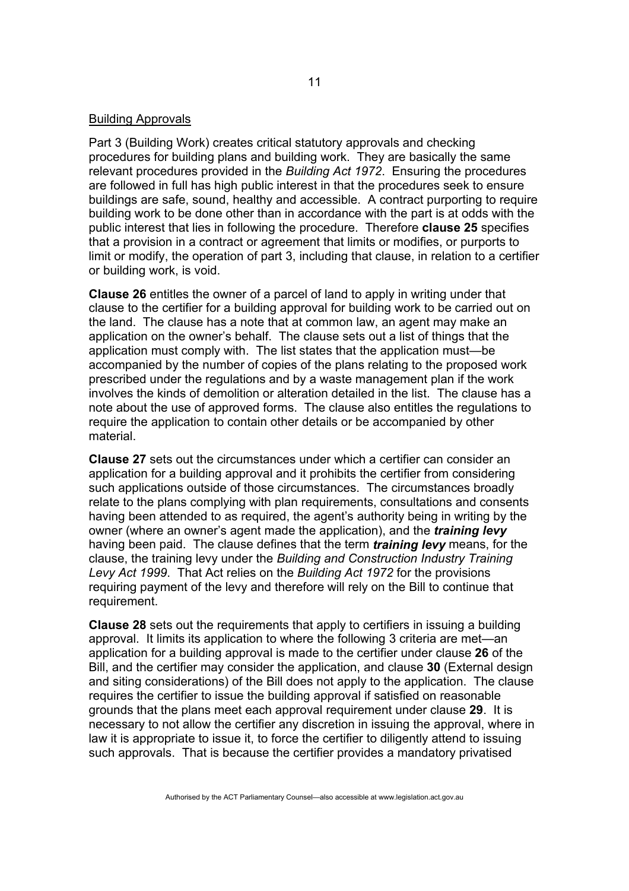Building Approvals

Part 3 (Building Work) creates critical statutory approvals and checking procedures for building plans and building work. They are basically the same relevant procedures provided in the *Building Act 1972*. Ensuring the procedures are followed in full has high public interest in that the procedures seek to ensure buildings are safe, sound, healthy and accessible. A contract purporting to require building work to be done other than in accordance with the part is at odds with the public interest that lies in following the procedure. Therefore **clause 25** specifies that a provision in a contract or agreement that limits or modifies, or purports to limit or modify, the operation of part 3, including that clause, in relation to a certifier or building work, is void.

**Clause 26** entitles the owner of a parcel of land to apply in writing under that clause to the certifier for a building approval for building work to be carried out on the land. The clause has a note that at common law, an agent may make an application on the owner's behalf. The clause sets out a list of things that the application must comply with. The list states that the application must—be accompanied by the number of copies of the plans relating to the proposed work prescribed under the regulations and by a waste management plan if the work involves the kinds of demolition or alteration detailed in the list. The clause has a note about the use of approved forms. The clause also entitles the regulations to require the application to contain other details or be accompanied by other material.

**Clause 27** sets out the circumstances under which a certifier can consider an application for a building approval and it prohibits the certifier from considering such applications outside of those circumstances. The circumstances broadly relate to the plans complying with plan requirements, consultations and consents having been attended to as required, the agent's authority being in writing by the owner (where an owner's agent made the application), and the ***training levy*** having been paid. The clause defines that the term ***training levy*** means, for the clause, the training levy under the *Building and Construction Industry Training Levy Act 1999*. That Act relies on the *Building Act 1972* for the provisions requiring payment of the levy and therefore will rely on the Bill to continue that requirement.

**Clause 28** sets out the requirements that apply to certifiers in issuing a building approval. It limits its application to where the following 3 criteria are met—an application for a building approval is made to the certifier under clause **26** of the Bill, and the certifier may consider the application, and clause **30** (External design and siting considerations) of the Bill does not apply to the application. The clause requires the certifier to issue the building approval if satisfied on reasonable grounds that the plans meet each approval requirement under clause **29**. It is necessary to not allow the certifier any discretion in issuing the approval, where in law it is appropriate to issue it, to force the certifier to diligently attend to issuing such approvals. That is because the certifier provides a mandatory privatised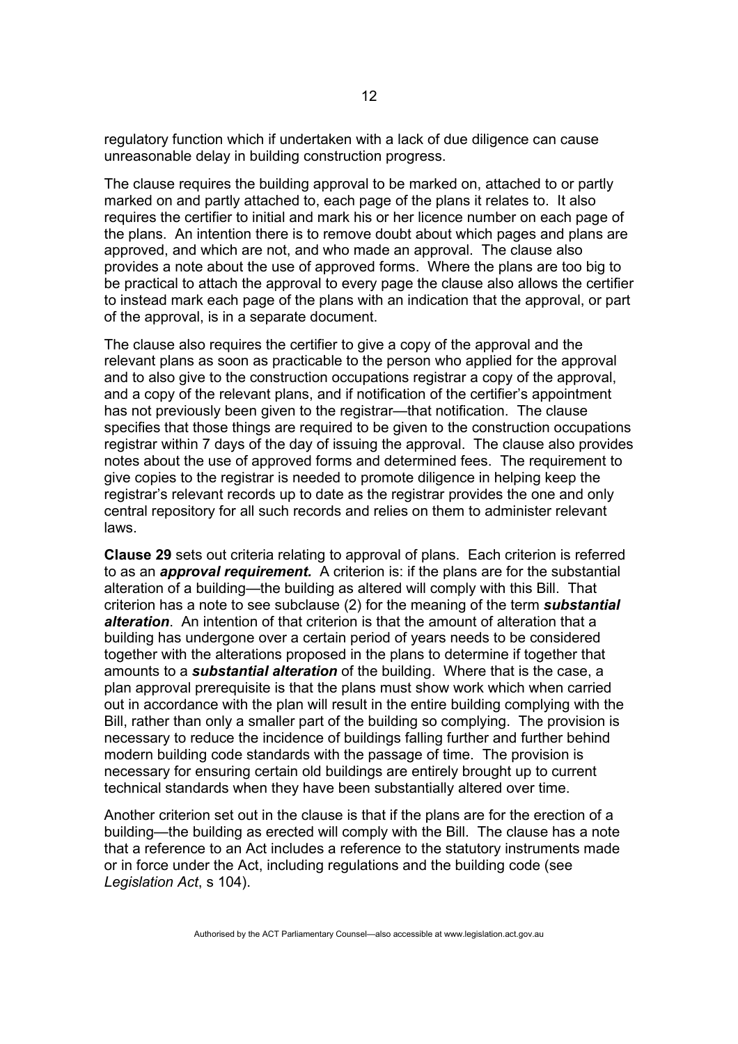regulatory function which if undertaken with a lack of due diligence can cause unreasonable delay in building construction progress.

The clause requires the building approval to be marked on, attached to or partly marked on and partly attached to, each page of the plans it relates to. It also requires the certifier to initial and mark his or her licence number on each page of the plans. An intention there is to remove doubt about which pages and plans are approved, and which are not, and who made an approval. The clause also provides a note about the use of approved forms. Where the plans are too big to be practical to attach the approval to every page the clause also allows the certifier to instead mark each page of the plans with an indication that the approval, or part of the approval, is in a separate document.

The clause also requires the certifier to give a copy of the approval and the relevant plans as soon as practicable to the person who applied for the approval and to also give to the construction occupations registrar a copy of the approval, and a copy of the relevant plans, and if notification of the certifier's appointment has not previously been given to the registrar—that notification. The clause specifies that those things are required to be given to the construction occupations registrar within 7 days of the day of issuing the approval. The clause also provides notes about the use of approved forms and determined fees. The requirement to give copies to the registrar is needed to promote diligence in helping keep the registrar's relevant records up to date as the registrar provides the one and only central repository for all such records and relies on them to administer relevant laws.

**Clause 29** sets out criteria relating to approval of plans. Each criterion is referred to as an ***approval requirement.*** A criterion is: if the plans are for the substantial alteration of a building—the building as altered will comply with this Bill. That criterion has a note to see subclause (2) for the meaning of the term ***substantial alteration***. An intention of that criterion is that the amount of alteration that a building has undergone over a certain period of years needs to be considered together with the alterations proposed in the plans to determine if together that amounts to a ***substantial alteration*** of the building. Where that is the case, a plan approval prerequisite is that the plans must show work which when carried out in accordance with the plan will result in the entire building complying with the Bill, rather than only a smaller part of the building so complying. The provision is necessary to reduce the incidence of buildings falling further and further behind modern building code standards with the passage of time. The provision is necessary for ensuring certain old buildings are entirely brought up to current technical standards when they have been substantially altered over time.

Another criterion set out in the clause is that if the plans are for the erection of a building—the building as erected will comply with the Bill. The clause has a note that a reference to an Act includes a reference to the statutory instruments made or in force under the Act, including regulations and the building code (see *Legislation Act*, s 104).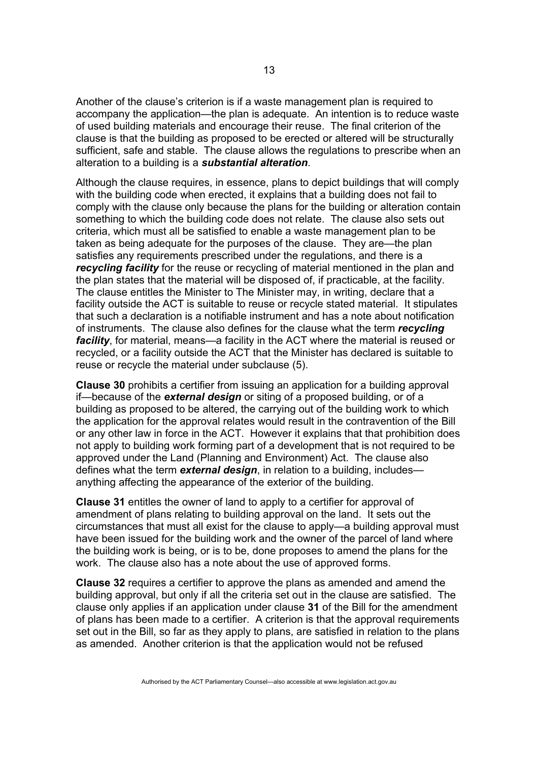Another of the clause's criterion is if a waste management plan is required to accompany the application—the plan is adequate. An intention is to reduce waste of used building materials and encourage their reuse. The final criterion of the clause is that the building as proposed to be erected or altered will be structurally sufficient, safe and stable. The clause allows the regulations to prescribe when an alteration to a building is a ***substantial alteration***.

Although the clause requires, in essence, plans to depict buildings that will comply with the building code when erected, it explains that a building does not fail to comply with the clause only because the plans for the building or alteration contain something to which the building code does not relate. The clause also sets out criteria, which must all be satisfied to enable a waste management plan to be taken as being adequate for the purposes of the clause. They are—the plan satisfies any requirements prescribed under the regulations, and there is a ***recycling facility*** for the reuse or recycling of material mentioned in the plan and the plan states that the material will be disposed of, if practicable, at the facility. The clause entitles the Minister to The Minister may, in writing, declare that a facility outside the ACT is suitable to reuse or recycle stated material. It stipulates that such a declaration is a notifiable instrument and has a note about notification of instruments. The clause also defines for the clause what the term ***recycling facility***, for material, means—a facility in the ACT where the material is reused or recycled, or a facility outside the ACT that the Minister has declared is suitable to reuse or recycle the material under subclause (5).

**Clause 30** prohibits a certifier from issuing an application for a building approval if—because of the ***external design*** or siting of a proposed building, or of a building as proposed to be altered, the carrying out of the building work to which the application for the approval relates would result in the contravention of the Bill or any other law in force in the ACT. However it explains that that prohibition does not apply to building work forming part of a development that is not required to be approved under the Land (Planning and Environment) Act. The clause also defines what the term ***external design***, in relation to a building, includes—anything affecting the appearance of the exterior of the building.

**Clause 31** entitles the owner of land to apply to a certifier for approval of amendment of plans relating to building approval on the land. It sets out the circumstances that must all exist for the clause to apply—a building approval must have been issued for the building work and the owner of the parcel of land where the building work is being, or is to be, done proposes to amend the plans for the work. The clause also has a note about the use of approved forms.

**Clause 32** requires a certifier to approve the plans as amended and amend the building approval, but only if all the criteria set out in the clause are satisfied. The clause only applies if an application under clause **31** of the Bill for the amendment of plans has been made to a certifier. A criterion is that the approval requirements set out in the Bill, so far as they apply to plans, are satisfied in relation to the plans as amended. Another criterion is that the application would not be refused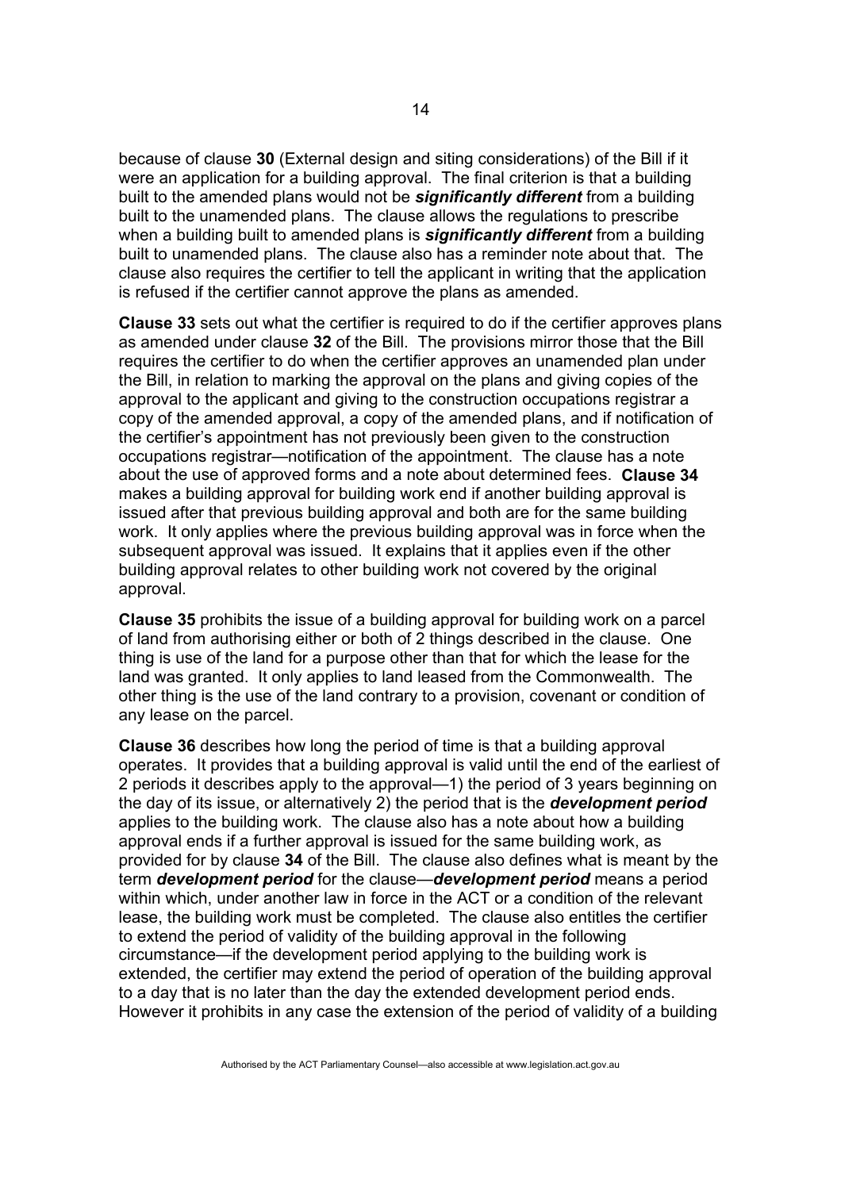because of clause **30** (External design and siting considerations) of the Bill if it were an application for a building approval. The final criterion is that a building built to the amended plans would not be ***significantly different*** from a building built to the unamended plans. The clause allows the regulations to prescribe when a building built to amended plans is ***significantly different*** from a building built to unamended plans. The clause also has a reminder note about that. The clause also requires the certifier to tell the applicant in writing that the application is refused if the certifier cannot approve the plans as amended.

**Clause 33** sets out what the certifier is required to do if the certifier approves plans as amended under clause **32** of the Bill. The provisions mirror those that the Bill requires the certifier to do when the certifier approves an unamended plan under the Bill, in relation to marking the approval on the plans and giving copies of the approval to the applicant and giving to the construction occupations registrar a copy of the amended approval, a copy of the amended plans, and if notification of the certifier's appointment has not previously been given to the construction occupations registrar—notification of the appointment. The clause has a note about the use of approved forms and a note about determined fees. **Clause 34** makes a building approval for building work end if another building approval is issued after that previous building approval and both are for the same building work. It only applies where the previous building approval was in force when the subsequent approval was issued. It explains that it applies even if the other building approval relates to other building work not covered by the original approval.

**Clause 35** prohibits the issue of a building approval for building work on a parcel of land from authorising either or both of 2 things described in the clause. One thing is use of the land for a purpose other than that for which the lease for the land was granted. It only applies to land leased from the Commonwealth. The other thing is the use of the land contrary to a provision, covenant or condition of any lease on the parcel.

**Clause 36** describes how long the period of time is that a building approval operates. It provides that a building approval is valid until the end of the earliest of 2 periods it describes apply to the approval—1) the period of 3 years beginning on the day of its issue, or alternatively 2) the period that is the ***development period*** applies to the building work. The clause also has a note about how a building approval ends if a further approval is issued for the same building work, as provided for by clause **34** of the Bill. The clause also defines what is meant by the term ***development period*** for the clause—***development period*** means a period within which, under another law in force in the ACT or a condition of the relevant lease, the building work must be completed. The clause also entitles the certifier to extend the period of validity of the building approval in the following circumstance—if the development period applying to the building work is extended, the certifier may extend the period of operation of the building approval to a day that is no later than the day the extended development period ends. However it prohibits in any case the extension of the period of validity of a building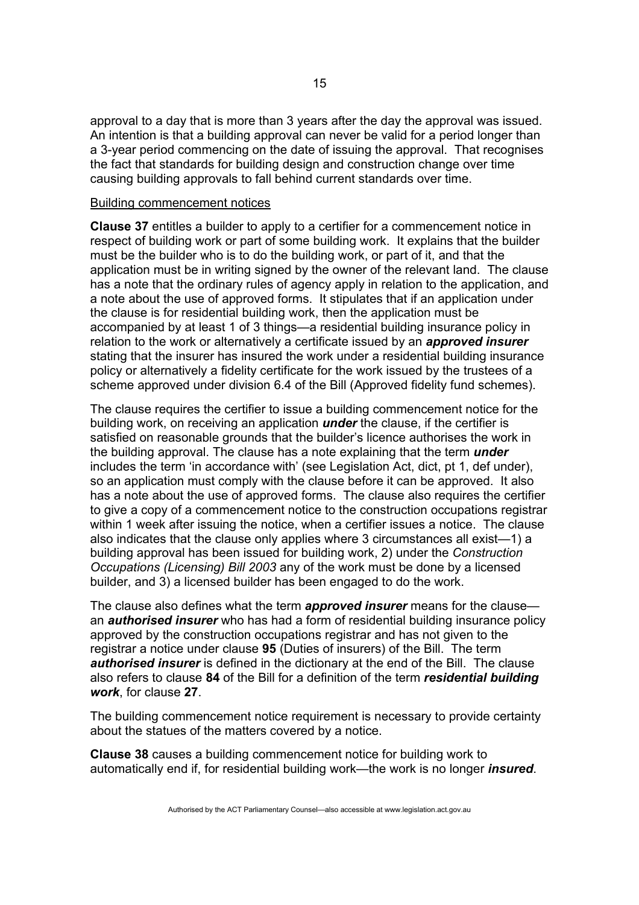approval to a day that is more than 3 years after the day the approval was issued. An intention is that a building approval can never be valid for a period longer than a 3-year period commencing on the date of issuing the approval. That recognises the fact that standards for building design and construction change over time causing building approvals to fall behind current standards over time.

Building commencement notices

**Clause 37** entitles a builder to apply to a certifier for a commencement notice in respect of building work or part of some building work. It explains that the builder must be the builder who is to do the building work, or part of it, and that the application must be in writing signed by the owner of the relevant land. The clause has a note that the ordinary rules of agency apply in relation to the application, and a note about the use of approved forms. It stipulates that if an application under the clause is for residential building work, then the application must be accompanied by at least 1 of 3 things—a residential building insurance policy in relation to the work or alternatively a certificate issued by an ***approved insurer*** stating that the insurer has insured the work under a residential building insurance policy or alternatively a fidelity certificate for the work issued by the trustees of a scheme approved under division 6.4 of the Bill (Approved fidelity fund schemes).

The clause requires the certifier to issue a building commencement notice for the building work, on receiving an application ***under*** the clause, if the certifier is satisfied on reasonable grounds that the builder's licence authorises the work in the building approval. The clause has a note explaining that the term ***under*** includes the term 'in accordance with' (see Legislation Act, dict, pt 1, def under), so an application must comply with the clause before it can be approved. It also has a note about the use of approved forms. The clause also requires the certifier to give a copy of a commencement notice to the construction occupations registrar within 1 week after issuing the notice, when a certifier issues a notice. The clause also indicates that the clause only applies where 3 circumstances all exist—1) a building approval has been issued for building work, 2) under the *Construction Occupations (Licensing) Bill 2003* any of the work must be done by a licensed builder, and 3) a licensed builder has been engaged to do the work.

The clause also defines what the term ***approved insurer*** means for the clause—an ***authorised insurer*** who has had a form of residential building insurance policy approved by the construction occupations registrar and has not given to the registrar a notice under clause **95** (Duties of insurers) of the Bill. The term ***authorised insurer*** is defined in the dictionary at the end of the Bill. The clause also refers to clause **84** of the Bill for a definition of the term ***residential building work***, for clause **27**.

The building commencement notice requirement is necessary to provide certainty about the statues of the matters covered by a notice.

**Clause 38** causes a building commencement notice for building work to automatically end if, for residential building work—the work is no longer ***insured***.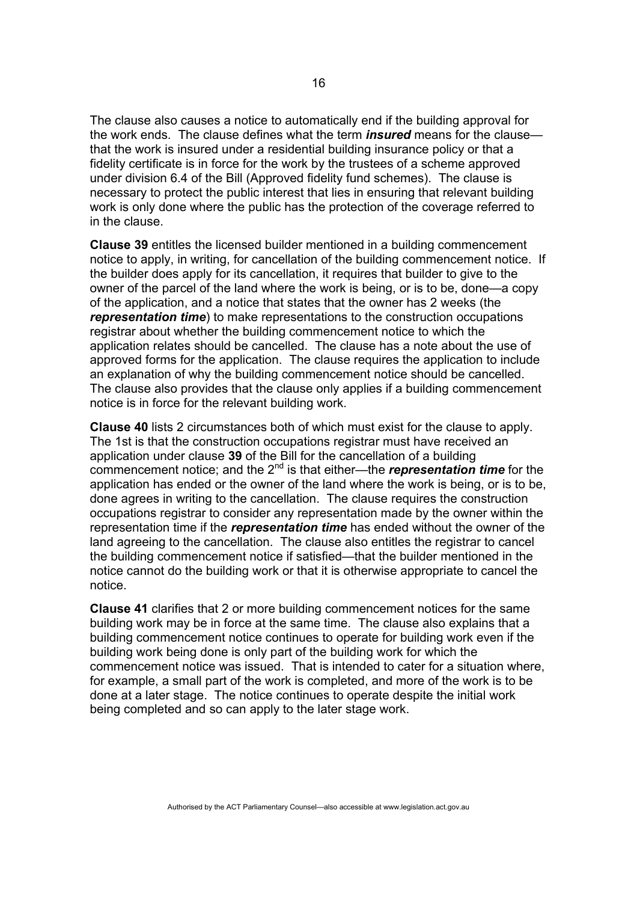The clause also causes a notice to automatically end if the building approval for the work ends. The clause defines what the term ***insured*** means for the clause—that the work is insured under a residential building insurance policy or that a fidelity certificate is in force for the work by the trustees of a scheme approved under division 6.4 of the Bill (Approved fidelity fund schemes). The clause is necessary to protect the public interest that lies in ensuring that relevant building work is only done where the public has the protection of the coverage referred to in the clause.

**Clause 39** entitles the licensed builder mentioned in a building commencement notice to apply, in writing, for cancellation of the building commencement notice. If the builder does apply for its cancellation, it requires that builder to give to the owner of the parcel of the land where the work is being, or is to be, done—a copy of the application, and a notice that states that the owner has 2 weeks (the ***representation time***) to make representations to the construction occupations registrar about whether the building commencement notice to which the application relates should be cancelled. The clause has a note about the use of approved forms for the application. The clause requires the application to include an explanation of why the building commencement notice should be cancelled. The clause also provides that the clause only applies if a building commencement notice is in force for the relevant building work.

**Clause 40** lists 2 circumstances both of which must exist for the clause to apply. The 1st is that the construction occupations registrar must have received an application under clause **39** of the Bill for the cancellation of a building commencement notice; and the 2nd is that either—the ***representation time*** for the application has ended or the owner of the land where the work is being, or is to be, done agrees in writing to the cancellation. The clause requires the construction occupations registrar to consider any representation made by the owner within the representation time if the ***representation time*** has ended without the owner of the land agreeing to the cancellation. The clause also entitles the registrar to cancel the building commencement notice if satisfied—that the builder mentioned in the notice cannot do the building work or that it is otherwise appropriate to cancel the notice.

**Clause 41** clarifies that 2 or more building commencement notices for the same building work may be in force at the same time. The clause also explains that a building commencement notice continues to operate for building work even if the building work being done is only part of the building work for which the commencement notice was issued. That is intended to cater for a situation where, for example, a small part of the work is completed, and more of the work is to be done at a later stage. The notice continues to operate despite the initial work being completed and so can apply to the later stage work.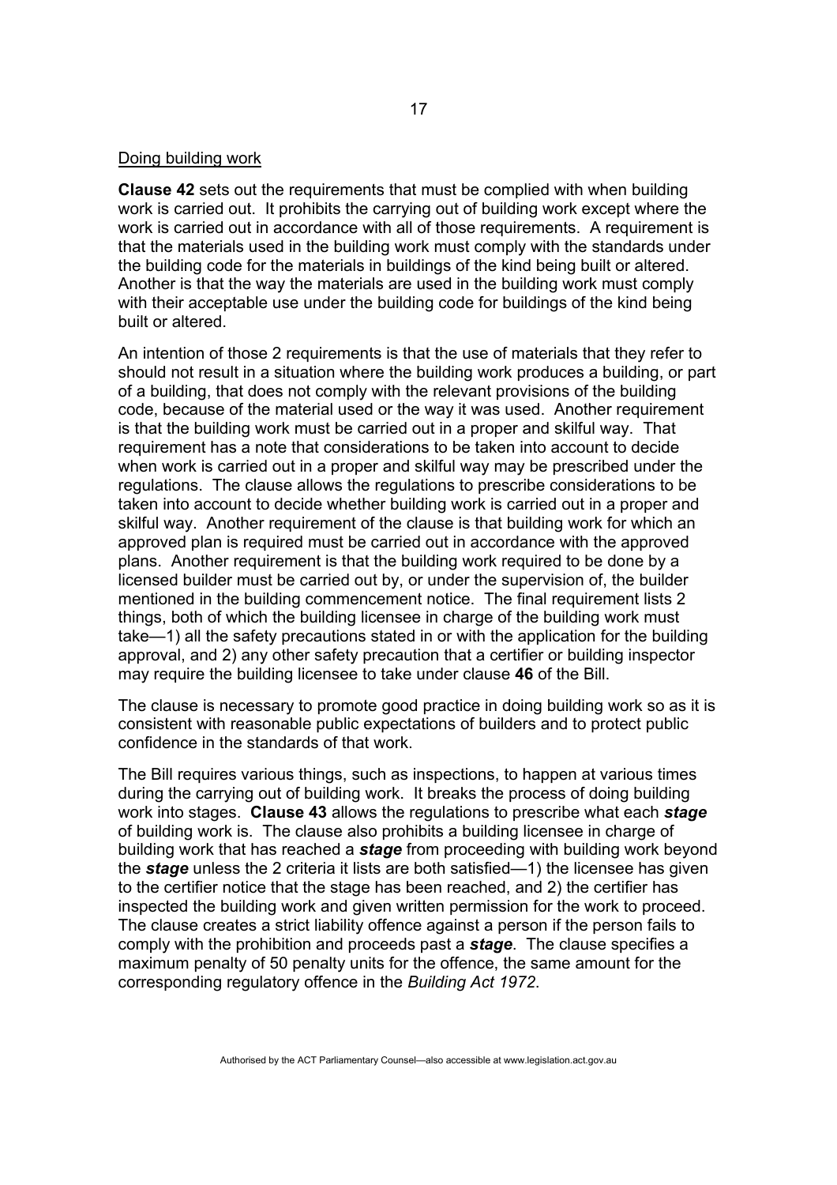Doing building work

**Clause 42** sets out the requirements that must be complied with when building work is carried out. It prohibits the carrying out of building work except where the work is carried out in accordance with all of those requirements. A requirement is that the materials used in the building work must comply with the standards under the building code for the materials in buildings of the kind being built or altered. Another is that the way the materials are used in the building work must comply with their acceptable use under the building code for buildings of the kind being built or altered.

An intention of those 2 requirements is that the use of materials that they refer to should not result in a situation where the building work produces a building, or part of a building, that does not comply with the relevant provisions of the building code, because of the material used or the way it was used. Another requirement is that the building work must be carried out in a proper and skilful way. That requirement has a note that considerations to be taken into account to decide when work is carried out in a proper and skilful way may be prescribed under the regulations. The clause allows the regulations to prescribe considerations to be taken into account to decide whether building work is carried out in a proper and skilful way. Another requirement of the clause is that building work for which an approved plan is required must be carried out in accordance with the approved plans. Another requirement is that the building work required to be done by a licensed builder must be carried out by, or under the supervision of, the builder mentioned in the building commencement notice. The final requirement lists 2 things, both of which the building licensee in charge of the building work must take—1) all the safety precautions stated in or with the application for the building approval, and 2) any other safety precaution that a certifier or building inspector may require the building licensee to take under clause **46** of the Bill.

The clause is necessary to promote good practice in doing building work so as it is consistent with reasonable public expectations of builders and to protect public confidence in the standards of that work.

The Bill requires various things, such as inspections, to happen at various times during the carrying out of building work. It breaks the process of doing building work into stages. **Clause 43** allows the regulations to prescribe what each ***stage*** of building work is. The clause also prohibits a building licensee in charge of building work that has reached a ***stage*** from proceeding with building work beyond the ***stage*** unless the 2 criteria it lists are both satisfied—1) the licensee has given to the certifier notice that the stage has been reached, and 2) the certifier has inspected the building work and given written permission for the work to proceed. The clause creates a strict liability offence against a person if the person fails to comply with the prohibition and proceeds past a ***stage***. The clause specifies a maximum penalty of 50 penalty units for the offence, the same amount for the corresponding regulatory offence in the *Building Act 1972*.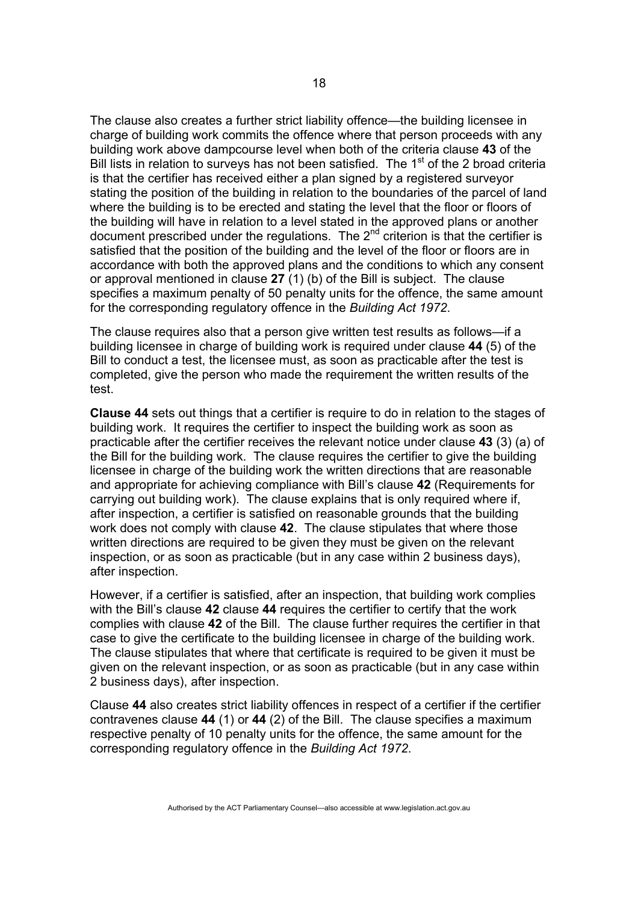The clause also creates a further strict liability offence—the building licensee in charge of building work commits the offence where that person proceeds with any building work above dampcourse level when both of the criteria clause **43** of the Bill lists in relation to surveys has not been satisfied. The 1st of the 2 broad criteria is that the certifier has received either a plan signed by a registered surveyor stating the position of the building in relation to the boundaries of the parcel of land where the building is to be erected and stating the level that the floor or floors of the building will have in relation to a level stated in the approved plans or another document prescribed under the regulations. The 2nd criterion is that the certifier is satisfied that the position of the building and the level of the floor or floors are in accordance with both the approved plans and the conditions to which any consent or approval mentioned in clause **27** (1) (b) of the Bill is subject. The clause specifies a maximum penalty of 50 penalty units for the offence, the same amount for the corresponding regulatory offence in the *Building Act 1972*.

The clause requires also that a person give written test results as follows—if a building licensee in charge of building work is required under clause **44** (5) of the Bill to conduct a test, the licensee must, as soon as practicable after the test is completed, give the person who made the requirement the written results of the test.

**Clause 44** sets out things that a certifier is require to do in relation to the stages of building work. It requires the certifier to inspect the building work as soon as practicable after the certifier receives the relevant notice under clause **43** (3) (a) of the Bill for the building work. The clause requires the certifier to give the building licensee in charge of the building work the written directions that are reasonable and appropriate for achieving compliance with Bill's clause **42** (Requirements for carrying out building work). The clause explains that is only required where if, after inspection, a certifier is satisfied on reasonable grounds that the building work does not comply with clause **42**. The clause stipulates that where those written directions are required to be given they must be given on the relevant inspection, or as soon as practicable (but in any case within 2 business days), after inspection.

However, if a certifier is satisfied, after an inspection, that building work complies with the Bill's clause **42** clause **44** requires the certifier to certify that the work complies with clause **42** of the Bill. The clause further requires the certifier in that case to give the certificate to the building licensee in charge of the building work. The clause stipulates that where that certificate is required to be given it must be given on the relevant inspection, or as soon as practicable (but in any case within 2 business days), after inspection.

Clause **44** also creates strict liability offences in respect of a certifier if the certifier contravenes clause **44** (1) or **44** (2) of the Bill. The clause specifies a maximum respective penalty of 10 penalty units for the offence, the same amount for the corresponding regulatory offence in the *Building Act 1972*.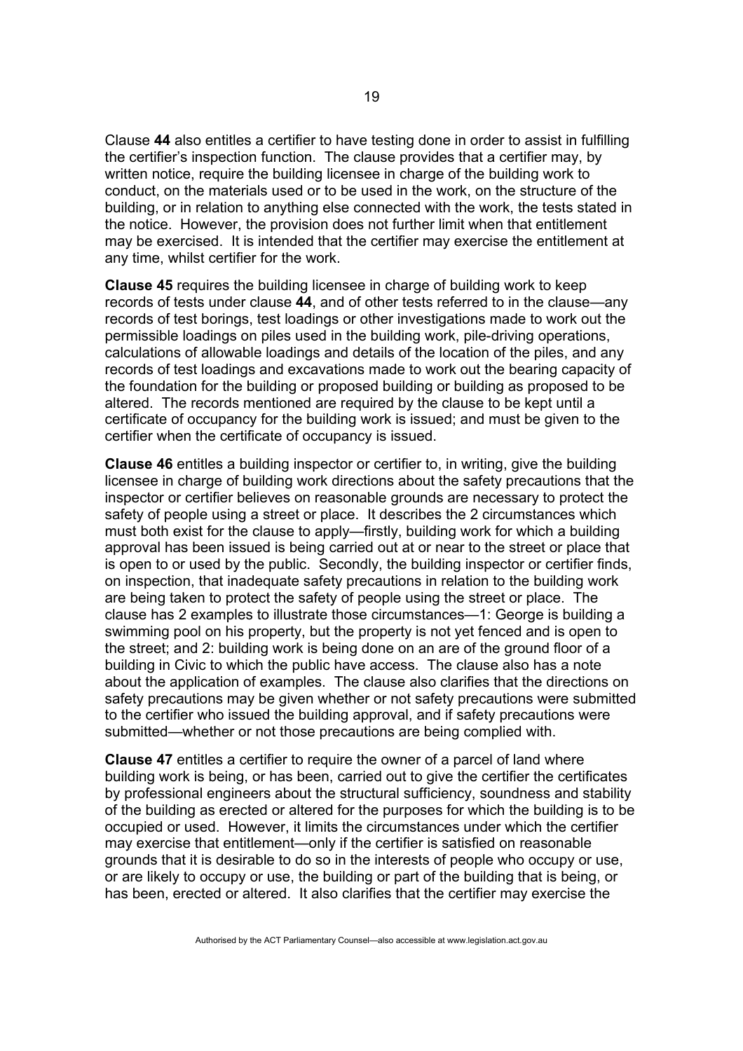Clause **44** also entitles a certifier to have testing done in order to assist in fulfilling the certifier's inspection function. The clause provides that a certifier may, by written notice, require the building licensee in charge of the building work to conduct, on the materials used or to be used in the work, on the structure of the building, or in relation to anything else connected with the work, the tests stated in the notice. However, the provision does not further limit when that entitlement may be exercised. It is intended that the certifier may exercise the entitlement at any time, whilst certifier for the work.

**Clause 45** requires the building licensee in charge of building work to keep records of tests under clause **44**, and of other tests referred to in the clause—any records of test borings, test loadings or other investigations made to work out the permissible loadings on piles used in the building work, pile-driving operations, calculations of allowable loadings and details of the location of the piles, and any records of test loadings and excavations made to work out the bearing capacity of the foundation for the building or proposed building or building as proposed to be altered. The records mentioned are required by the clause to be kept until a certificate of occupancy for the building work is issued; and must be given to the certifier when the certificate of occupancy is issued.

**Clause 46** entitles a building inspector or certifier to, in writing, give the building licensee in charge of building work directions about the safety precautions that the inspector or certifier believes on reasonable grounds are necessary to protect the safety of people using a street or place. It describes the 2 circumstances which must both exist for the clause to apply—firstly, building work for which a building approval has been issued is being carried out at or near to the street or place that is open to or used by the public. Secondly, the building inspector or certifier finds, on inspection, that inadequate safety precautions in relation to the building work are being taken to protect the safety of people using the street or place. The clause has 2 examples to illustrate those circumstances—1: George is building a swimming pool on his property, but the property is not yet fenced and is open to the street; and 2: building work is being done on an are of the ground floor of a building in Civic to which the public have access. The clause also has a note about the application of examples. The clause also clarifies that the directions on safety precautions may be given whether or not safety precautions were submitted to the certifier who issued the building approval, and if safety precautions were submitted—whether or not those precautions are being complied with.

**Clause 47** entitles a certifier to require the owner of a parcel of land where building work is being, or has been, carried out to give the certifier the certificates by professional engineers about the structural sufficiency, soundness and stability of the building as erected or altered for the purposes for which the building is to be occupied or used. However, it limits the circumstances under which the certifier may exercise that entitlement—only if the certifier is satisfied on reasonable grounds that it is desirable to do so in the interests of people who occupy or use, or are likely to occupy or use, the building or part of the building that is being, or has been, erected or altered. It also clarifies that the certifier may exercise the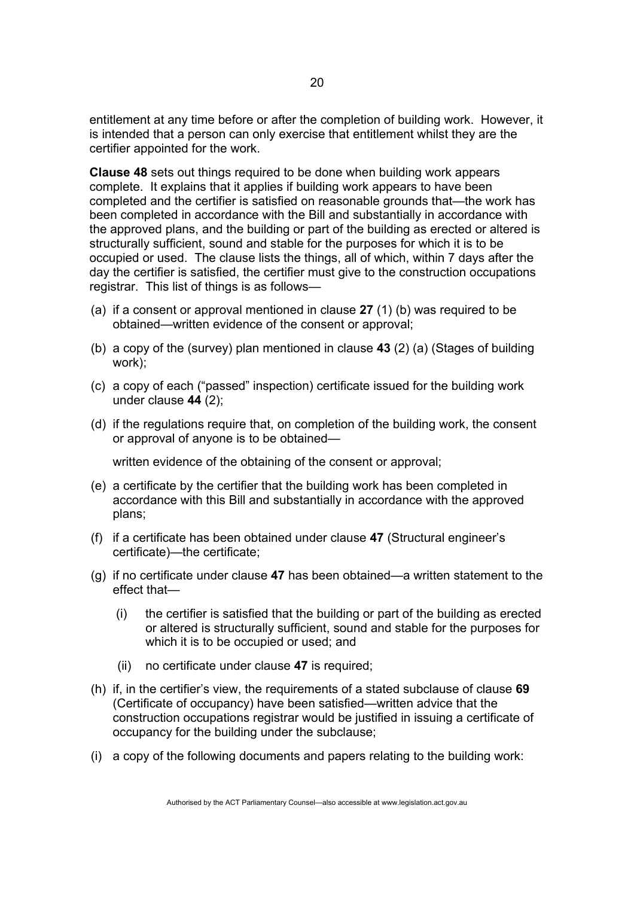entitlement at any time before or after the completion of building work. However, it is intended that a person can only exercise that entitlement whilst they are the certifier appointed for the work.

**Clause 48** sets out things required to be done when building work appears complete. It explains that it applies if building work appears to have been completed and the certifier is satisfied on reasonable grounds that—the work has been completed in accordance with the Bill and substantially in accordance with the approved plans, and the building or part of the building as erected or altered is structurally sufficient, sound and stable for the purposes for which it is to be occupied or used. The clause lists the things, all of which, within 7 days after the day the certifier is satisfied, the certifier must give to the construction occupations registrar. This list of things is as follows—

(a) if a consent or approval mentioned in clause **27** (1) (b) was required to be obtained—written evidence of the consent or approval;

(b) a copy of the (survey) plan mentioned in clause **43** (2) (a) (Stages of building work);

(c) a copy of each ("passed" inspection) certificate issued for the building work under clause **44** (2);

(d) if the regulations require that, on completion of the building work, the consent or approval of anyone is to be obtained—

  written evidence of the obtaining of the consent or approval;

(e) a certificate by the certifier that the building work has been completed in accordance with this Bill and substantially in accordance with the approved plans;

(f) if a certificate has been obtained under clause **47** (Structural engineer's certificate)—the certificate;

(g) if no certificate under clause **47** has been obtained—a written statement to the effect that—

  (i) the certifier is satisfied that the building or part of the building as erected or altered is structurally sufficient, sound and stable for the purposes for which it is to be occupied or used; and

  (ii) no certificate under clause **47** is required;

(h) if, in the certifier's view, the requirements of a stated subclause of clause **69** (Certificate of occupancy) have been satisfied—written advice that the construction occupations registrar would be justified in issuing a certificate of occupancy for the building under the subclause;

(i) a copy of the following documents and papers relating to the building work: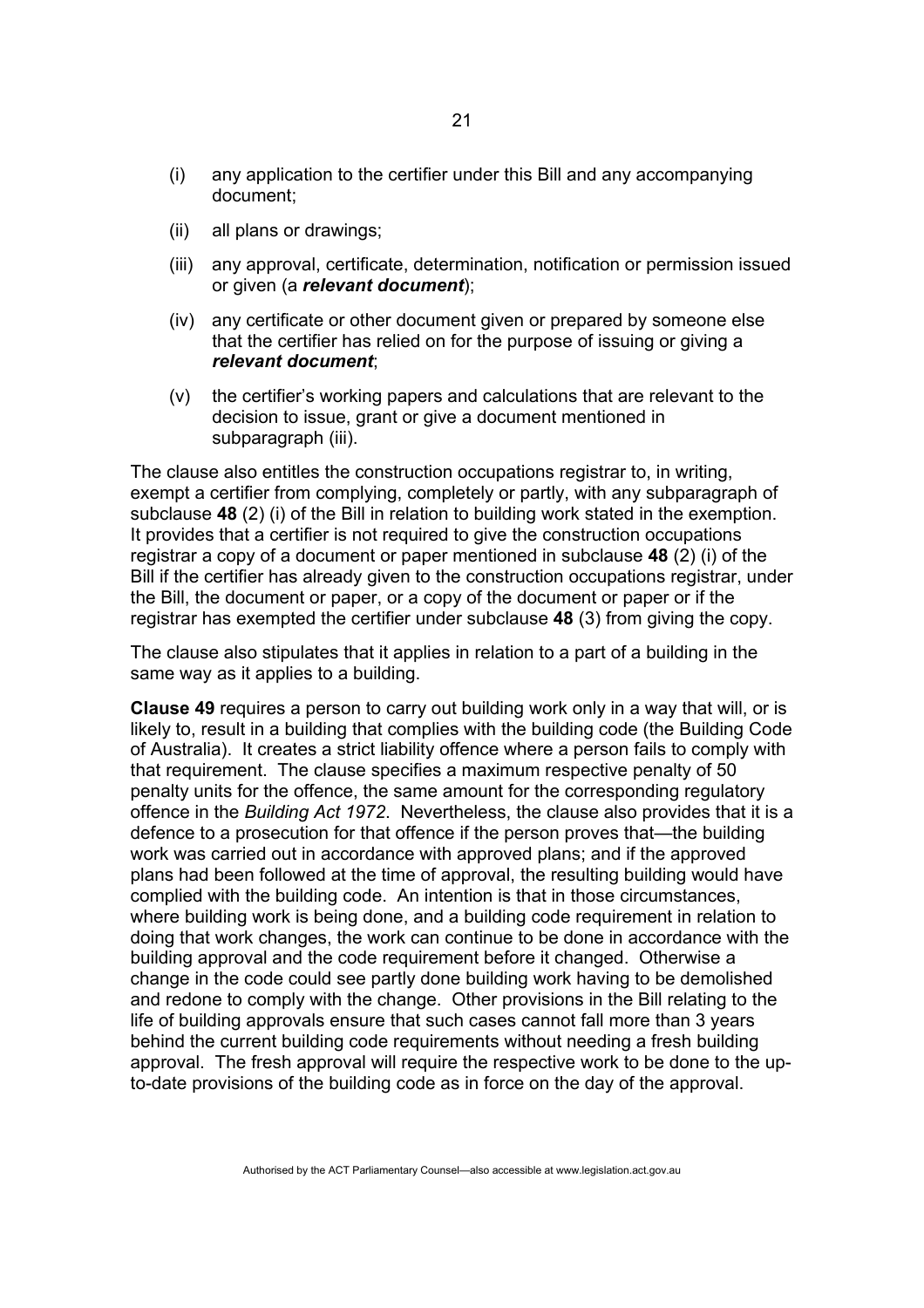(i) any application to the certifier under this Bill and any accompanying document;

(ii) all plans or drawings;

(iii) any approval, certificate, determination, notification or permission issued or given (a ***relevant document***);

(iv) any certificate or other document given or prepared by someone else that the certifier has relied on for the purpose of issuing or giving a ***relevant document***;

(v) the certifier's working papers and calculations that are relevant to the decision to issue, grant or give a document mentioned in subparagraph (iii).

The clause also entitles the construction occupations registrar to, in writing, exempt a certifier from complying, completely or partly, with any subparagraph of subclause **48** (2) (i) of the Bill in relation to building work stated in the exemption. It provides that a certifier is not required to give the construction occupations registrar a copy of a document or paper mentioned in subclause **48** (2) (i) of the Bill if the certifier has already given to the construction occupations registrar, under the Bill, the document or paper, or a copy of the document or paper or if the registrar has exempted the certifier under subclause **48** (3) from giving the copy.

The clause also stipulates that it applies in relation to a part of a building in the same way as it applies to a building.

**Clause 49** requires a person to carry out building work only in a way that will, or is likely to, result in a building that complies with the building code (the Building Code of Australia). It creates a strict liability offence where a person fails to comply with that requirement. The clause specifies a maximum respective penalty of 50 penalty units for the offence, the same amount for the corresponding regulatory offence in the *Building Act 1972*. Nevertheless, the clause also provides that it is a defence to a prosecution for that offence if the person proves that—the building work was carried out in accordance with approved plans; and if the approved plans had been followed at the time of approval, the resulting building would have complied with the building code. An intention is that in those circumstances, where building work is being done, and a building code requirement in relation to doing that work changes, the work can continue to be done in accordance with the building approval and the code requirement before it changed. Otherwise a change in the code could see partly done building work having to be demolished and redone to comply with the change. Other provisions in the Bill relating to the life of building approvals ensure that such cases cannot fall more than 3 years behind the current building code requirements without needing a fresh building approval. The fresh approval will require the respective work to be done to the up-to-date provisions of the building code as in force on the day of the approval.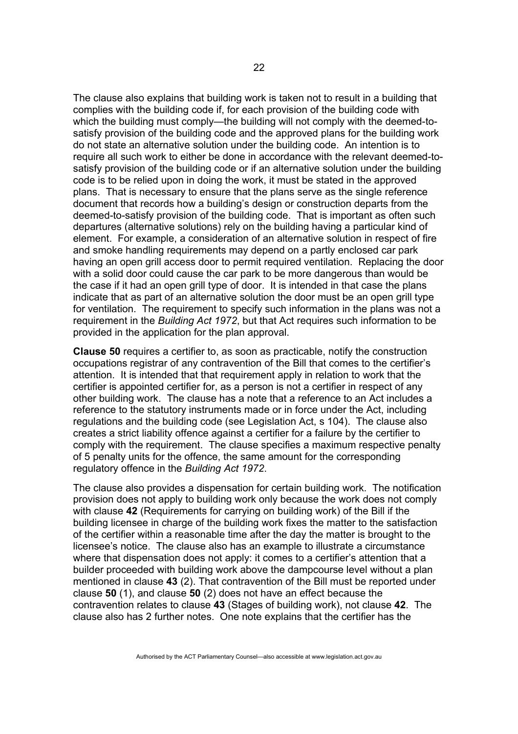The clause also explains that building work is taken not to result in a building that complies with the building code if, for each provision of the building code with which the building must comply—the building will not comply with the deemed-to-satisfy provision of the building code and the approved plans for the building work do not state an alternative solution under the building code. An intention is to require all such work to either be done in accordance with the relevant deemed-to-satisfy provision of the building code or if an alternative solution under the building code is to be relied upon in doing the work, it must be stated in the approved plans. That is necessary to ensure that the plans serve as the single reference document that records how a building's design or construction departs from the deemed-to-satisfy provision of the building code. That is important as often such departures (alternative solutions) rely on the building having a particular kind of element. For example, a consideration of an alternative solution in respect of fire and smoke handling requirements may depend on a partly enclosed car park having an open grill access door to permit required ventilation. Replacing the door with a solid door could cause the car park to be more dangerous than would be the case if it had an open grill type of door. It is intended in that case the plans indicate that as part of an alternative solution the door must be an open grill type for ventilation. The requirement to specify such information in the plans was not a requirement in the *Building Act 1972*, but that Act requires such information to be provided in the application for the plan approval.

**Clause 50** requires a certifier to, as soon as practicable, notify the construction occupations registrar of any contravention of the Bill that comes to the certifier's attention. It is intended that that requirement apply in relation to work that the certifier is appointed certifier for, as a person is not a certifier in respect of any other building work. The clause has a note that a reference to an Act includes a reference to the statutory instruments made or in force under the Act, including regulations and the building code (see Legislation Act, s 104). The clause also creates a strict liability offence against a certifier for a failure by the certifier to comply with the requirement. The clause specifies a maximum respective penalty of 5 penalty units for the offence, the same amount for the corresponding regulatory offence in the *Building Act 1972*.

The clause also provides a dispensation for certain building work. The notification provision does not apply to building work only because the work does not comply with clause **42** (Requirements for carrying on building work) of the Bill if the building licensee in charge of the building work fixes the matter to the satisfaction of the certifier within a reasonable time after the day the matter is brought to the licensee's notice. The clause also has an example to illustrate a circumstance where that dispensation does not apply: it comes to a certifier's attention that a builder proceeded with building work above the dampcourse level without a plan mentioned in clause **43** (2). That contravention of the Bill must be reported under clause **50** (1), and clause **50** (2) does not have an effect because the contravention relates to clause **43** (Stages of building work), not clause **42**. The clause also has 2 further notes. One note explains that the certifier has the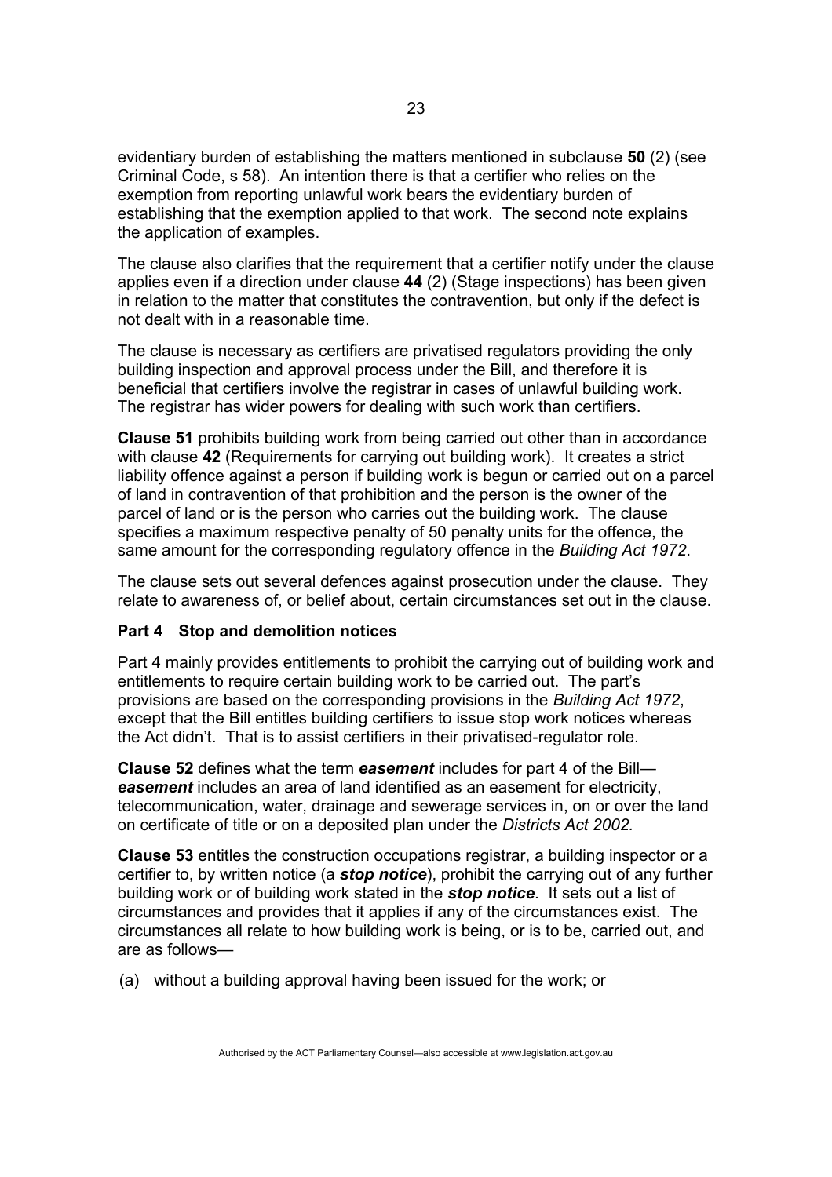evidentiary burden of establishing the matters mentioned in subclause **50** (2) (see Criminal Code, s 58). An intention there is that a certifier who relies on the exemption from reporting unlawful work bears the evidentiary burden of establishing that the exemption applied to that work. The second note explains the application of examples.

The clause also clarifies that the requirement that a certifier notify under the clause applies even if a direction under clause **44** (2) (Stage inspections) has been given in relation to the matter that constitutes the contravention, but only if the defect is not dealt with in a reasonable time.

The clause is necessary as certifiers are privatised regulators providing the only building inspection and approval process under the Bill, and therefore it is beneficial that certifiers involve the registrar in cases of unlawful building work. The registrar has wider powers for dealing with such work than certifiers.

**Clause 51** prohibits building work from being carried out other than in accordance with clause **42** (Requirements for carrying out building work). It creates a strict liability offence against a person if building work is begun or carried out on a parcel of land in contravention of that prohibition and the person is the owner of the parcel of land or is the person who carries out the building work. The clause specifies a maximum respective penalty of 50 penalty units for the offence, the same amount for the corresponding regulatory offence in the *Building Act 1972*.

The clause sets out several defences against prosecution under the clause. They relate to awareness of, or belief about, certain circumstances set out in the clause.

### Part 4 Stop and demolition notices

Part 4 mainly provides entitlements to prohibit the carrying out of building work and entitlements to require certain building work to be carried out. The part's provisions are based on the corresponding provisions in the *Building Act 1972*, except that the Bill entitles building certifiers to issue stop work notices whereas the Act didn't. That is to assist certifiers in their privatised-regulator role.

**Clause 52** defines what the term ***easement*** includes for part 4 of the Bill—***easement*** includes an area of land identified as an easement for electricity, telecommunication, water, drainage and sewerage services in, on or over the land on certificate of title or on a deposited plan under the *Districts Act 2002.*

**Clause 53** entitles the construction occupations registrar, a building inspector or a certifier to, by written notice (a ***stop notice***), prohibit the carrying out of any further building work or of building work stated in the ***stop notice***. It sets out a list of circumstances and provides that it applies if any of the circumstances exist. The circumstances all relate to how building work is being, or is to be, carried out, and are as follows—

(a) without a building approval having been issued for the work; or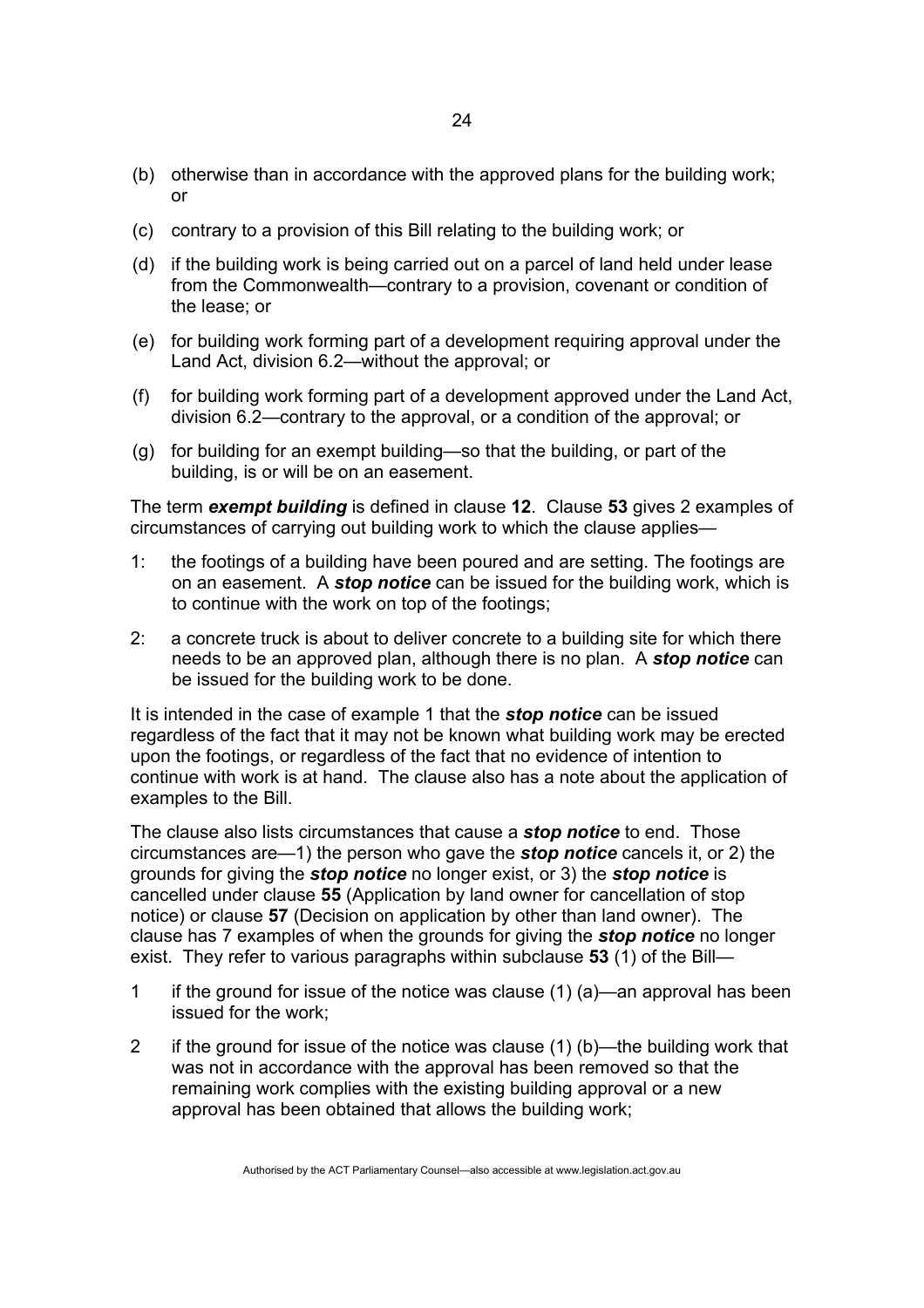(b) otherwise than in accordance with the approved plans for the building work; or

(c) contrary to a provision of this Bill relating to the building work; or

(d) if the building work is being carried out on a parcel of land held under lease from the Commonwealth—contrary to a provision, covenant or condition of the lease; or

(e) for building work forming part of a development requiring approval under the Land Act, division 6.2—without the approval; or

(f) for building work forming part of a development approved under the Land Act, division 6.2—contrary to the approval, or a condition of the approval; or

(g) for building for an exempt building—so that the building, or part of the building, is or will be on an easement.

The term ***exempt building*** is defined in clause **12**. Clause **53** gives 2 examples of circumstances of carrying out building work to which the clause applies—

1: the footings of a building have been poured and are setting. The footings are on an easement. A ***stop notice*** can be issued for the building work, which is to continue with the work on top of the footings;

2: a concrete truck is about to deliver concrete to a building site for which there needs to be an approved plan, although there is no plan. A ***stop notice*** can be issued for the building work to be done.

It is intended in the case of example 1 that the ***stop notice*** can be issued regardless of the fact that it may not be known what building work may be erected upon the footings, or regardless of the fact that no evidence of intention to continue with work is at hand. The clause also has a note about the application of examples to the Bill.

The clause also lists circumstances that cause a ***stop notice*** to end. Those circumstances are—1) the person who gave the ***stop notice*** cancels it, or 2) the grounds for giving the ***stop notice*** no longer exist, or 3) the ***stop notice*** is cancelled under clause **55** (Application by land owner for cancellation of stop notice) or clause **57** (Decision on application by other than land owner). The clause has 7 examples of when the grounds for giving the ***stop notice*** no longer exist. They refer to various paragraphs within subclause **53** (1) of the Bill—

1 if the ground for issue of the notice was clause (1) (a)—an approval has been issued for the work;

2 if the ground for issue of the notice was clause (1) (b)—the building work that was not in accordance with the approval has been removed so that the remaining work complies with the existing building approval or a new approval has been obtained that allows the building work;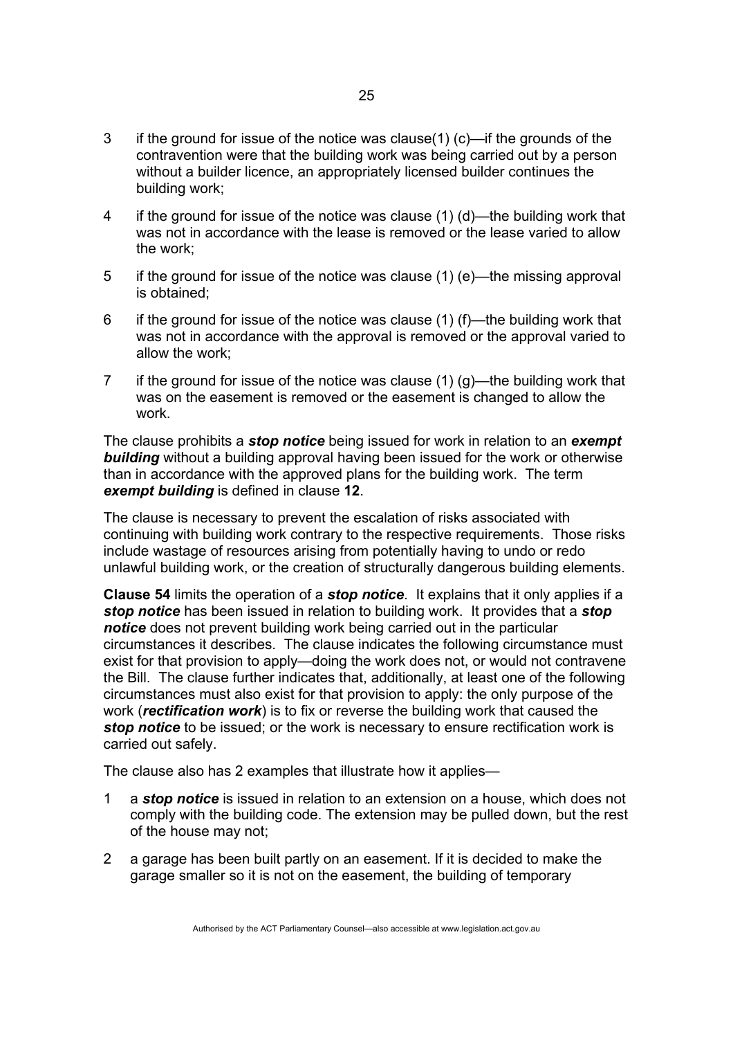3 if the ground for issue of the notice was clause(1) (c)—if the grounds of the contravention were that the building work was being carried out by a person without a builder licence, an appropriately licensed builder continues the building work;

4 if the ground for issue of the notice was clause (1) (d)—the building work that was not in accordance with the lease is removed or the lease varied to allow the work;

5 if the ground for issue of the notice was clause (1) (e)—the missing approval is obtained;

6 if the ground for issue of the notice was clause (1) (f)—the building work that was not in accordance with the approval is removed or the approval varied to allow the work;

7 if the ground for issue of the notice was clause (1) (g)—the building work that was on the easement is removed or the easement is changed to allow the work.

The clause prohibits a ***stop notice*** being issued for work in relation to an ***exempt building*** without a building approval having been issued for the work or otherwise than in accordance with the approved plans for the building work. The term ***exempt building*** is defined in clause **12**.

The clause is necessary to prevent the escalation of risks associated with continuing with building work contrary to the respective requirements. Those risks include wastage of resources arising from potentially having to undo or redo unlawful building work, or the creation of structurally dangerous building elements.

**Clause 54** limits the operation of a ***stop notice***. It explains that it only applies if a ***stop notice*** has been issued in relation to building work. It provides that a ***stop notice*** does not prevent building work being carried out in the particular circumstances it describes. The clause indicates the following circumstance must exist for that provision to apply—doing the work does not, or would not contravene the Bill. The clause further indicates that, additionally, at least one of the following circumstances must also exist for that provision to apply: the only purpose of the work (***rectification work***) is to fix or reverse the building work that caused the ***stop notice*** to be issued; or the work is necessary to ensure rectification work is carried out safely.

The clause also has 2 examples that illustrate how it applies—

1 a ***stop notice*** is issued in relation to an extension on a house, which does not comply with the building code. The extension may be pulled down, but the rest of the house may not;

2 a garage has been built partly on an easement. If it is decided to make the garage smaller so it is not on the easement, the building of temporary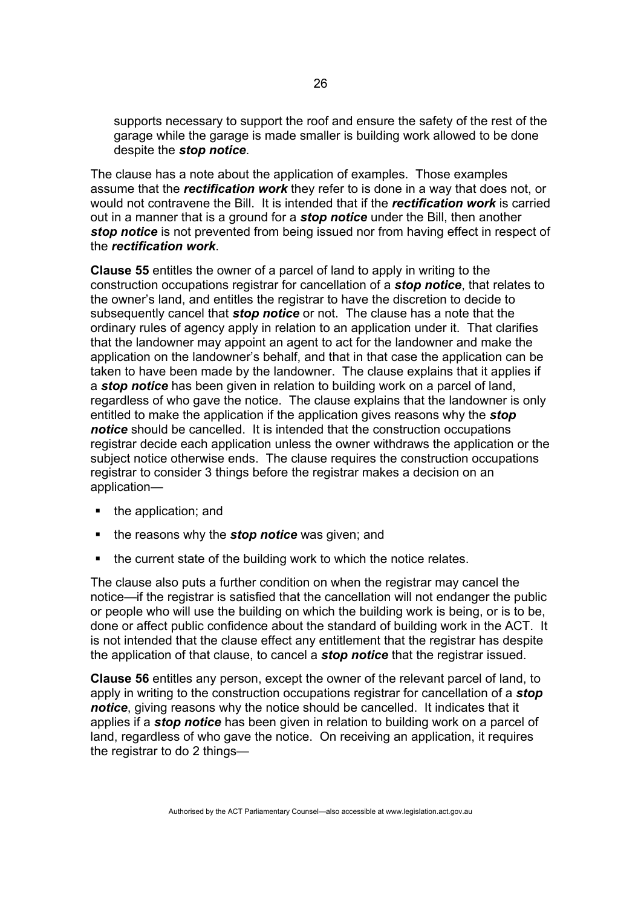supports necessary to support the roof and ensure the safety of the rest of the garage while the garage is made smaller is building work allowed to be done despite the ***stop notice***.

The clause has a note about the application of examples. Those examples assume that the ***rectification work*** they refer to is done in a way that does not, or would not contravene the Bill. It is intended that if the ***rectification work*** is carried out in a manner that is a ground for a ***stop notice*** under the Bill, then another ***stop notice*** is not prevented from being issued nor from having effect in respect of the ***rectification work***.

**Clause 55** entitles the owner of a parcel of land to apply in writing to the construction occupations registrar for cancellation of a ***stop notice***, that relates to the owner's land, and entitles the registrar to have the discretion to decide to subsequently cancel that ***stop notice*** or not. The clause has a note that the ordinary rules of agency apply in relation to an application under it. That clarifies that the landowner may appoint an agent to act for the landowner and make the application on the landowner's behalf, and that in that case the application can be taken to have been made by the landowner. The clause explains that it applies if a ***stop notice*** has been given in relation to building work on a parcel of land, regardless of who gave the notice. The clause explains that the landowner is only entitled to make the application if the application gives reasons why the ***stop notice*** should be cancelled. It is intended that the construction occupations registrar decide each application unless the owner withdraws the application or the subject notice otherwise ends. The clause requires the construction occupations registrar to consider 3 things before the registrar makes a decision on an application—

- the application; and
- the reasons why the ***stop notice*** was given; and
- the current state of the building work to which the notice relates.

The clause also puts a further condition on when the registrar may cancel the notice—if the registrar is satisfied that the cancellation will not endanger the public or people who will use the building on which the building work is being, or is to be, done or affect public confidence about the standard of building work in the ACT. It is not intended that the clause effect any entitlement that the registrar has despite the application of that clause, to cancel a ***stop notice*** that the registrar issued.

**Clause 56** entitles any person, except the owner of the relevant parcel of land, to apply in writing to the construction occupations registrar for cancellation of a ***stop notice***, giving reasons why the notice should be cancelled. It indicates that it applies if a ***stop notice*** has been given in relation to building work on a parcel of land, regardless of who gave the notice. On receiving an application, it requires the registrar to do 2 things—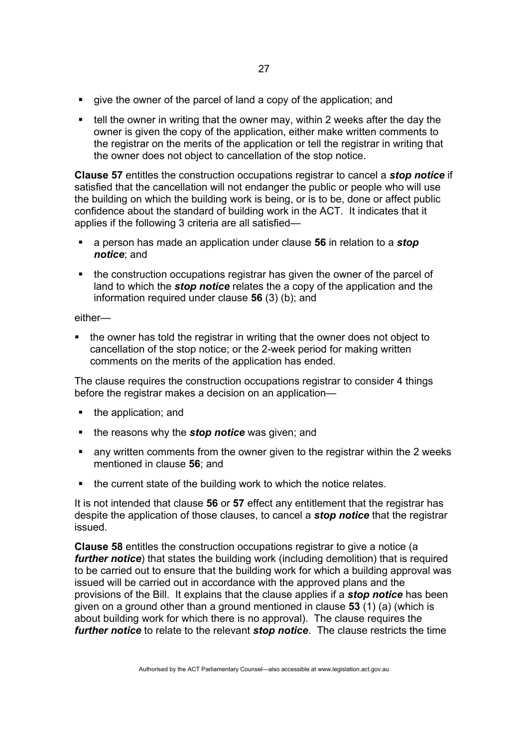- give the owner of the parcel of land a copy of the application; and
- tell the owner in writing that the owner may, within 2 weeks after the day the owner is given the copy of the application, either make written comments to the registrar on the merits of the application or tell the registrar in writing that the owner does not object to cancellation of the stop notice.

**Clause 57** entitles the construction occupations registrar to cancel a ***stop notice*** if satisfied that the cancellation will not endanger the public or people who will use the building on which the building work is being, or is to be, done or affect public confidence about the standard of building work in the ACT. It indicates that it applies if the following 3 criteria are all satisfied—

- a person has made an application under clause **56** in relation to a ***stop notice***; and
- the construction occupations registrar has given the owner of the parcel of land to which the ***stop notice*** relates the a copy of the application and the information required under clause **56** (3) (b); and

either—

- the owner has told the registrar in writing that the owner does not object to cancellation of the stop notice; or the 2-week period for making written comments on the merits of the application has ended.

The clause requires the construction occupations registrar to consider 4 things before the registrar makes a decision on an application—

- the application; and
- the reasons why the ***stop notice*** was given; and
- any written comments from the owner given to the registrar within the 2 weeks mentioned in clause **56**; and
- the current state of the building work to which the notice relates.

It is not intended that clause **56** or **57** effect any entitlement that the registrar has despite the application of those clauses, to cancel a ***stop notice*** that the registrar issued.

**Clause 58** entitles the construction occupations registrar to give a notice (a ***further notice***) that states the building work (including demolition) that is required to be carried out to ensure that the building work for which a building approval was issued will be carried out in accordance with the approved plans and the provisions of the Bill. It explains that the clause applies if a ***stop notice*** has been given on a ground other than a ground mentioned in clause **53** (1) (a) (which is about building work for which there is no approval). The clause requires the ***further notice*** to relate to the relevant ***stop notice***. The clause restricts the time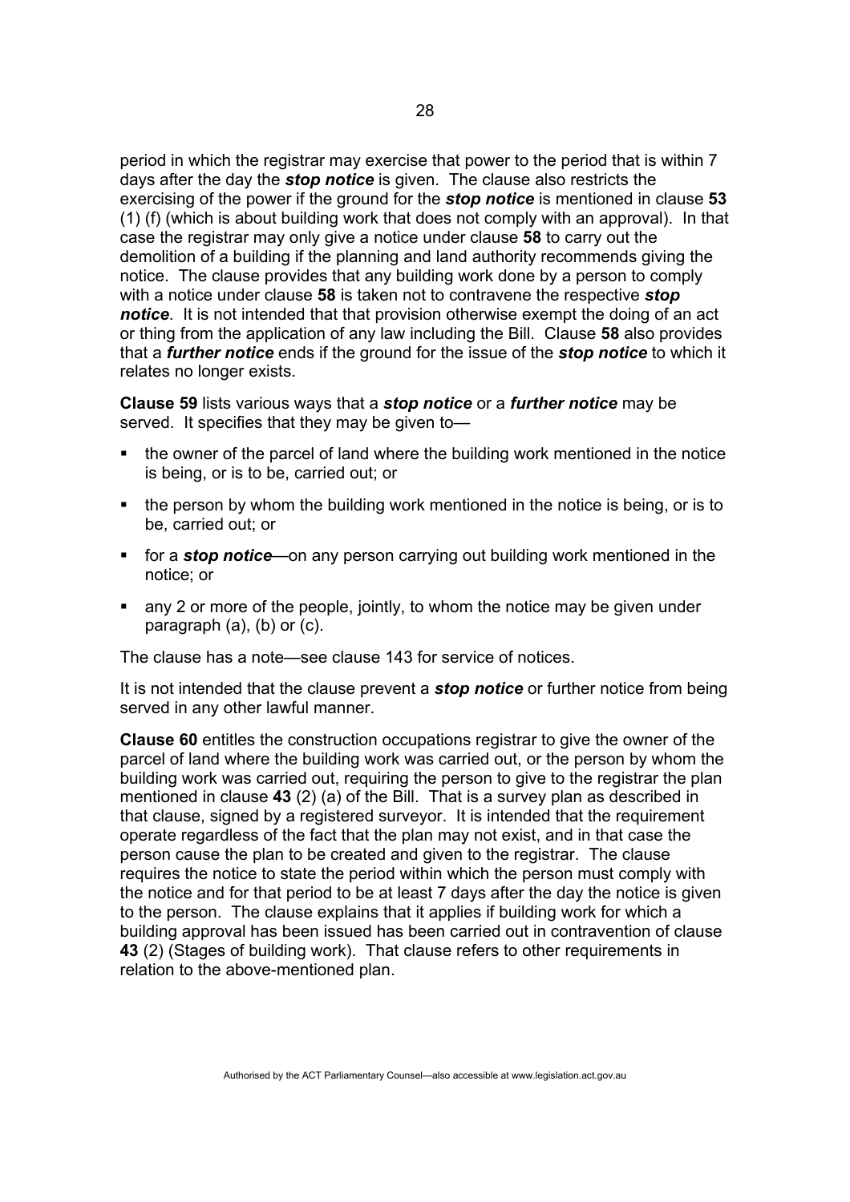period in which the registrar may exercise that power to the period that is within 7 days after the day the ***stop notice*** is given. The clause also restricts the exercising of the power if the ground for the ***stop notice*** is mentioned in clause **53** (1) (f) (which is about building work that does not comply with an approval). In that case the registrar may only give a notice under clause **58** to carry out the demolition of a building if the planning and land authority recommends giving the notice. The clause provides that any building work done by a person to comply with a notice under clause **58** is taken not to contravene the respective ***stop notice***. It is not intended that that provision otherwise exempt the doing of an act or thing from the application of any law including the Bill. Clause **58** also provides that a ***further notice*** ends if the ground for the issue of the ***stop notice*** to which it relates no longer exists.

**Clause 59** lists various ways that a ***stop notice*** or a ***further notice*** may be served. It specifies that they may be given to—

- the owner of the parcel of land where the building work mentioned in the notice is being, or is to be, carried out; or
- the person by whom the building work mentioned in the notice is being, or is to be, carried out; or
- for a ***stop notice***—on any person carrying out building work mentioned in the notice; or
- any 2 or more of the people, jointly, to whom the notice may be given under paragraph (a), (b) or (c).

The clause has a note—see clause 143 for service of notices.

It is not intended that the clause prevent a ***stop notice*** or further notice from being served in any other lawful manner.

**Clause 60** entitles the construction occupations registrar to give the owner of the parcel of land where the building work was carried out, or the person by whom the building work was carried out, requiring the person to give to the registrar the plan mentioned in clause **43** (2) (a) of the Bill. That is a survey plan as described in that clause, signed by a registered surveyor. It is intended that the requirement operate regardless of the fact that the plan may not exist, and in that case the person cause the plan to be created and given to the registrar. The clause requires the notice to state the period within which the person must comply with the notice and for that period to be at least 7 days after the day the notice is given to the person. The clause explains that it applies if building work for which a building approval has been issued has been carried out in contravention of clause **43** (2) (Stages of building work). That clause refers to other requirements in relation to the above-mentioned plan.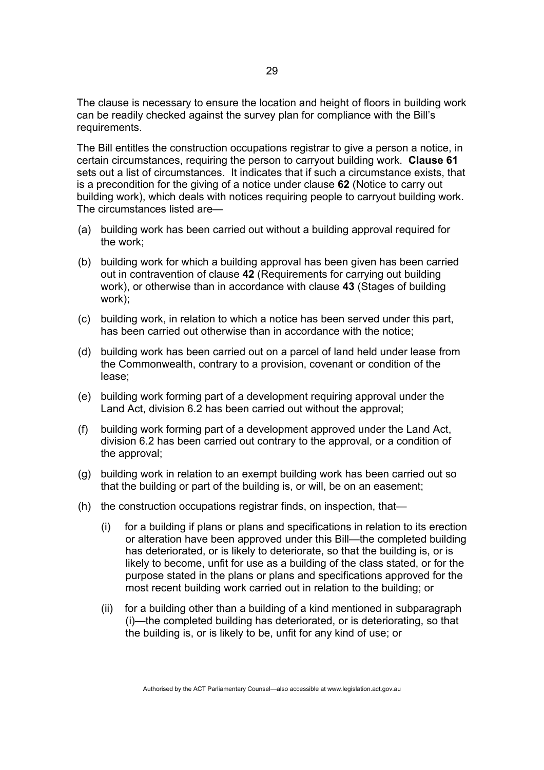The clause is necessary to ensure the location and height of floors in building work can be readily checked against the survey plan for compliance with the Bill's requirements.

The Bill entitles the construction occupations registrar to give a person a notice, in certain circumstances, requiring the person to carryout building work. **Clause 61** sets out a list of circumstances. It indicates that if such a circumstance exists, that is a precondition for the giving of a notice under clause **62** (Notice to carry out building work), which deals with notices requiring people to carryout building work. The circumstances listed are—

(a) building work has been carried out without a building approval required for the work;

(b) building work for which a building approval has been given has been carried out in contravention of clause **42** (Requirements for carrying out building work), or otherwise than in accordance with clause **43** (Stages of building work);

(c) building work, in relation to which a notice has been served under this part, has been carried out otherwise than in accordance with the notice;

(d) building work has been carried out on a parcel of land held under lease from the Commonwealth, contrary to a provision, covenant or condition of the lease;

(e) building work forming part of a development requiring approval under the Land Act, division 6.2 has been carried out without the approval;

(f) building work forming part of a development approved under the Land Act, division 6.2 has been carried out contrary to the approval, or a condition of the approval;

(g) building work in relation to an exempt building work has been carried out so that the building or part of the building is, or will, be on an easement;

(h) the construction occupations registrar finds, on inspection, that—

   (i) for a building if plans or plans and specifications in relation to its erection or alteration have been approved under this Bill—the completed building has deteriorated, or is likely to deteriorate, so that the building is, or is likely to become, unfit for use as a building of the class stated, or for the purpose stated in the plans or plans and specifications approved for the most recent building work carried out in relation to the building; or

   (ii) for a building other than a building of a kind mentioned in subparagraph (i)—the completed building has deteriorated, or is deteriorating, so that the building is, or is likely to be, unfit for any kind of use; or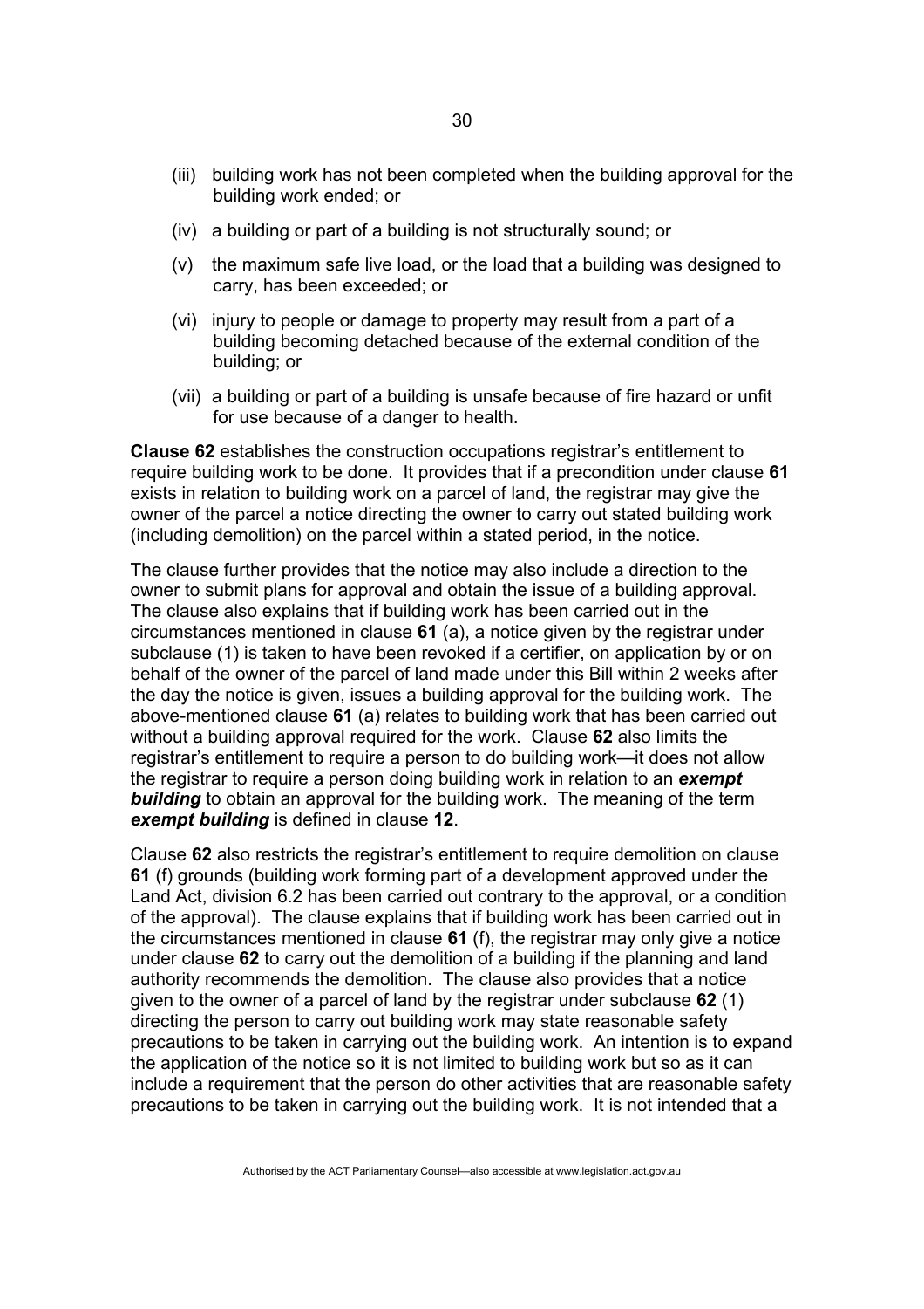(iii) building work has not been completed when the building approval for the building work ended; or

(iv) a building or part of a building is not structurally sound; or

(v) the maximum safe live load, or the load that a building was designed to carry, has been exceeded; or

(vi) injury to people or damage to property may result from a part of a building becoming detached because of the external condition of the building; or

(vii) a building or part of a building is unsafe because of fire hazard or unfit for use because of a danger to health.

**Clause 62** establishes the construction occupations registrar's entitlement to require building work to be done. It provides that if a precondition under clause **61** exists in relation to building work on a parcel of land, the registrar may give the owner of the parcel a notice directing the owner to carry out stated building work (including demolition) on the parcel within a stated period, in the notice.

The clause further provides that the notice may also include a direction to the owner to submit plans for approval and obtain the issue of a building approval. The clause also explains that if building work has been carried out in the circumstances mentioned in clause **61** (a), a notice given by the registrar under subclause (1) is taken to have been revoked if a certifier, on application by or on behalf of the owner of the parcel of land made under this Bill within 2 weeks after the day the notice is given, issues a building approval for the building work. The above-mentioned clause **61** (a) relates to building work that has been carried out without a building approval required for the work. Clause **62** also limits the registrar's entitlement to require a person to do building work—it does not allow the registrar to require a person doing building work in relation to an ***exempt building*** to obtain an approval for the building work. The meaning of the term ***exempt building*** is defined in clause **12**.

Clause **62** also restricts the registrar's entitlement to require demolition on clause **61** (f) grounds (building work forming part of a development approved under the Land Act, division 6.2 has been carried out contrary to the approval, or a condition of the approval). The clause explains that if building work has been carried out in the circumstances mentioned in clause **61** (f), the registrar may only give a notice under clause **62** to carry out the demolition of a building if the planning and land authority recommends the demolition. The clause also provides that a notice given to the owner of a parcel of land by the registrar under subclause **62** (1) directing the person to carry out building work may state reasonable safety precautions to be taken in carrying out the building work. An intention is to expand the application of the notice so it is not limited to building work but so as it can include a requirement that the person do other activities that are reasonable safety precautions to be taken in carrying out the building work. It is not intended that a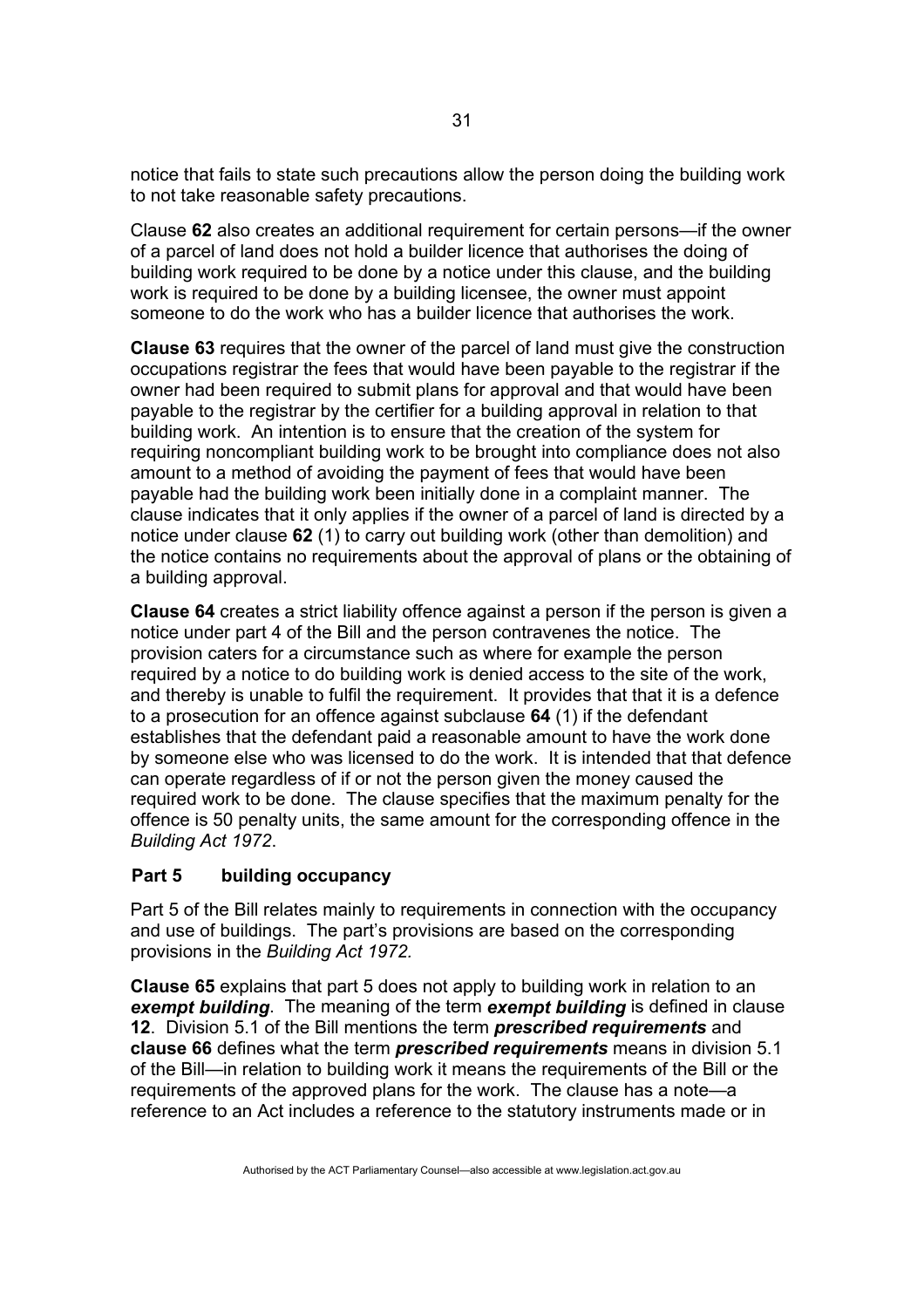notice that fails to state such precautions allow the person doing the building work to not take reasonable safety precautions.

Clause **62** also creates an additional requirement for certain persons—if the owner of a parcel of land does not hold a builder licence that authorises the doing of building work required to be done by a notice under this clause, and the building work is required to be done by a building licensee, the owner must appoint someone to do the work who has a builder licence that authorises the work.

**Clause 63** requires that the owner of the parcel of land must give the construction occupations registrar the fees that would have been payable to the registrar if the owner had been required to submit plans for approval and that would have been payable to the registrar by the certifier for a building approval in relation to that building work. An intention is to ensure that the creation of the system for requiring noncompliant building work to be brought into compliance does not also amount to a method of avoiding the payment of fees that would have been payable had the building work been initially done in a complaint manner. The clause indicates that it only applies if the owner of a parcel of land is directed by a notice under clause **62** (1) to carry out building work (other than demolition) and the notice contains no requirements about the approval of plans or the obtaining of a building approval.

**Clause 64** creates a strict liability offence against a person if the person is given a notice under part 4 of the Bill and the person contravenes the notice. The provision caters for a circumstance such as where for example the person required by a notice to do building work is denied access to the site of the work, and thereby is unable to fulfil the requirement. It provides that that it is a defence to a prosecution for an offence against subclause **64** (1) if the defendant establishes that the defendant paid a reasonable amount to have the work done by someone else who was licensed to do the work. It is intended that that defence can operate regardless of if or not the person given the money caused the required work to be done. The clause specifies that the maximum penalty for the offence is 50 penalty units, the same amount for the corresponding offence in the *Building Act 1972*.

## Part 5 building occupancy

Part 5 of the Bill relates mainly to requirements in connection with the occupancy and use of buildings. The part's provisions are based on the corresponding provisions in the *Building Act 1972.*

**Clause 65** explains that part 5 does not apply to building work in relation to an ***exempt building***. The meaning of the term ***exempt building*** is defined in clause **12**. Division 5.1 of the Bill mentions the term ***prescribed requirements*** and **clause 66** defines what the term ***prescribed requirements*** means in division 5.1 of the Bill—in relation to building work it means the requirements of the Bill or the requirements of the approved plans for the work. The clause has a note—a reference to an Act includes a reference to the statutory instruments made or in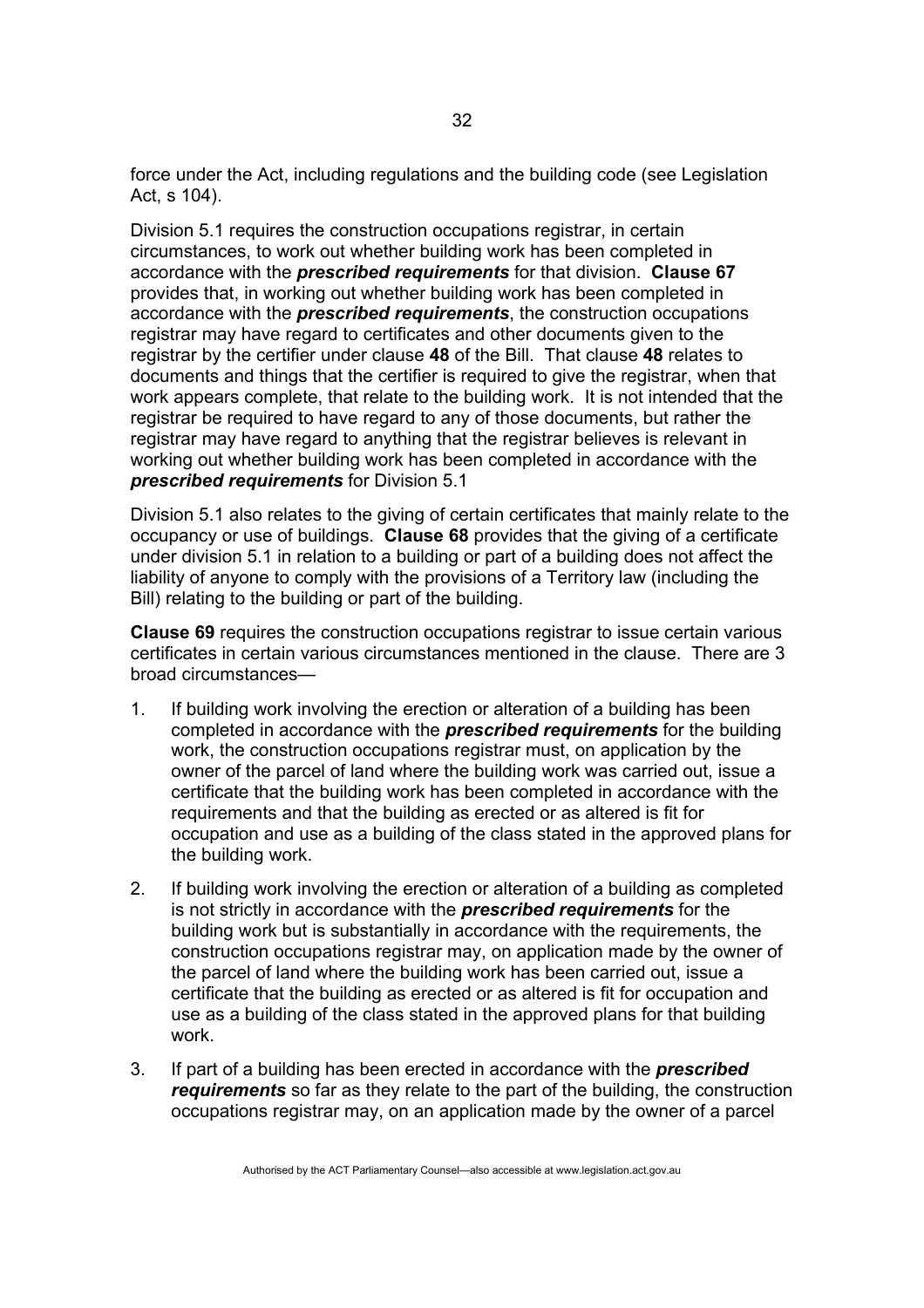force under the Act, including regulations and the building code (see Legislation Act, s 104).

Division 5.1 requires the construction occupations registrar, in certain circumstances, to work out whether building work has been completed in accordance with the ***prescribed requirements*** for that division. **Clause 67** provides that, in working out whether building work has been completed in accordance with the ***prescribed requirements***, the construction occupations registrar may have regard to certificates and other documents given to the registrar by the certifier under clause **48** of the Bill. That clause **48** relates to documents and things that the certifier is required to give the registrar, when that work appears complete, that relate to the building work. It is not intended that the registrar be required to have regard to any of those documents, but rather the registrar may have regard to anything that the registrar believes is relevant in working out whether building work has been completed in accordance with the ***prescribed requirements*** for Division 5.1

Division 5.1 also relates to the giving of certain certificates that mainly relate to the occupancy or use of buildings. **Clause 68** provides that the giving of a certificate under division 5.1 in relation to a building or part of a building does not affect the liability of anyone to comply with the provisions of a Territory law (including the Bill) relating to the building or part of the building.

**Clause 69** requires the construction occupations registrar to issue certain various certificates in certain various circumstances mentioned in the clause. There are 3 broad circumstances—

1. If building work involving the erection or alteration of a building has been completed in accordance with the ***prescribed requirements*** for the building work, the construction occupations registrar must, on application by the owner of the parcel of land where the building work was carried out, issue a certificate that the building work has been completed in accordance with the requirements and that the building as erected or as altered is fit for occupation and use as a building of the class stated in the approved plans for the building work.

2. If building work involving the erection or alteration of a building as completed is not strictly in accordance with the ***prescribed requirements*** for the building work but is substantially in accordance with the requirements, the construction occupations registrar may, on application made by the owner of the parcel of land where the building work has been carried out, issue a certificate that the building as erected or as altered is fit for occupation and use as a building of the class stated in the approved plans for that building work.

3. If part of a building has been erected in accordance with the ***prescribed requirements*** so far as they relate to the part of the building, the construction occupations registrar may, on an application made by the owner of a parcel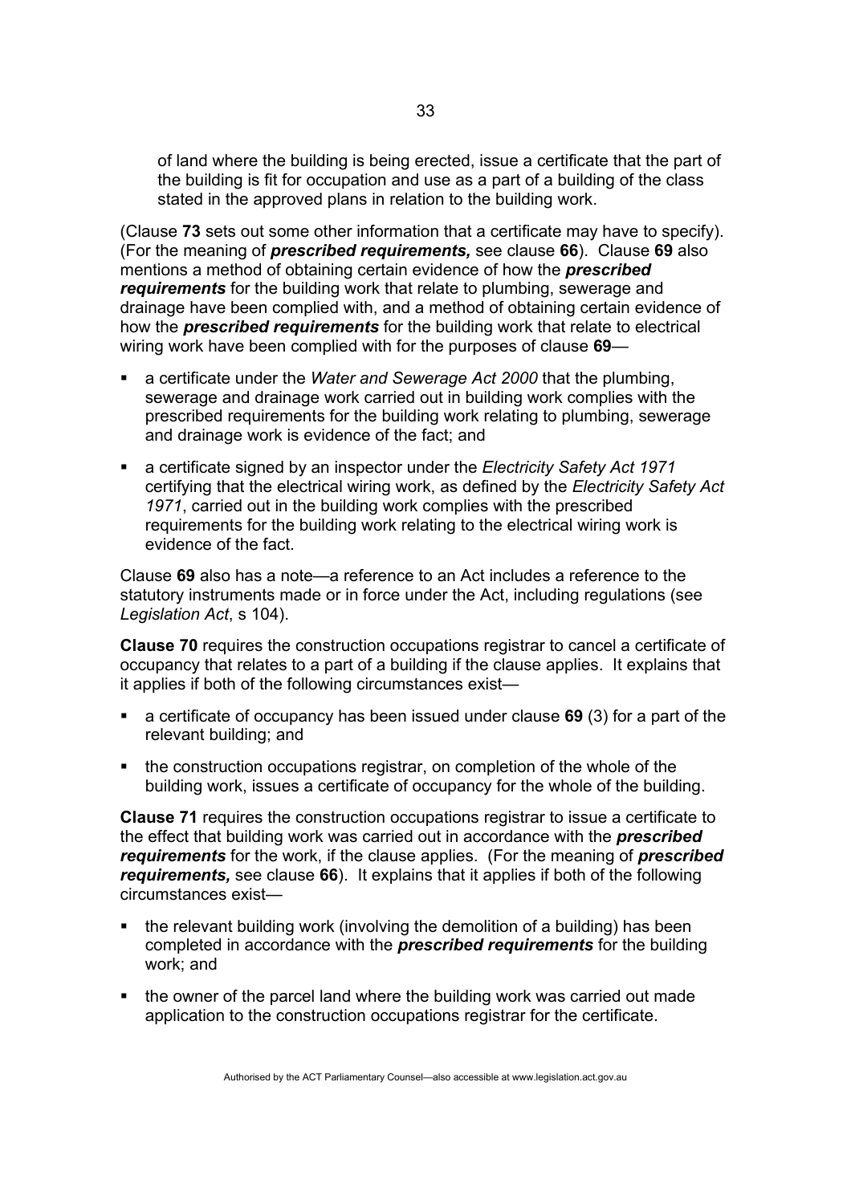of land where the building is being erected, issue a certificate that the part of the building is fit for occupation and use as a part of a building of the class stated in the approved plans in relation to the building work.

(Clause **73** sets out some other information that a certificate may have to specify). (For the meaning of ***prescribed requirements,*** see clause **66**). Clause **69** also mentions a method of obtaining certain evidence of how the ***prescribed requirements*** for the building work that relate to plumbing, sewerage and drainage have been complied with, and a method of obtaining certain evidence of how the ***prescribed requirements*** for the building work that relate to electrical wiring work have been complied with for the purposes of clause **69**—

- a certificate under the *Water and Sewerage Act 2000* that the plumbing, sewerage and drainage work carried out in building work complies with the prescribed requirements for the building work relating to plumbing, sewerage and drainage work is evidence of the fact; and
- a certificate signed by an inspector under the *Electricity Safety Act 1971* certifying that the electrical wiring work, as defined by the *Electricity Safety Act 1971*, carried out in the building work complies with the prescribed requirements for the building work relating to the electrical wiring work is evidence of the fact.

Clause **69** also has a note—a reference to an Act includes a reference to the statutory instruments made or in force under the Act, including regulations (see *Legislation Act*, s 104).

**Clause 70** requires the construction occupations registrar to cancel a certificate of occupancy that relates to a part of a building if the clause applies. It explains that it applies if both of the following circumstances exist—

- a certificate of occupancy has been issued under clause **69** (3) for a part of the relevant building; and
- the construction occupations registrar, on completion of the whole of the building work, issues a certificate of occupancy for the whole of the building.

**Clause 71** requires the construction occupations registrar to issue a certificate to the effect that building work was carried out in accordance with the ***prescribed requirements*** for the work, if the clause applies. (For the meaning of ***prescribed requirements,*** see clause **66**). It explains that it applies if both of the following circumstances exist—

- the relevant building work (involving the demolition of a building) has been completed in accordance with the ***prescribed requirements*** for the building work; and
- the owner of the parcel land where the building work was carried out made application to the construction occupations registrar for the certificate.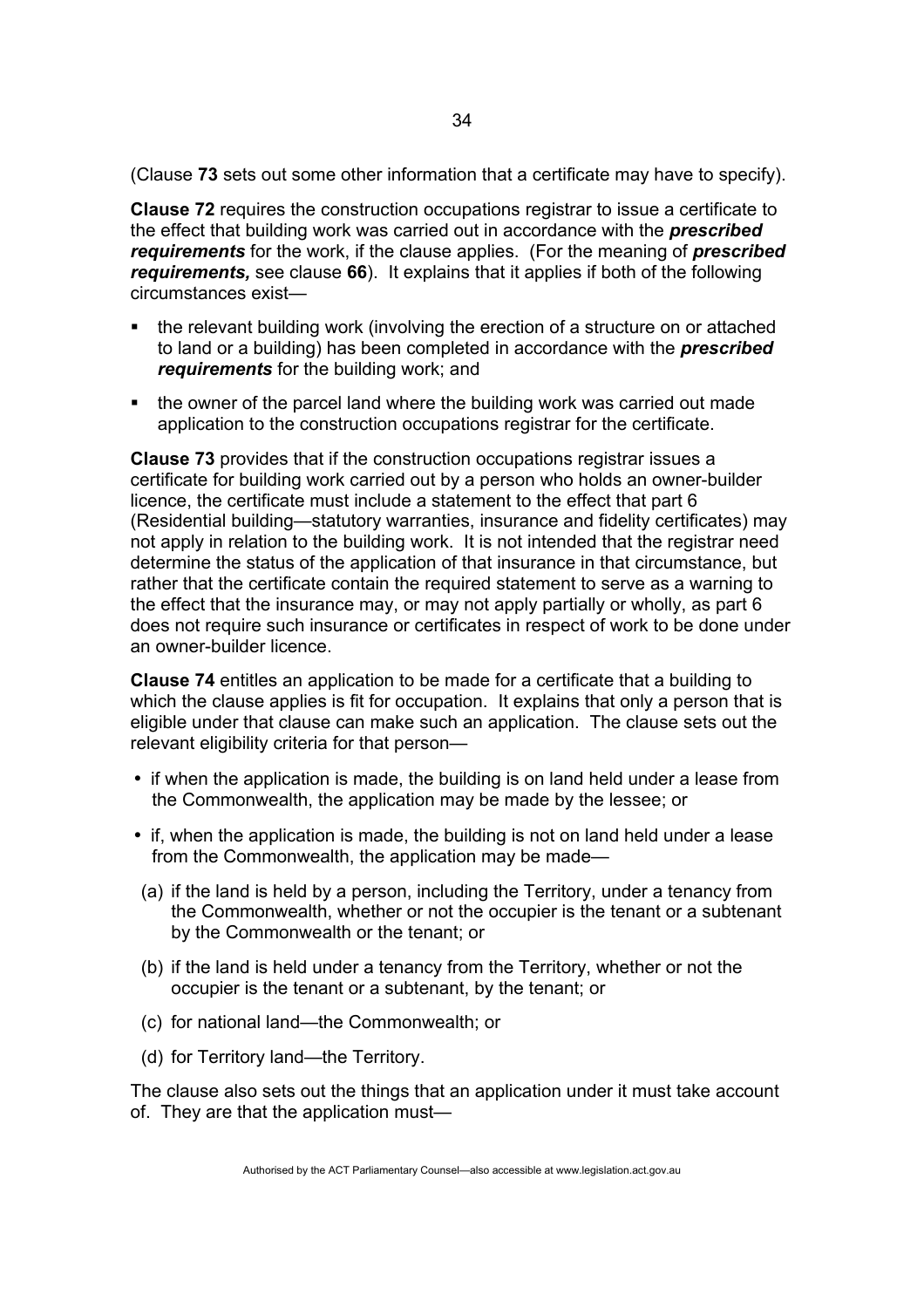(Clause **73** sets out some other information that a certificate may have to specify).

**Clause 72** requires the construction occupations registrar to issue a certificate to the effect that building work was carried out in accordance with the ***prescribed requirements*** for the work, if the clause applies. (For the meaning of ***prescribed requirements,*** see clause **66**). It explains that it applies if both of the following circumstances exist—

- the relevant building work (involving the erection of a structure on or attached to land or a building) has been completed in accordance with the ***prescribed requirements*** for the building work; and
- the owner of the parcel land where the building work was carried out made application to the construction occupations registrar for the certificate.

**Clause 73** provides that if the construction occupations registrar issues a certificate for building work carried out by a person who holds an owner-builder licence, the certificate must include a statement to the effect that part 6 (Residential building—statutory warranties, insurance and fidelity certificates) may not apply in relation to the building work. It is not intended that the registrar need determine the status of the application of that insurance in that circumstance, but rather that the certificate contain the required statement to serve as a warning to the effect that the insurance may, or may not apply partially or wholly, as part 6 does not require such insurance or certificates in respect of work to be done under an owner-builder licence.

**Clause 74** entitles an application to be made for a certificate that a building to which the clause applies is fit for occupation. It explains that only a person that is eligible under that clause can make such an application. The clause sets out the relevant eligibility criteria for that person—

- if when the application is made, the building is on land held under a lease from the Commonwealth, the application may be made by the lessee; or
- if, when the application is made, the building is not on land held under a lease from the Commonwealth, the application may be made—

  (a) if the land is held by a person, including the Territory, under a tenancy from the Commonwealth, whether or not the occupier is the tenant or a subtenant by the Commonwealth or the tenant; or

  (b) if the land is held under a tenancy from the Territory, whether or not the occupier is the tenant or a subtenant, by the tenant; or

  (c) for national land—the Commonwealth; or

  (d) for Territory land—the Territory.

The clause also sets out the things that an application under it must take account of. They are that the application must—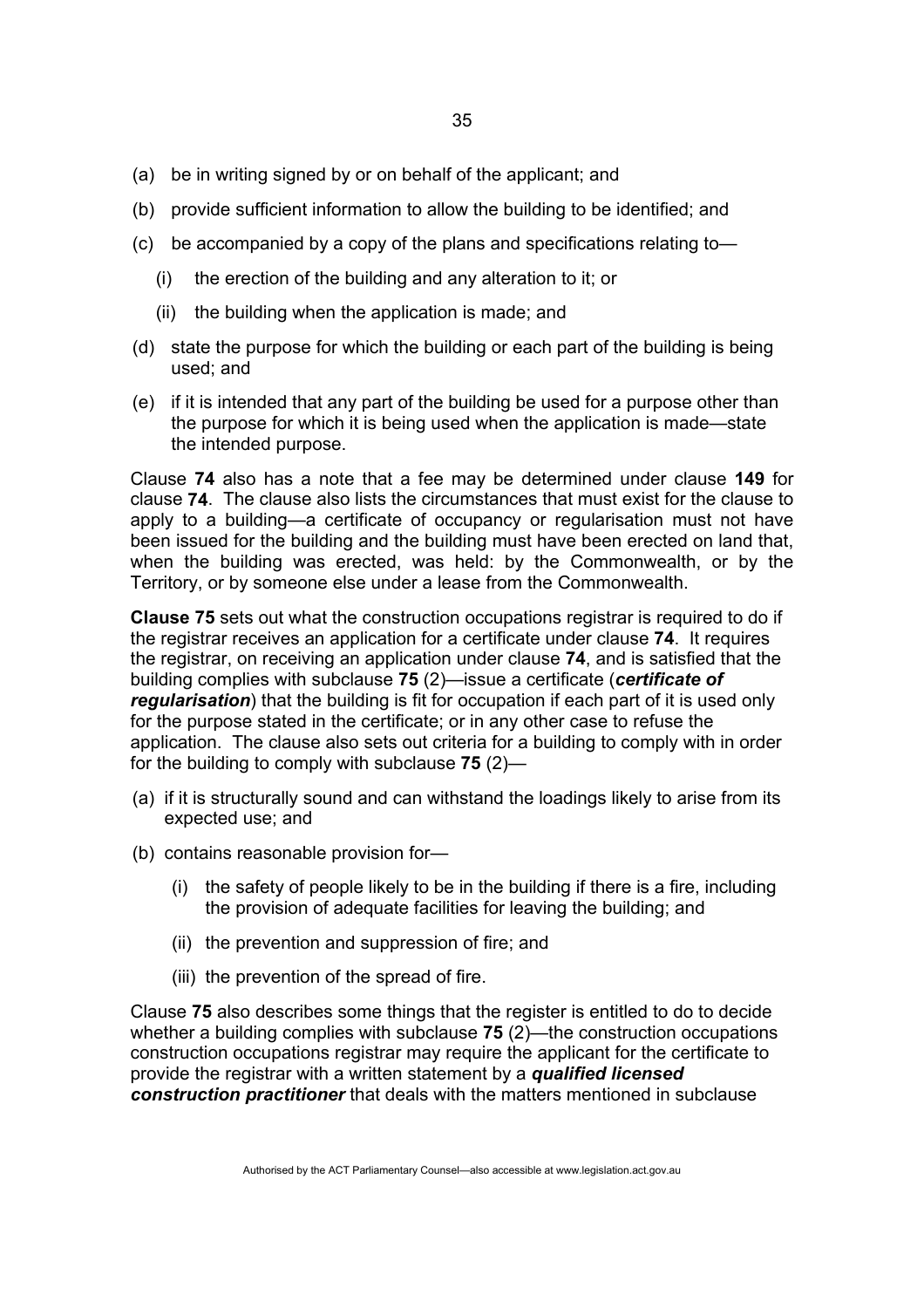(a) be in writing signed by or on behalf of the applicant; and

(b) provide sufficient information to allow the building to be identified; and

(c) be accompanied by a copy of the plans and specifications relating to—

  (i) the erection of the building and any alteration to it; or

  (ii) the building when the application is made; and

(d) state the purpose for which the building or each part of the building is being used; and

(e) if it is intended that any part of the building be used for a purpose other than the purpose for which it is being used when the application is made—state the intended purpose.

Clause **74** also has a note that a fee may be determined under clause **149** for clause **74**. The clause also lists the circumstances that must exist for the clause to apply to a building—a certificate of occupancy or regularisation must not have been issued for the building and the building must have been erected on land that, when the building was erected, was held: by the Commonwealth, or by the Territory, or by someone else under a lease from the Commonwealth.

**Clause 75** sets out what the construction occupations registrar is required to do if the registrar receives an application for a certificate under clause **74**. It requires the registrar, on receiving an application under clause **74**, and is satisfied that the building complies with subclause **75** (2)—issue a certificate (***certificate of regularisation***) that the building is fit for occupation if each part of it is used only for the purpose stated in the certificate; or in any other case to refuse the application. The clause also sets out criteria for a building to comply with in order for the building to comply with subclause **75** (2)—

(a) if it is structurally sound and can withstand the loadings likely to arise from its expected use; and

(b) contains reasonable provision for—

  (i) the safety of people likely to be in the building if there is a fire, including the provision of adequate facilities for leaving the building; and

  (ii) the prevention and suppression of fire; and

  (iii) the prevention of the spread of fire.

Clause **75** also describes some things that the register is entitled to do to decide whether a building complies with subclause **75** (2)—the construction occupations construction occupations registrar may require the applicant for the certificate to provide the registrar with a written statement by a ***qualified licensed construction practitioner*** that deals with the matters mentioned in subclause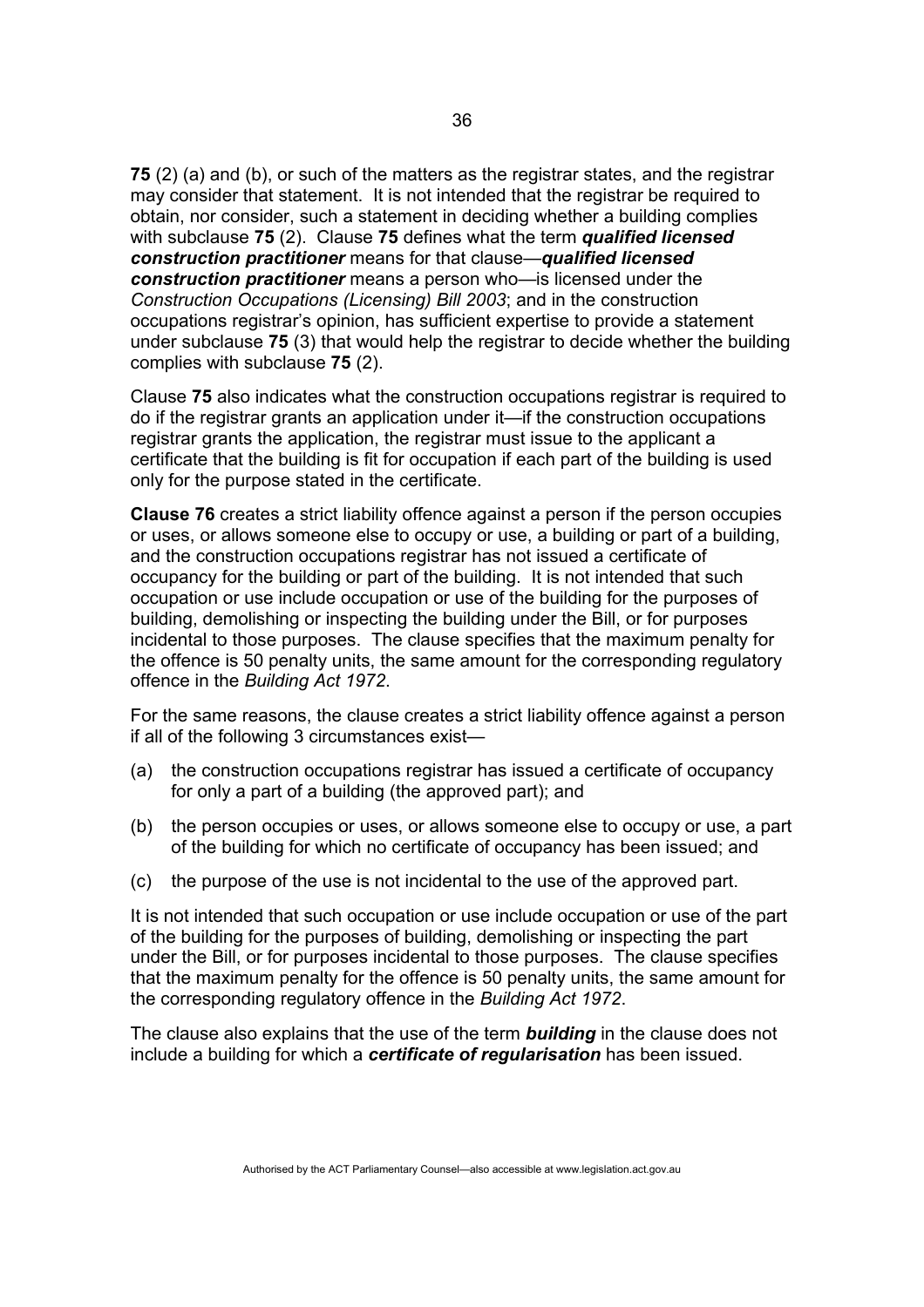**75** (2) (a) and (b), or such of the matters as the registrar states, and the registrar may consider that statement. It is not intended that the registrar be required to obtain, nor consider, such a statement in deciding whether a building complies with subclause **75** (2). Clause **75** defines what the term ***qualified licensed construction practitioner*** means for that clause—***qualified licensed construction practitioner*** means a person who—is licensed under the *Construction Occupations (Licensing) Bill 2003*; and in the construction occupations registrar's opinion, has sufficient expertise to provide a statement under subclause **75** (3) that would help the registrar to decide whether the building complies with subclause **75** (2).

Clause **75** also indicates what the construction occupations registrar is required to do if the registrar grants an application under it—if the construction occupations registrar grants the application, the registrar must issue to the applicant a certificate that the building is fit for occupation if each part of the building is used only for the purpose stated in the certificate.

**Clause 76** creates a strict liability offence against a person if the person occupies or uses, or allows someone else to occupy or use, a building or part of a building, and the construction occupations registrar has not issued a certificate of occupancy for the building or part of the building. It is not intended that such occupation or use include occupation or use of the building for the purposes of building, demolishing or inspecting the building under the Bill, or for purposes incidental to those purposes. The clause specifies that the maximum penalty for the offence is 50 penalty units, the same amount for the corresponding regulatory offence in the *Building Act 1972*.

For the same reasons, the clause creates a strict liability offence against a person if all of the following 3 circumstances exist—

(a) the construction occupations registrar has issued a certificate of occupancy for only a part of a building (the approved part); and

(b) the person occupies or uses, or allows someone else to occupy or use, a part of the building for which no certificate of occupancy has been issued; and

(c) the purpose of the use is not incidental to the use of the approved part.

It is not intended that such occupation or use include occupation or use of the part of the building for the purposes of building, demolishing or inspecting the part under the Bill, or for purposes incidental to those purposes. The clause specifies that the maximum penalty for the offence is 50 penalty units, the same amount for the corresponding regulatory offence in the *Building Act 1972*.

The clause also explains that the use of the term ***building*** in the clause does not include a building for which a ***certificate of regularisation*** has been issued.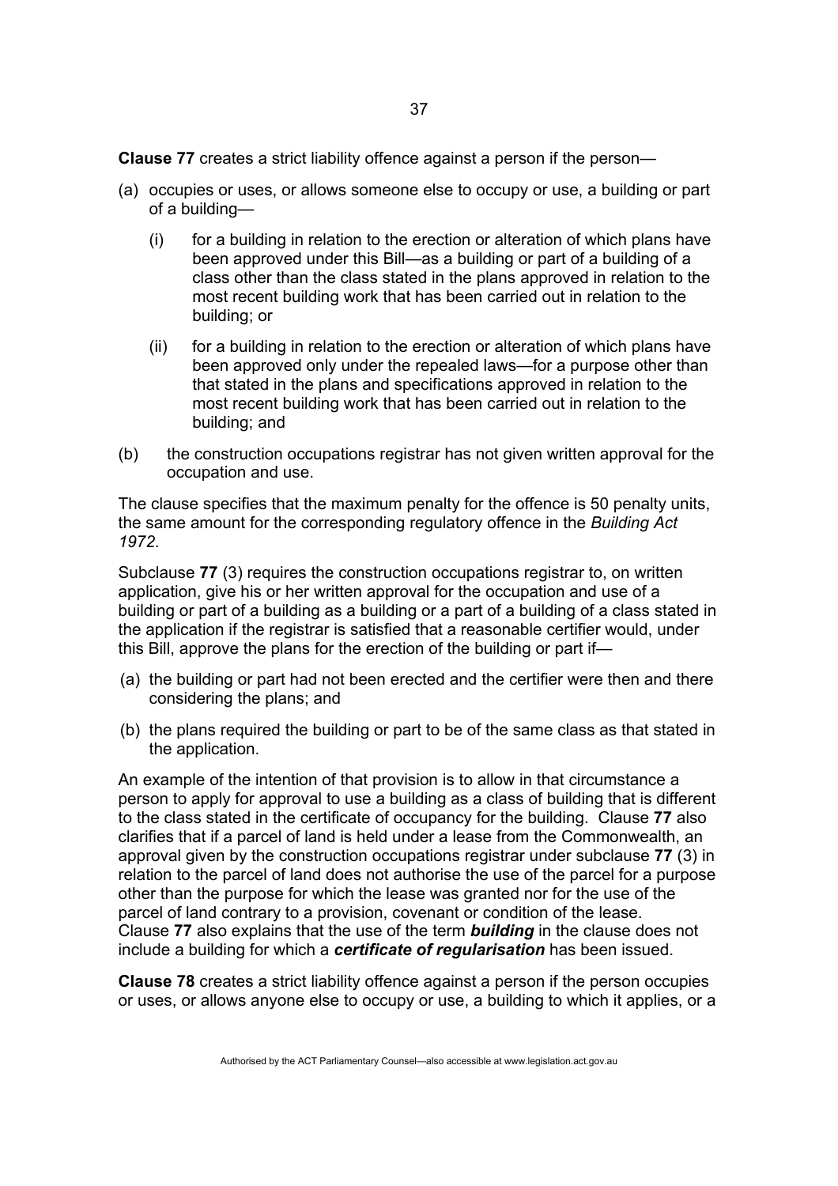**Clause 77** creates a strict liability offence against a person if the person—

(a) occupies or uses, or allows someone else to occupy or use, a building or part of a building—

   (i) for a building in relation to the erection or alteration of which plans have been approved under this Bill—as a building or part of a building of a class other than the class stated in the plans approved in relation to the most recent building work that has been carried out in relation to the building; or

   (ii) for a building in relation to the erection or alteration of which plans have been approved only under the repealed laws—for a purpose other than that stated in the plans and specifications approved in relation to the most recent building work that has been carried out in relation to the building; and

(b) the construction occupations registrar has not given written approval for the occupation and use.

The clause specifies that the maximum penalty for the offence is 50 penalty units, the same amount for the corresponding regulatory offence in the *Building Act 1972*.

Subclause **77** (3) requires the construction occupations registrar to, on written application, give his or her written approval for the occupation and use of a building or part of a building as a building or a part of a building of a class stated in the application if the registrar is satisfied that a reasonable certifier would, under this Bill, approve the plans for the erection of the building or part if—

(a) the building or part had not been erected and the certifier were then and there considering the plans; and

(b) the plans required the building or part to be of the same class as that stated in the application.

An example of the intention of that provision is to allow in that circumstance a person to apply for approval to use a building as a class of building that is different to the class stated in the certificate of occupancy for the building. Clause **77** also clarifies that if a parcel of land is held under a lease from the Commonwealth, an approval given by the construction occupations registrar under subclause **77** (3) in relation to the parcel of land does not authorise the use of the parcel for a purpose other than the purpose for which the lease was granted nor for the use of the parcel of land contrary to a provision, covenant or condition of the lease. Clause **77** also explains that the use of the term ***building*** in the clause does not include a building for which a ***certificate of regularisation*** has been issued.

**Clause 78** creates a strict liability offence against a person if the person occupies or uses, or allows anyone else to occupy or use, a building to which it applies, or a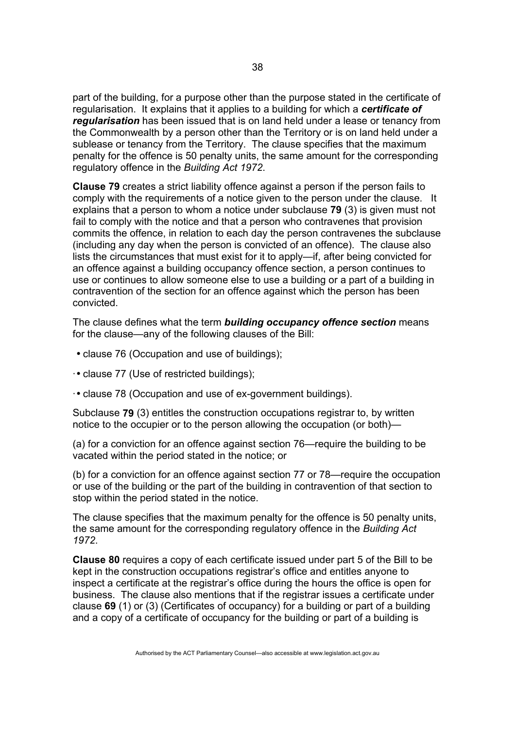part of the building, for a purpose other than the purpose stated in the certificate of regularisation. It explains that it applies to a building for which a ***certificate of regularisation*** has been issued that is on land held under a lease or tenancy from the Commonwealth by a person other than the Territory or is on land held under a sublease or tenancy from the Territory. The clause specifies that the maximum penalty for the offence is 50 penalty units, the same amount for the corresponding regulatory offence in the *Building Act 1972*.

**Clause 79** creates a strict liability offence against a person if the person fails to comply with the requirements of a notice given to the person under the clause. It explains that a person to whom a notice under subclause **79** (3) is given must not fail to comply with the notice and that a person who contravenes that provision commits the offence, in relation to each day the person contravenes the subclause (including any day when the person is convicted of an offence). The clause also lists the circumstances that must exist for it to apply—if, after being convicted for an offence against a building occupancy offence section, a person continues to use or continues to allow someone else to use a building or a part of a building in contravention of the section for an offence against which the person has been convicted.

The clause defines what the term ***building occupancy offence section*** means for the clause—any of the following clauses of the Bill:

- clause 76 (Occupation and use of buildings);
- clause 77 (Use of restricted buildings);
- clause 78 (Occupation and use of ex-government buildings).

Subclause **79** (3) entitles the construction occupations registrar to, by written notice to the occupier or to the person allowing the occupation (or both)—

(a) for a conviction for an offence against section 76—require the building to be vacated within the period stated in the notice; or

(b) for a conviction for an offence against section 77 or 78—require the occupation or use of the building or the part of the building in contravention of that section to stop within the period stated in the notice.

The clause specifies that the maximum penalty for the offence is 50 penalty units, the same amount for the corresponding regulatory offence in the *Building Act 1972*.

**Clause 80** requires a copy of each certificate issued under part 5 of the Bill to be kept in the construction occupations registrar's office and entitles anyone to inspect a certificate at the registrar's office during the hours the office is open for business. The clause also mentions that if the registrar issues a certificate under clause **69** (1) or (3) (Certificates of occupancy) for a building or part of a building and a copy of a certificate of occupancy for the building or part of a building is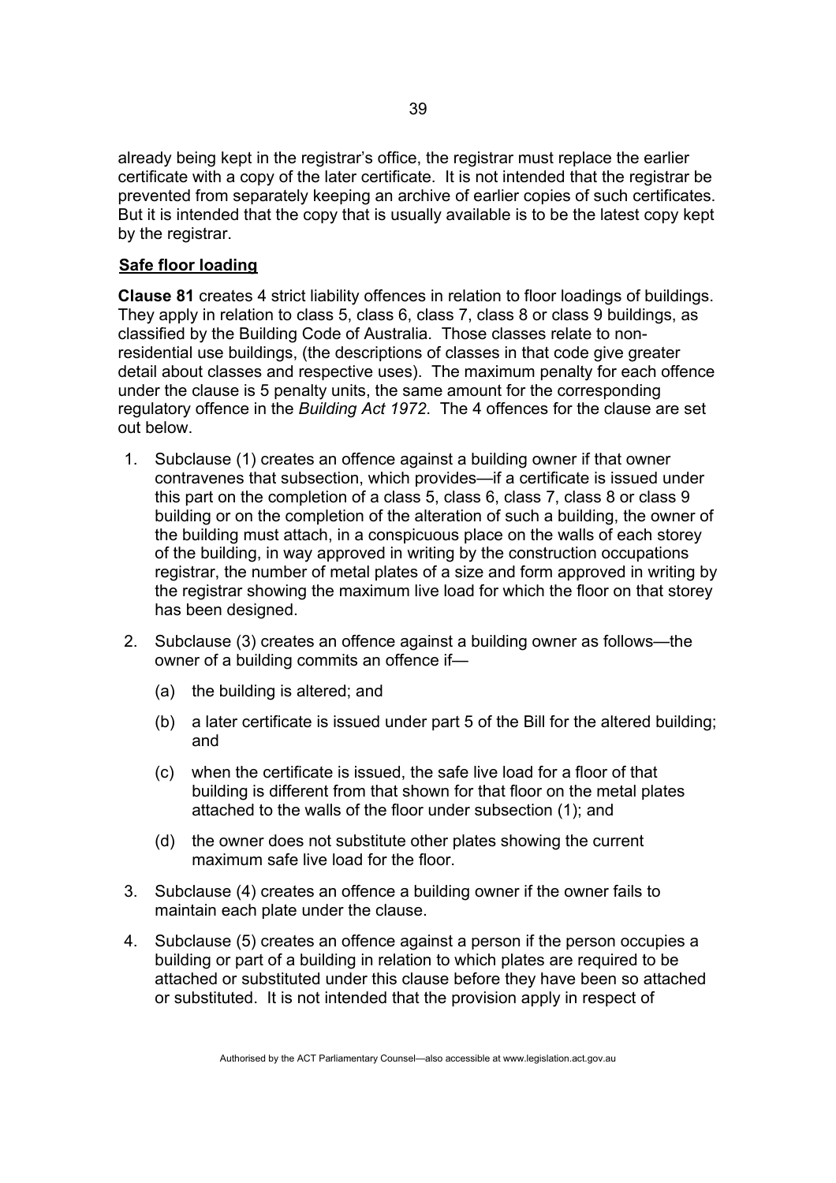already being kept in the registrar's office, the registrar must replace the earlier certificate with a copy of the later certificate. It is not intended that the registrar be prevented from separately keeping an archive of earlier copies of such certificates. But it is intended that the copy that is usually available is to be the latest copy kept by the registrar.

**Safe floor loading**

**Clause 81** creates 4 strict liability offences in relation to floor loadings of buildings. They apply in relation to class 5, class 6, class 7, class 8 or class 9 buildings, as classified by the Building Code of Australia. Those classes relate to non-residential use buildings, (the descriptions of classes in that code give greater detail about classes and respective uses). The maximum penalty for each offence under the clause is 5 penalty units, the same amount for the corresponding regulatory offence in the *Building Act 1972*. The 4 offences for the clause are set out below.

1. Subclause (1) creates an offence against a building owner if that owner contravenes that subsection, which provides—if a certificate is issued under this part on the completion of a class 5, class 6, class 7, class 8 or class 9 building or on the completion of the alteration of such a building, the owner of the building must attach, in a conspicuous place on the walls of each storey of the building, in way approved in writing by the construction occupations registrar, the number of metal plates of a size and form approved in writing by the registrar showing the maximum live load for which the floor on that storey has been designed.
2. Subclause (3) creates an offence against a building owner as follows—the owner of a building commits an offence if—
   - (a) the building is altered; and
   - (b) a later certificate is issued under part 5 of the Bill for the altered building; and
   - (c) when the certificate is issued, the safe live load for a floor of that building is different from that shown for that floor on the metal plates attached to the walls of the floor under subsection (1); and
   - (d) the owner does not substitute other plates showing the current maximum safe live load for the floor.
3. Subclause (4) creates an offence a building owner if the owner fails to maintain each plate under the clause.
4. Subclause (5) creates an offence against a person if the person occupies a building or part of a building in relation to which plates are required to be attached or substituted under this clause before they have been so attached or substituted. It is not intended that the provision apply in respect of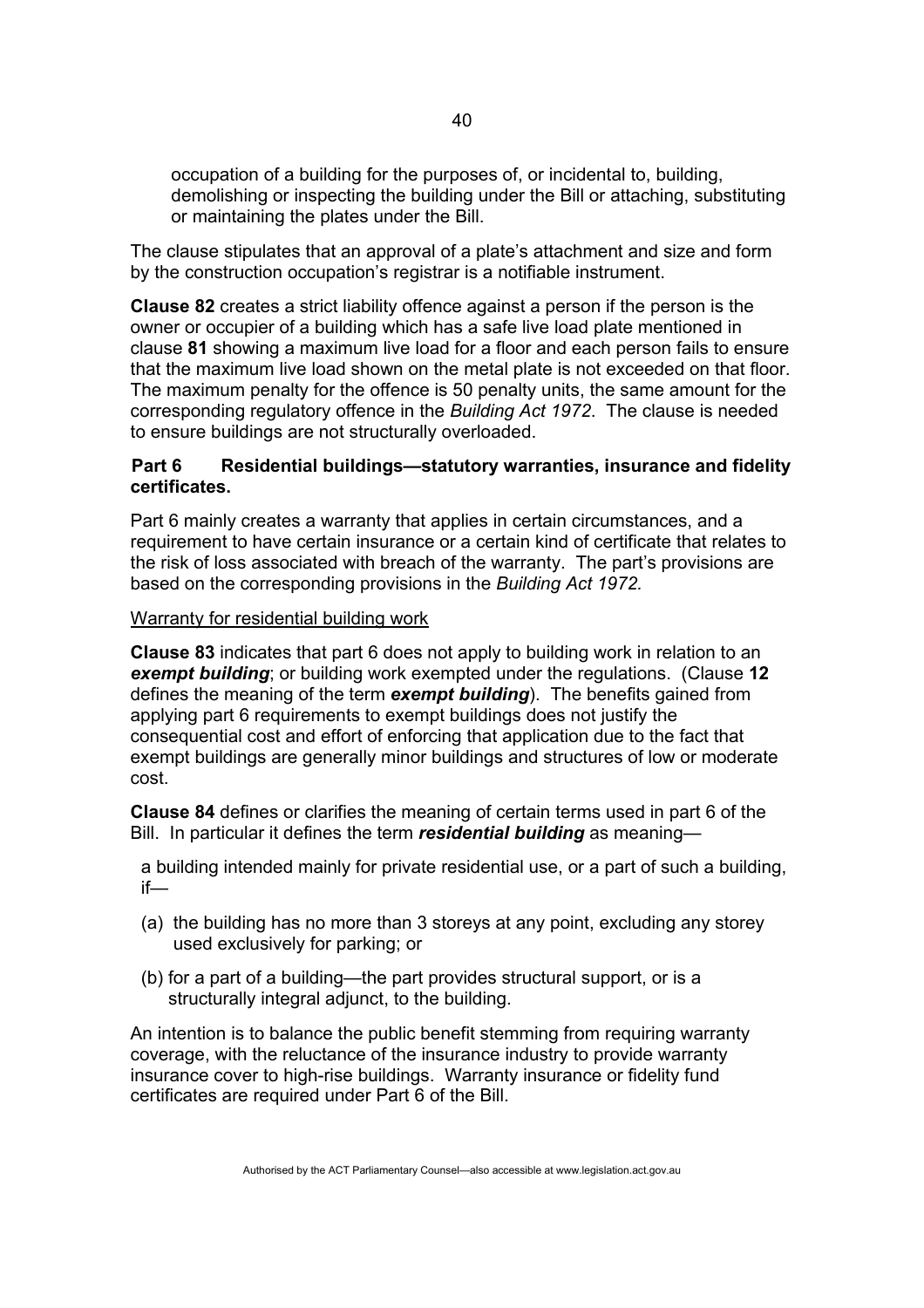occupation of a building for the purposes of, or incidental to, building, demolishing or inspecting the building under the Bill or attaching, substituting or maintaining the plates under the Bill.

The clause stipulates that an approval of a plate's attachment and size and form by the construction occupation's registrar is a notifiable instrument.

**Clause 82** creates a strict liability offence against a person if the person is the owner or occupier of a building which has a safe live load plate mentioned in clause **81** showing a maximum live load for a floor and each person fails to ensure that the maximum live load shown on the metal plate is not exceeded on that floor. The maximum penalty for the offence is 50 penalty units, the same amount for the corresponding regulatory offence in the *Building Act 1972*. The clause is needed to ensure buildings are not structurally overloaded.

## Part 6 Residential buildings—statutory warranties, insurance and fidelity certificates.

Part 6 mainly creates a warranty that applies in certain circumstances, and a requirement to have certain insurance or a certain kind of certificate that relates to the risk of loss associated with breach of the warranty. The part's provisions are based on the corresponding provisions in the *Building Act 1972.*

Warranty for residential building work

**Clause 83** indicates that part 6 does not apply to building work in relation to an ***exempt building***; or building work exempted under the regulations. (Clause **12** defines the meaning of the term ***exempt building***). The benefits gained from applying part 6 requirements to exempt buildings does not justify the consequential cost and effort of enforcing that application due to the fact that exempt buildings are generally minor buildings and structures of low or moderate cost.

**Clause 84** defines or clarifies the meaning of certain terms used in part 6 of the Bill. In particular it defines the term ***residential building*** as meaning—

a building intended mainly for private residential use, or a part of such a building, if—

(a) the building has no more than 3 storeys at any point, excluding any storey used exclusively for parking; or

(b) for a part of a building—the part provides structural support, or is a structurally integral adjunct, to the building.

An intention is to balance the public benefit stemming from requiring warranty coverage, with the reluctance of the insurance industry to provide warranty insurance cover to high-rise buildings. Warranty insurance or fidelity fund certificates are required under Part 6 of the Bill.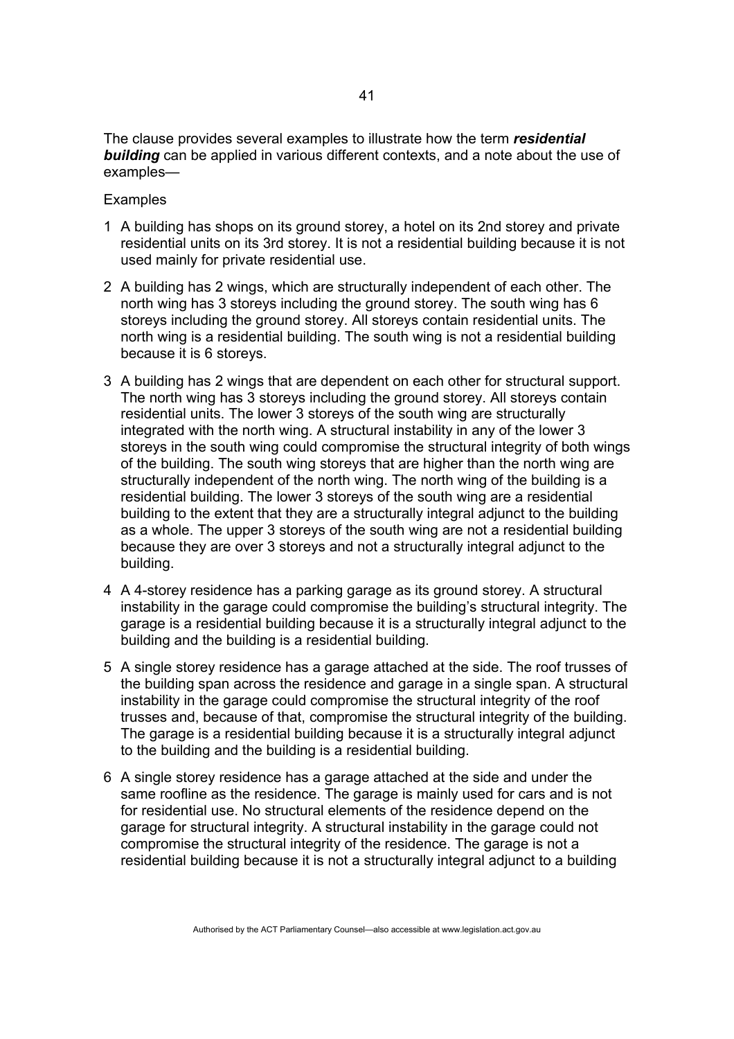The clause provides several examples to illustrate how the term ***residential building*** can be applied in various different contexts, and a note about the use of examples—

Examples

1 A building has shops on its ground storey, a hotel on its 2nd storey and private residential units on its 3rd storey. It is not a residential building because it is not used mainly for private residential use.

2 A building has 2 wings, which are structurally independent of each other. The north wing has 3 storeys including the ground storey. The south wing has 6 storeys including the ground storey. All storeys contain residential units. The north wing is a residential building. The south wing is not a residential building because it is 6 storeys.

3 A building has 2 wings that are dependent on each other for structural support. The north wing has 3 storeys including the ground storey. All storeys contain residential units. The lower 3 storeys of the south wing are structurally integrated with the north wing. A structural instability in any of the lower 3 storeys in the south wing could compromise the structural integrity of both wings of the building. The south wing storeys that are higher than the north wing are structurally independent of the north wing. The north wing of the building is a residential building. The lower 3 storeys of the south wing are a residential building to the extent that they are a structurally integral adjunct to the building as a whole. The upper 3 storeys of the south wing are not a residential building because they are over 3 storeys and not a structurally integral adjunct to the building.

4 A 4-storey residence has a parking garage as its ground storey. A structural instability in the garage could compromise the building's structural integrity. The garage is a residential building because it is a structurally integral adjunct to the building and the building is a residential building.

5 A single storey residence has a garage attached at the side. The roof trusses of the building span across the residence and garage in a single span. A structural instability in the garage could compromise the structural integrity of the roof trusses and, because of that, compromise the structural integrity of the building. The garage is a residential building because it is a structurally integral adjunct to the building and the building is a residential building.

6 A single storey residence has a garage attached at the side and under the same roofline as the residence. The garage is mainly used for cars and is not for residential use. No structural elements of the residence depend on the garage for structural integrity. A structural instability in the garage could not compromise the structural integrity of the residence. The garage is not a residential building because it is not a structurally integral adjunct to a building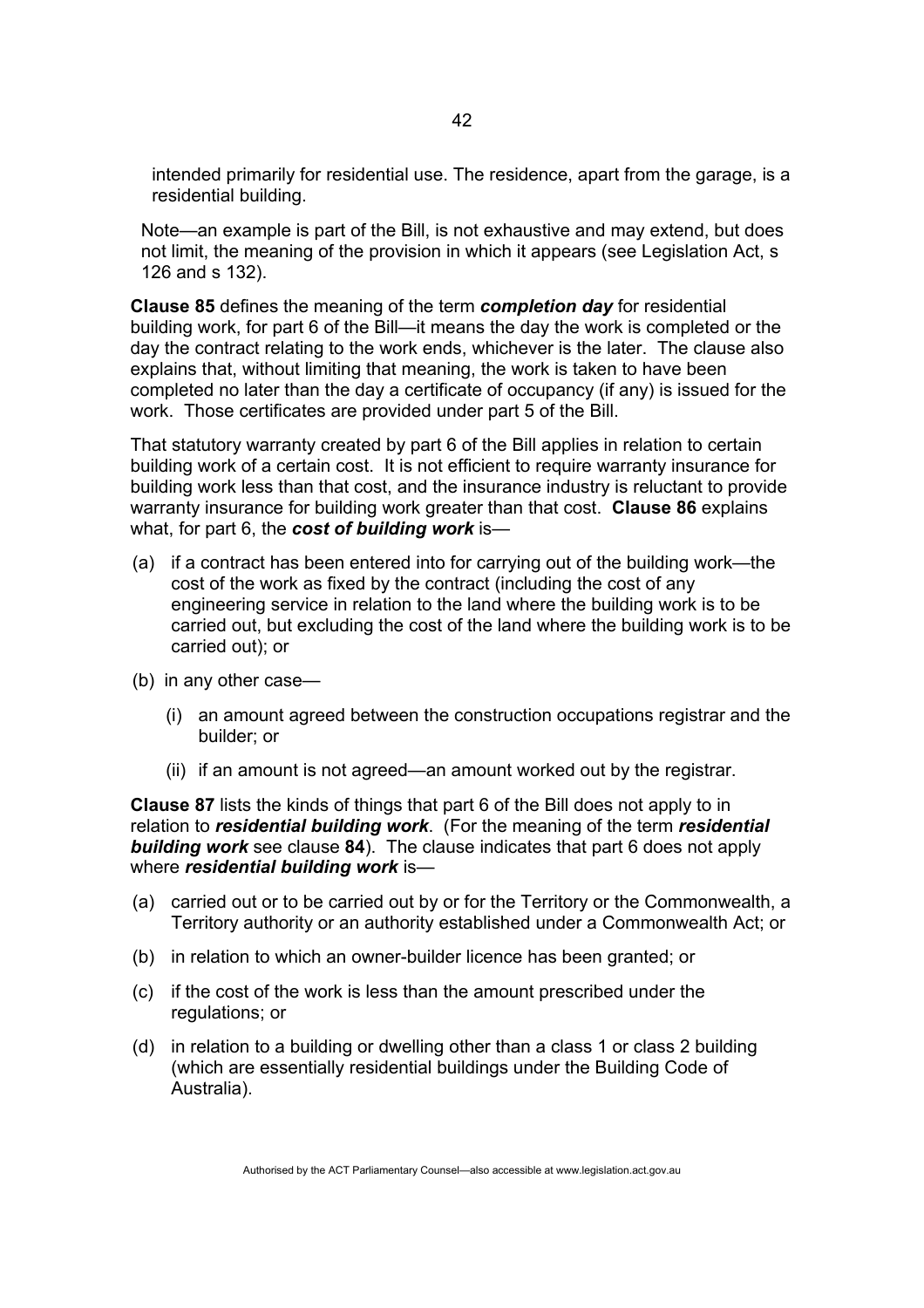intended primarily for residential use. The residence, apart from the garage, is a residential building.

Note—an example is part of the Bill, is not exhaustive and may extend, but does not limit, the meaning of the provision in which it appears (see Legislation Act, s 126 and s 132).

**Clause 85** defines the meaning of the term ***completion day*** for residential building work, for part 6 of the Bill—it means the day the work is completed or the day the contract relating to the work ends, whichever is the later. The clause also explains that, without limiting that meaning, the work is taken to have been completed no later than the day a certificate of occupancy (if any) is issued for the work. Those certificates are provided under part 5 of the Bill.

That statutory warranty created by part 6 of the Bill applies in relation to certain building work of a certain cost. It is not efficient to require warranty insurance for building work less than that cost, and the insurance industry is reluctant to provide warranty insurance for building work greater than that cost. **Clause 86** explains what, for part 6, the ***cost of building work*** is—

(a) if a contract has been entered into for carrying out of the building work—the cost of the work as fixed by the contract (including the cost of any engineering service in relation to the land where the building work is to be carried out, but excluding the cost of the land where the building work is to be carried out); or

(b) in any other case—

  (i) an amount agreed between the construction occupations registrar and the builder; or

  (ii) if an amount is not agreed—an amount worked out by the registrar.

**Clause 87** lists the kinds of things that part 6 of the Bill does not apply to in relation to ***residential building work***. (For the meaning of the term ***residential building work*** see clause **84**). The clause indicates that part 6 does not apply where ***residential building work*** is—

(a) carried out or to be carried out by or for the Territory or the Commonwealth, a Territory authority or an authority established under a Commonwealth Act; or

(b) in relation to which an owner-builder licence has been granted; or

(c) if the cost of the work is less than the amount prescribed under the regulations; or

(d) in relation to a building or dwelling other than a class 1 or class 2 building (which are essentially residential buildings under the Building Code of Australia).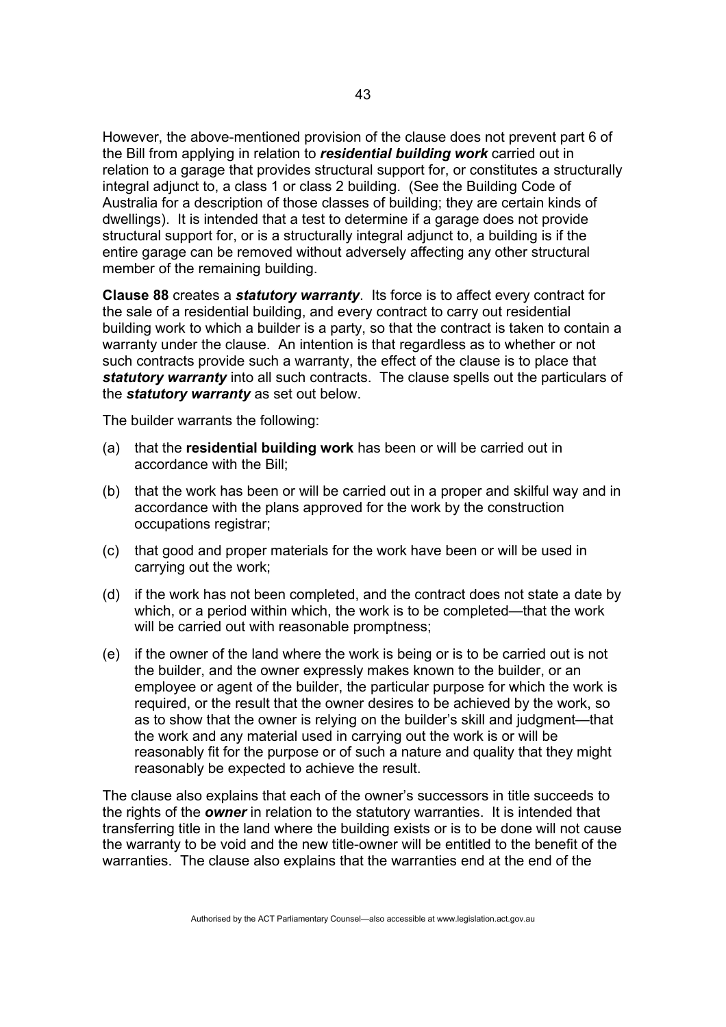However, the above-mentioned provision of the clause does not prevent part 6 of the Bill from applying in relation to ***residential building work*** carried out in relation to a garage that provides structural support for, or constitutes a structurally integral adjunct to, a class 1 or class 2 building. (See the Building Code of Australia for a description of those classes of building; they are certain kinds of dwellings). It is intended that a test to determine if a garage does not provide structural support for, or is a structurally integral adjunct to, a building is if the entire garage can be removed without adversely affecting any other structural member of the remaining building.

**Clause 88** creates a ***statutory warranty***. Its force is to affect every contract for the sale of a residential building, and every contract to carry out residential building work to which a builder is a party, so that the contract is taken to contain a warranty under the clause. An intention is that regardless as to whether or not such contracts provide such a warranty, the effect of the clause is to place that ***statutory warranty*** into all such contracts. The clause spells out the particulars of the ***statutory warranty*** as set out below.

The builder warrants the following:

(a) that the **residential building work** has been or will be carried out in accordance with the Bill;

(b) that the work has been or will be carried out in a proper and skilful way and in accordance with the plans approved for the work by the construction occupations registrar;

(c) that good and proper materials for the work have been or will be used in carrying out the work;

(d) if the work has not been completed, and the contract does not state a date by which, or a period within which, the work is to be completed—that the work will be carried out with reasonable promptness;

(e) if the owner of the land where the work is being or is to be carried out is not the builder, and the owner expressly makes known to the builder, or an employee or agent of the builder, the particular purpose for which the work is required, or the result that the owner desires to be achieved by the work, so as to show that the owner is relying on the builder's skill and judgment—that the work and any material used in carrying out the work is or will be reasonably fit for the purpose or of such a nature and quality that they might reasonably be expected to achieve the result.

The clause also explains that each of the owner's successors in title succeeds to the rights of the ***owner*** in relation to the statutory warranties. It is intended that transferring title in the land where the building exists or is to be done will not cause the warranty to be void and the new title-owner will be entitled to the benefit of the warranties. The clause also explains that the warranties end at the end of the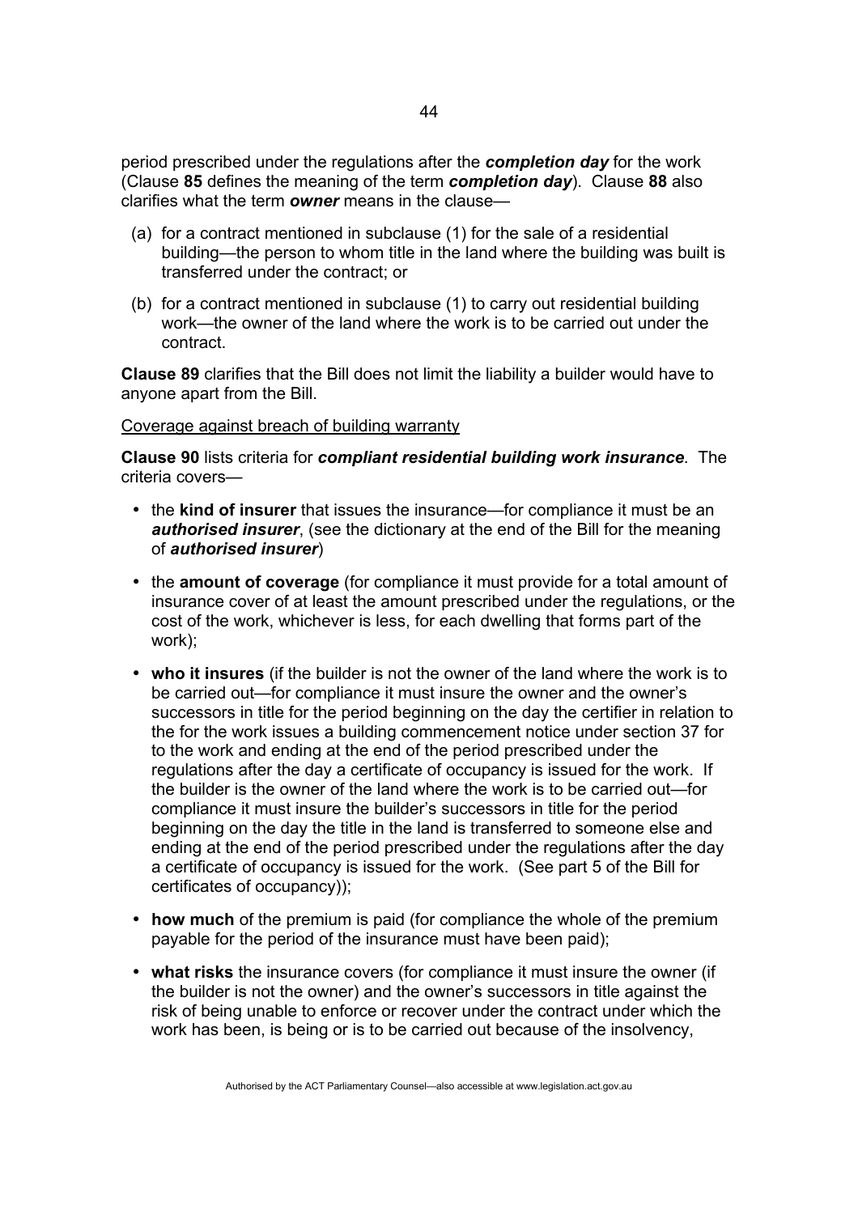period prescribed under the regulations after the ***completion day*** for the work (Clause **85** defines the meaning of the term ***completion day***). Clause **88** also clarifies what the term ***owner*** means in the clause—

(a) for a contract mentioned in subclause (1) for the sale of a residential building—the person to whom title in the land where the building was built is transferred under the contract; or

(b) for a contract mentioned in subclause (1) to carry out residential building work—the owner of the land where the work is to be carried out under the contract.

**Clause 89** clarifies that the Bill does not limit the liability a builder would have to anyone apart from the Bill.

<u>Coverage against breach of building warranty</u>

**Clause 90** lists criteria for ***compliant residential building work insurance***. The criteria covers—

- the **kind of insurer** that issues the insurance—for compliance it must be an ***authorised insurer***, (see the dictionary at the end of the Bill for the meaning of ***authorised insurer***)
- the **amount of coverage** (for compliance it must provide for a total amount of insurance cover of at least the amount prescribed under the regulations, or the cost of the work, whichever is less, for each dwelling that forms part of the work);
- **who it insures** (if the builder is not the owner of the land where the work is to be carried out—for compliance it must insure the owner and the owner's successors in title for the period beginning on the day the certifier in relation to the for the work issues a building commencement notice under section 37 for to the work and ending at the end of the period prescribed under the regulations after the day a certificate of occupancy is issued for the work. If the builder is the owner of the land where the work is to be carried out—for compliance it must insure the builder's successors in title for the period beginning on the day the title in the land is transferred to someone else and ending at the end of the period prescribed under the regulations after the day a certificate of occupancy is issued for the work. (See part 5 of the Bill for certificates of occupancy));
- **how much** of the premium is paid (for compliance the whole of the premium payable for the period of the insurance must have been paid);
- **what risks** the insurance covers (for compliance it must insure the owner (if the builder is not the owner) and the owner's successors in title against the risk of being unable to enforce or recover under the contract under which the work has been, is being or is to be carried out because of the insolvency,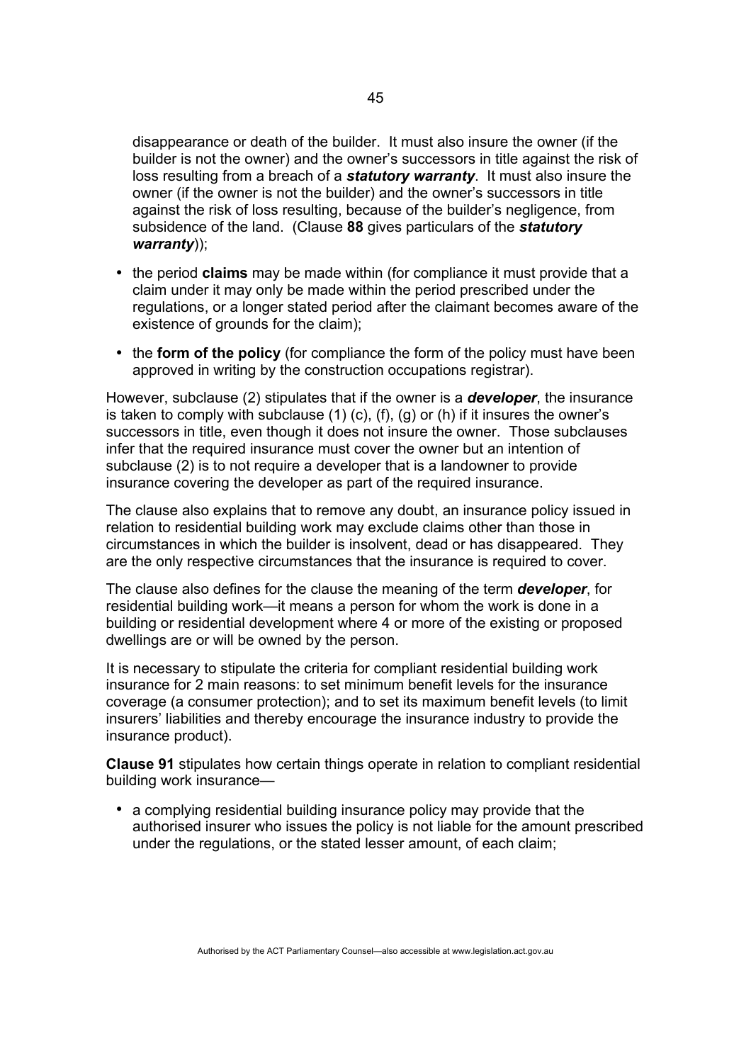disappearance or death of the builder. It must also insure the owner (if the builder is not the owner) and the owner's successors in title against the risk of loss resulting from a breach of a ***statutory warranty***. It must also insure the owner (if the owner is not the builder) and the owner's successors in title against the risk of loss resulting, because of the builder's negligence, from subsidence of the land. (Clause **88** gives particulars of the ***statutory warranty***));

- the period **claims** may be made within (for compliance it must provide that a claim under it may only be made within the period prescribed under the regulations, or a longer stated period after the claimant becomes aware of the existence of grounds for the claim);
- the **form of the policy** (for compliance the form of the policy must have been approved in writing by the construction occupations registrar).

However, subclause (2) stipulates that if the owner is a ***developer***, the insurance is taken to comply with subclause (1) (c), (f), (g) or (h) if it insures the owner's successors in title, even though it does not insure the owner. Those subclauses infer that the required insurance must cover the owner but an intention of subclause (2) is to not require a developer that is a landowner to provide insurance covering the developer as part of the required insurance.

The clause also explains that to remove any doubt, an insurance policy issued in relation to residential building work may exclude claims other than those in circumstances in which the builder is insolvent, dead or has disappeared. They are the only respective circumstances that the insurance is required to cover.

The clause also defines for the clause the meaning of the term ***developer***, for residential building work—it means a person for whom the work is done in a building or residential development where 4 or more of the existing or proposed dwellings are or will be owned by the person.

It is necessary to stipulate the criteria for compliant residential building work insurance for 2 main reasons: to set minimum benefit levels for the insurance coverage (a consumer protection); and to set its maximum benefit levels (to limit insurers' liabilities and thereby encourage the insurance industry to provide the insurance product).

**Clause 91** stipulates how certain things operate in relation to compliant residential building work insurance—

- a complying residential building insurance policy may provide that the authorised insurer who issues the policy is not liable for the amount prescribed under the regulations, or the stated lesser amount, of each claim;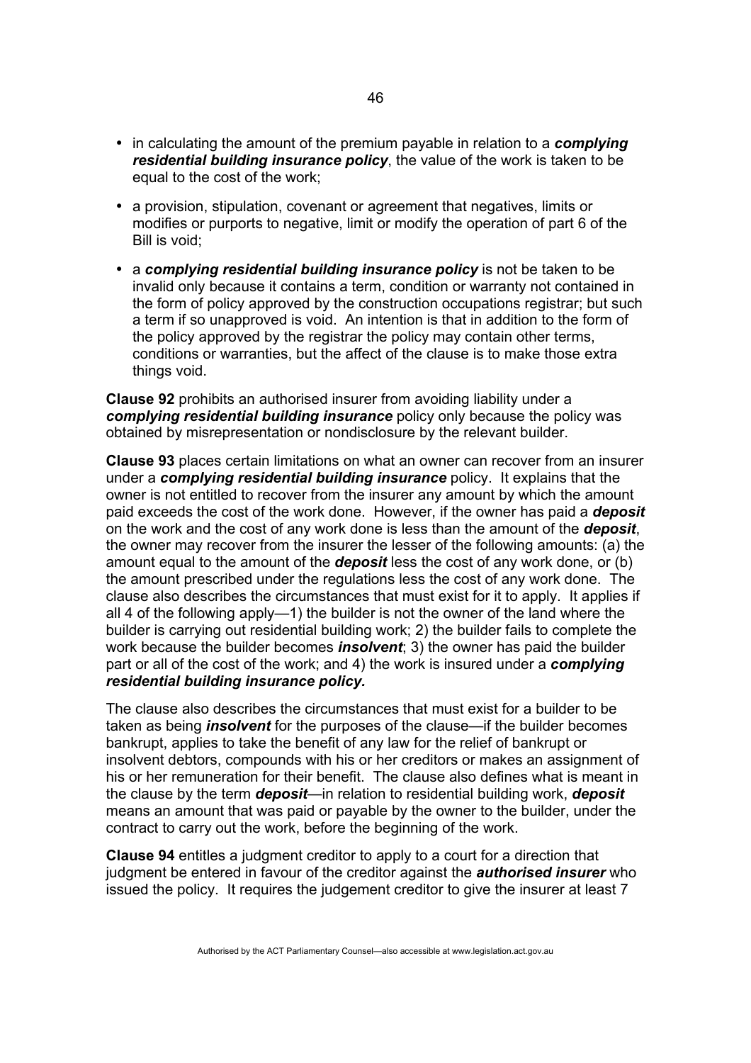- in calculating the amount of the premium payable in relation to a ***complying residential building insurance policy***, the value of the work is taken to be equal to the cost of the work;

- a provision, stipulation, covenant or agreement that negatives, limits or modifies or purports to negative, limit or modify the operation of part 6 of the Bill is void;

- a ***complying residential building insurance policy*** is not be taken to be invalid only because it contains a term, condition or warranty not contained in the form of policy approved by the construction occupations registrar; but such a term if so unapproved is void. An intention is that in addition to the form of the policy approved by the registrar the policy may contain other terms, conditions or warranties, but the affect of the clause is to make those extra things void.

**Clause 92** prohibits an authorised insurer from avoiding liability under a ***complying residential building insurance*** policy only because the policy was obtained by misrepresentation or nondisclosure by the relevant builder.

**Clause 93** places certain limitations on what an owner can recover from an insurer under a ***complying residential building insurance*** policy. It explains that the owner is not entitled to recover from the insurer any amount by which the amount paid exceeds the cost of the work done. However, if the owner has paid a ***deposit*** on the work and the cost of any work done is less than the amount of the ***deposit***, the owner may recover from the insurer the lesser of the following amounts: (a) the amount equal to the amount of the ***deposit*** less the cost of any work done, or (b) the amount prescribed under the regulations less the cost of any work done. The clause also describes the circumstances that must exist for it to apply. It applies if all 4 of the following apply—1) the builder is not the owner of the land where the builder is carrying out residential building work; 2) the builder fails to complete the work because the builder becomes ***insolvent***; 3) the owner has paid the builder part or all of the cost of the work; and 4) the work is insured under a ***complying residential building insurance policy.***

The clause also describes the circumstances that must exist for a builder to be taken as being ***insolvent*** for the purposes of the clause—if the builder becomes bankrupt, applies to take the benefit of any law for the relief of bankrupt or insolvent debtors, compounds with his or her creditors or makes an assignment of his or her remuneration for their benefit. The clause also defines what is meant in the clause by the term ***deposit***—in relation to residential building work, ***deposit*** means an amount that was paid or payable by the owner to the builder, under the contract to carry out the work, before the beginning of the work.

**Clause 94** entitles a judgment creditor to apply to a court for a direction that judgment be entered in favour of the creditor against the ***authorised insurer*** who issued the policy. It requires the judgement creditor to give the insurer at least 7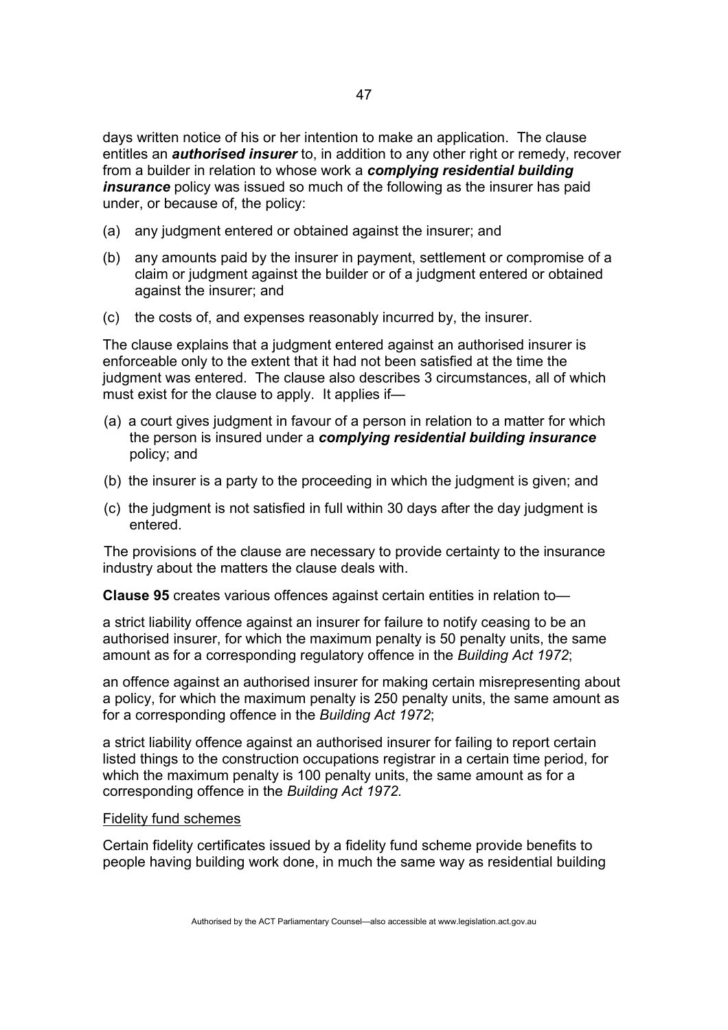days written notice of his or her intention to make an application. The clause entitles an ***authorised insurer*** to, in addition to any other right or remedy, recover from a builder in relation to whose work a ***complying residential building insurance*** policy was issued so much of the following as the insurer has paid under, or because of, the policy:

(a) any judgment entered or obtained against the insurer; and

(b) any amounts paid by the insurer in payment, settlement or compromise of a claim or judgment against the builder or of a judgment entered or obtained against the insurer; and

(c) the costs of, and expenses reasonably incurred by, the insurer.

The clause explains that a judgment entered against an authorised insurer is enforceable only to the extent that it had not been satisfied at the time the judgment was entered. The clause also describes 3 circumstances, all of which must exist for the clause to apply. It applies if—

(a) a court gives judgment in favour of a person in relation to a matter for which the person is insured under a ***complying residential building insurance*** policy; and

(b) the insurer is a party to the proceeding in which the judgment is given; and

(c) the judgment is not satisfied in full within 30 days after the day judgment is entered.

The provisions of the clause are necessary to provide certainty to the insurance industry about the matters the clause deals with.

**Clause 95** creates various offences against certain entities in relation to—

a strict liability offence against an insurer for failure to notify ceasing to be an authorised insurer, for which the maximum penalty is 50 penalty units, the same amount as for a corresponding regulatory offence in the *Building Act 1972*;

an offence against an authorised insurer for making certain misrepresenting about a policy, for which the maximum penalty is 250 penalty units, the same amount as for a corresponding offence in the *Building Act 1972*;

a strict liability offence against an authorised insurer for failing to report certain listed things to the construction occupations registrar in a certain time period, for which the maximum penalty is 100 penalty units, the same amount as for a corresponding offence in the *Building Act 1972.*

Fidelity fund schemes

Certain fidelity certificates issued by a fidelity fund scheme provide benefits to people having building work done, in much the same way as residential building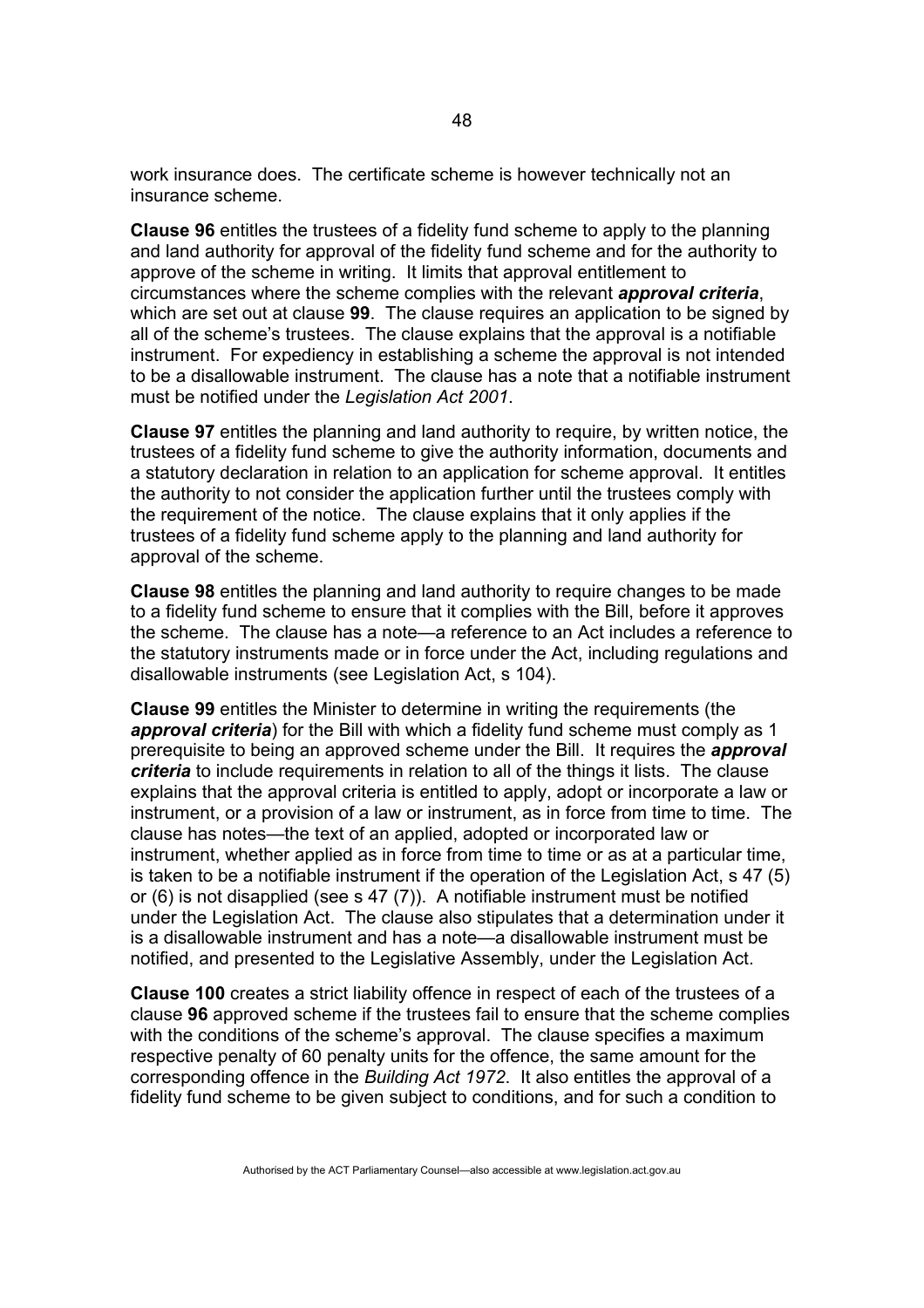work insurance does. The certificate scheme is however technically not an insurance scheme.

**Clause 96** entitles the trustees of a fidelity fund scheme to apply to the planning and land authority for approval of the fidelity fund scheme and for the authority to approve of the scheme in writing. It limits that approval entitlement to circumstances where the scheme complies with the relevant ***approval criteria***, which are set out at clause **99**. The clause requires an application to be signed by all of the scheme's trustees. The clause explains that the approval is a notifiable instrument. For expediency in establishing a scheme the approval is not intended to be a disallowable instrument. The clause has a note that a notifiable instrument must be notified under the *Legislation Act 2001*.

**Clause 97** entitles the planning and land authority to require, by written notice, the trustees of a fidelity fund scheme to give the authority information, documents and a statutory declaration in relation to an application for scheme approval. It entitles the authority to not consider the application further until the trustees comply with the requirement of the notice. The clause explains that it only applies if the trustees of a fidelity fund scheme apply to the planning and land authority for approval of the scheme.

**Clause 98** entitles the planning and land authority to require changes to be made to a fidelity fund scheme to ensure that it complies with the Bill, before it approves the scheme. The clause has a note—a reference to an Act includes a reference to the statutory instruments made or in force under the Act, including regulations and disallowable instruments (see Legislation Act, s 104).

**Clause 99** entitles the Minister to determine in writing the requirements (the ***approval criteria***) for the Bill with which a fidelity fund scheme must comply as 1 prerequisite to being an approved scheme under the Bill. It requires the ***approval criteria*** to include requirements in relation to all of the things it lists. The clause explains that the approval criteria is entitled to apply, adopt or incorporate a law or instrument, or a provision of a law or instrument, as in force from time to time. The clause has notes—the text of an applied, adopted or incorporated law or instrument, whether applied as in force from time to time or as at a particular time, is taken to be a notifiable instrument if the operation of the Legislation Act, s 47 (5) or (6) is not disapplied (see s 47 (7)). A notifiable instrument must be notified under the Legislation Act. The clause also stipulates that a determination under it is a disallowable instrument and has a note—a disallowable instrument must be notified, and presented to the Legislative Assembly, under the Legislation Act.

**Clause 100** creates a strict liability offence in respect of each of the trustees of a clause **96** approved scheme if the trustees fail to ensure that the scheme complies with the conditions of the scheme's approval. The clause specifies a maximum respective penalty of 60 penalty units for the offence, the same amount for the corresponding offence in the *Building Act 1972*. It also entitles the approval of a fidelity fund scheme to be given subject to conditions, and for such a condition to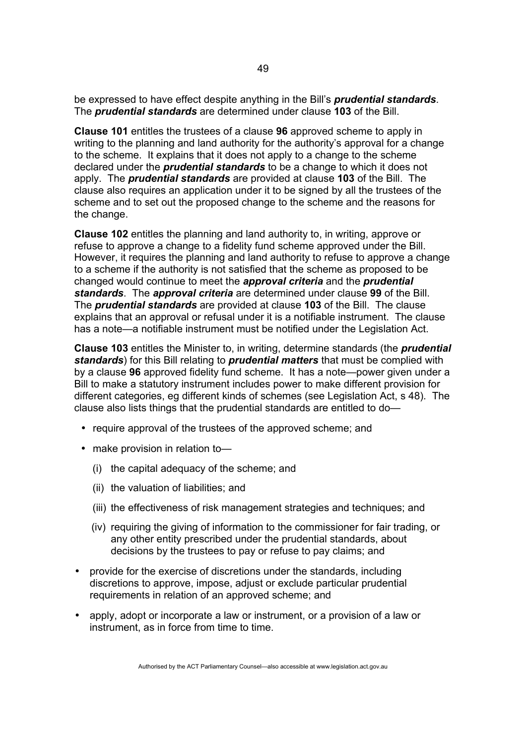be expressed to have effect despite anything in the Bill's ***prudential standards***. The ***prudential standards*** are determined under clause **103** of the Bill.

**Clause 101** entitles the trustees of a clause **96** approved scheme to apply in writing to the planning and land authority for the authority's approval for a change to the scheme. It explains that it does not apply to a change to the scheme declared under the ***prudential standards*** to be a change to which it does not apply. The ***prudential standards*** are provided at clause **103** of the Bill. The clause also requires an application under it to be signed by all the trustees of the scheme and to set out the proposed change to the scheme and the reasons for the change.

**Clause 102** entitles the planning and land authority to, in writing, approve or refuse to approve a change to a fidelity fund scheme approved under the Bill. However, it requires the planning and land authority to refuse to approve a change to a scheme if the authority is not satisfied that the scheme as proposed to be changed would continue to meet the ***approval criteria*** and the ***prudential standards***. The ***approval criteria*** are determined under clause **99** of the Bill. The ***prudential standards*** are provided at clause **103** of the Bill. The clause explains that an approval or refusal under it is a notifiable instrument. The clause has a note—a notifiable instrument must be notified under the Legislation Act.

**Clause 103** entitles the Minister to, in writing, determine standards (the ***prudential standards***) for this Bill relating to ***prudential matters*** that must be complied with by a clause **96** approved fidelity fund scheme. It has a note—power given under a Bill to make a statutory instrument includes power to make different provision for different categories, eg different kinds of schemes (see Legislation Act, s 48). The clause also lists things that the prudential standards are entitled to do—

- require approval of the trustees of the approved scheme; and
- make provision in relation to—
  - (i) the capital adequacy of the scheme; and
  - (ii) the valuation of liabilities; and
  - (iii) the effectiveness of risk management strategies and techniques; and
  - (iv) requiring the giving of information to the commissioner for fair trading, or any other entity prescribed under the prudential standards, about decisions by the trustees to pay or refuse to pay claims; and
- provide for the exercise of discretions under the standards, including discretions to approve, impose, adjust or exclude particular prudential requirements in relation of an approved scheme; and
- apply, adopt or incorporate a law or instrument, or a provision of a law or instrument, as in force from time to time.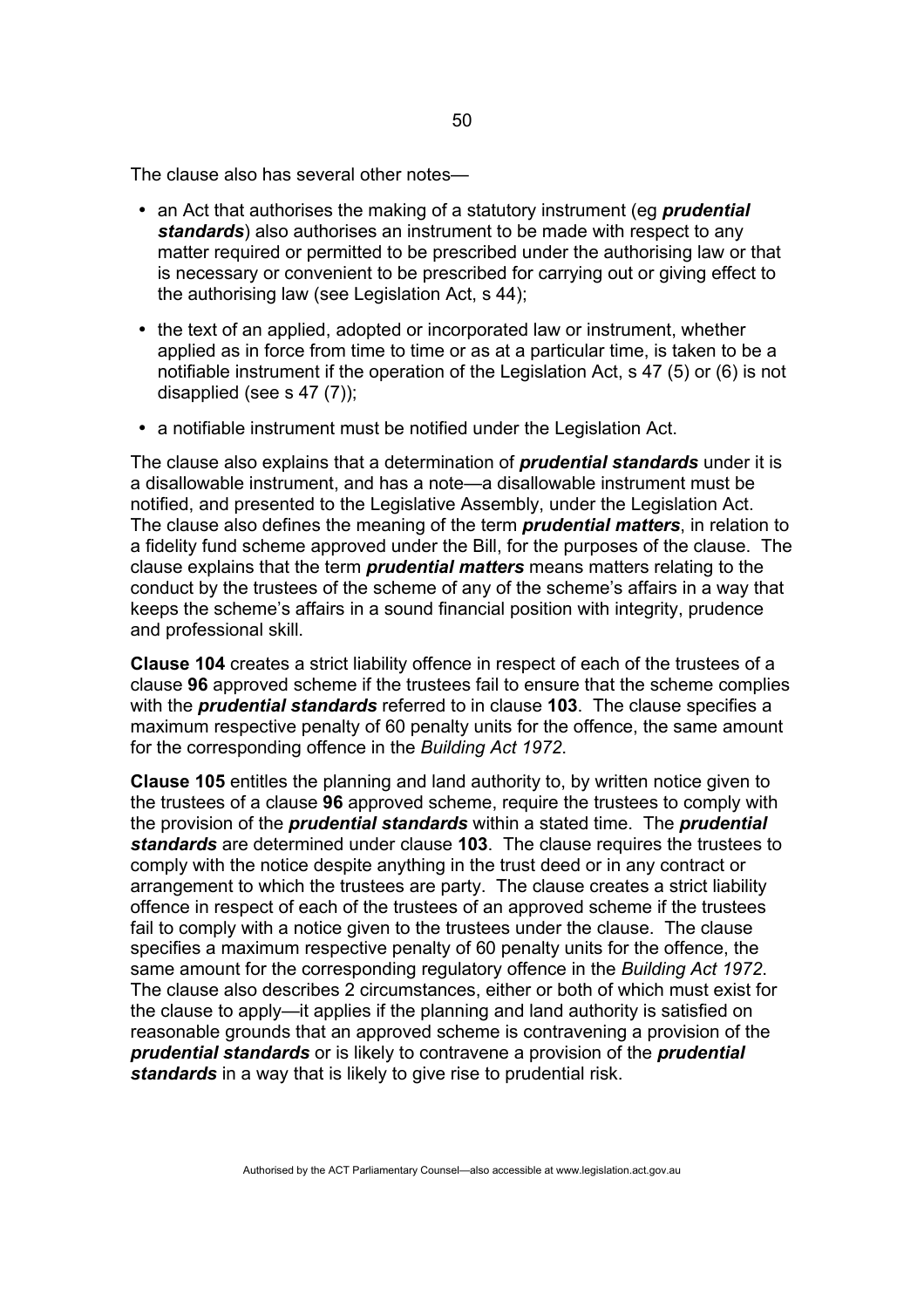The clause also has several other notes—

- an Act that authorises the making of a statutory instrument (eg ***prudential standards***) also authorises an instrument to be made with respect to any matter required or permitted to be prescribed under the authorising law or that is necessary or convenient to be prescribed for carrying out or giving effect to the authorising law (see Legislation Act, s 44);
- the text of an applied, adopted or incorporated law or instrument, whether applied as in force from time to time or as at a particular time, is taken to be a notifiable instrument if the operation of the Legislation Act, s 47 (5) or (6) is not disapplied (see s 47 (7));
- a notifiable instrument must be notified under the Legislation Act.

The clause also explains that a determination of ***prudential standards*** under it is a disallowable instrument, and has a note—a disallowable instrument must be notified, and presented to the Legislative Assembly, under the Legislation Act. The clause also defines the meaning of the term ***prudential matters***, in relation to a fidelity fund scheme approved under the Bill, for the purposes of the clause. The clause explains that the term ***prudential matters*** means matters relating to the conduct by the trustees of the scheme of any of the scheme's affairs in a way that keeps the scheme's affairs in a sound financial position with integrity, prudence and professional skill.

**Clause 104** creates a strict liability offence in respect of each of the trustees of a clause **96** approved scheme if the trustees fail to ensure that the scheme complies with the ***prudential standards*** referred to in clause **103**. The clause specifies a maximum respective penalty of 60 penalty units for the offence, the same amount for the corresponding offence in the *Building Act 1972*.

**Clause 105** entitles the planning and land authority to, by written notice given to the trustees of a clause **96** approved scheme, require the trustees to comply with the provision of the ***prudential standards*** within a stated time. The ***prudential standards*** are determined under clause **103**. The clause requires the trustees to comply with the notice despite anything in the trust deed or in any contract or arrangement to which the trustees are party. The clause creates a strict liability offence in respect of each of the trustees of an approved scheme if the trustees fail to comply with a notice given to the trustees under the clause. The clause specifies a maximum respective penalty of 60 penalty units for the offence, the same amount for the corresponding regulatory offence in the *Building Act 1972*. The clause also describes 2 circumstances, either or both of which must exist for the clause to apply—it applies if the planning and land authority is satisfied on reasonable grounds that an approved scheme is contravening a provision of the ***prudential standards*** or is likely to contravene a provision of the ***prudential standards*** in a way that is likely to give rise to prudential risk.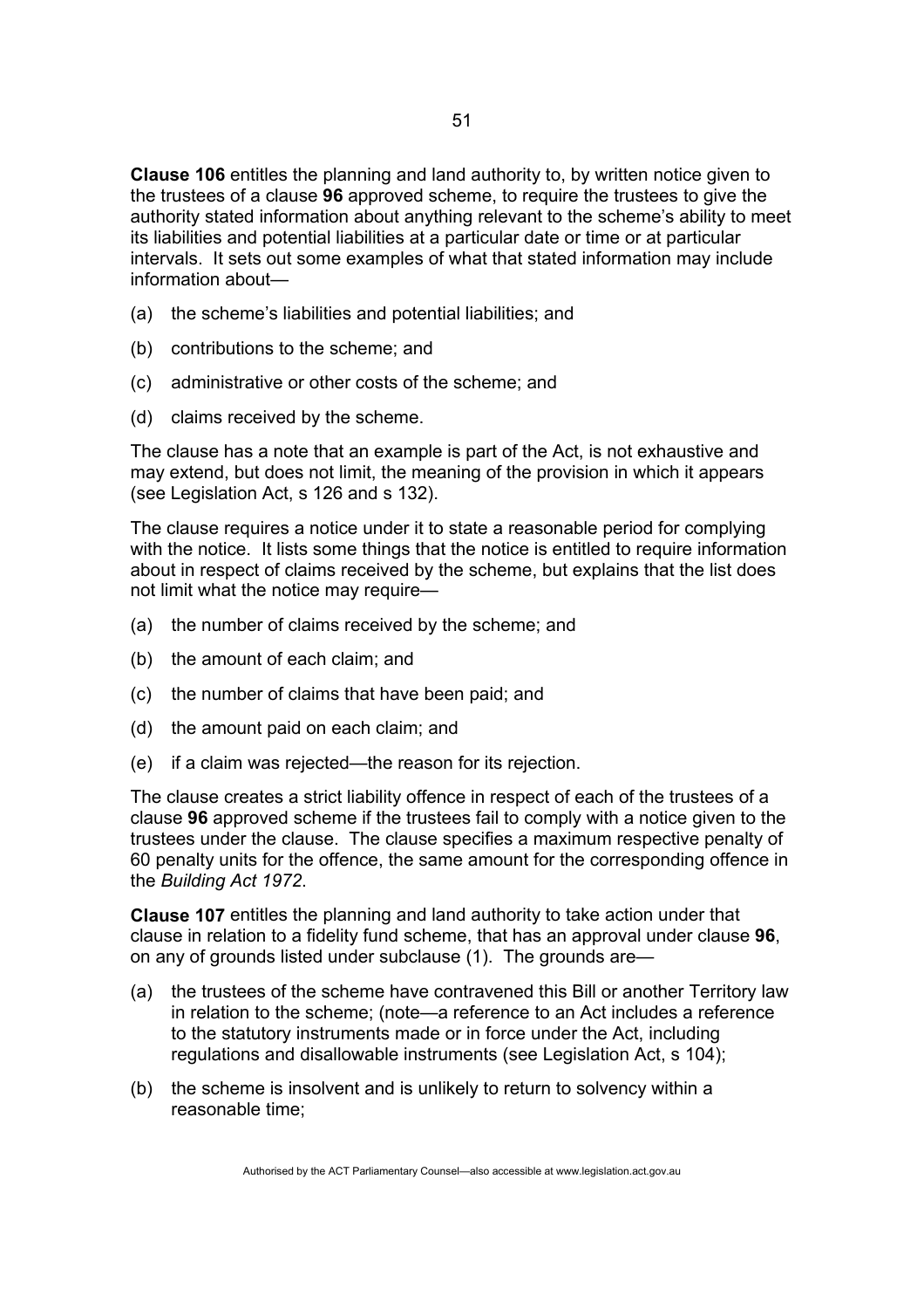**Clause 106** entitles the planning and land authority to, by written notice given to the trustees of a clause **96** approved scheme, to require the trustees to give the authority stated information about anything relevant to the scheme's ability to meet its liabilities and potential liabilities at a particular date or time or at particular intervals. It sets out some examples of what that stated information may include information about—

(a) the scheme's liabilities and potential liabilities; and

(b) contributions to the scheme; and

(c) administrative or other costs of the scheme; and

(d) claims received by the scheme.

The clause has a note that an example is part of the Act, is not exhaustive and may extend, but does not limit, the meaning of the provision in which it appears (see Legislation Act, s 126 and s 132).

The clause requires a notice under it to state a reasonable period for complying with the notice. It lists some things that the notice is entitled to require information about in respect of claims received by the scheme, but explains that the list does not limit what the notice may require—

(a) the number of claims received by the scheme; and

(b) the amount of each claim; and

(c) the number of claims that have been paid; and

(d) the amount paid on each claim; and

(e) if a claim was rejected—the reason for its rejection.

The clause creates a strict liability offence in respect of each of the trustees of a clause **96** approved scheme if the trustees fail to comply with a notice given to the trustees under the clause. The clause specifies a maximum respective penalty of 60 penalty units for the offence, the same amount for the corresponding offence in the *Building Act 1972*.

**Clause 107** entitles the planning and land authority to take action under that clause in relation to a fidelity fund scheme, that has an approval under clause **96**, on any of grounds listed under subclause (1). The grounds are—

(a) the trustees of the scheme have contravened this Bill or another Territory law in relation to the scheme; (note—a reference to an Act includes a reference to the statutory instruments made or in force under the Act, including regulations and disallowable instruments (see Legislation Act, s 104);

(b) the scheme is insolvent and is unlikely to return to solvency within a reasonable time;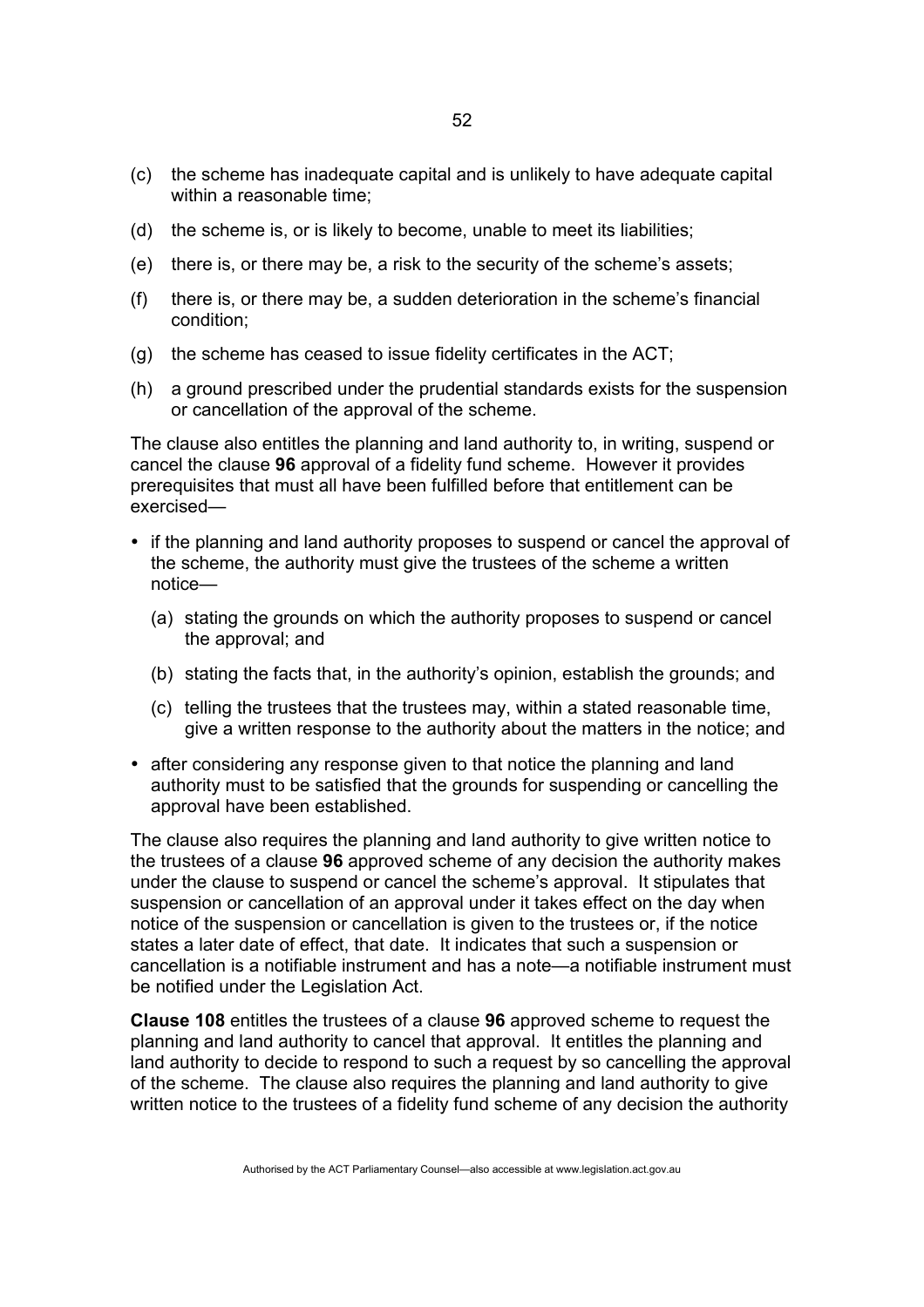(c) the scheme has inadequate capital and is unlikely to have adequate capital within a reasonable time;

(d) the scheme is, or is likely to become, unable to meet its liabilities;

(e) there is, or there may be, a risk to the security of the scheme's assets;

(f) there is, or there may be, a sudden deterioration in the scheme's financial condition;

(g) the scheme has ceased to issue fidelity certificates in the ACT;

(h) a ground prescribed under the prudential standards exists for the suspension or cancellation of the approval of the scheme.

The clause also entitles the planning and land authority to, in writing, suspend or cancel the clause **96** approval of a fidelity fund scheme. However it provides prerequisites that must all have been fulfilled before that entitlement can be exercised—

- if the planning and land authority proposes to suspend or cancel the approval of the scheme, the authority must give the trustees of the scheme a written notice—
  - (a) stating the grounds on which the authority proposes to suspend or cancel the approval; and
  - (b) stating the facts that, in the authority's opinion, establish the grounds; and
  - (c) telling the trustees that the trustees may, within a stated reasonable time, give a written response to the authority about the matters in the notice; and
- after considering any response given to that notice the planning and land authority must to be satisfied that the grounds for suspending or cancelling the approval have been established.

The clause also requires the planning and land authority to give written notice to the trustees of a clause **96** approved scheme of any decision the authority makes under the clause to suspend or cancel the scheme's approval. It stipulates that suspension or cancellation of an approval under it takes effect on the day when notice of the suspension or cancellation is given to the trustees or, if the notice states a later date of effect, that date. It indicates that such a suspension or cancellation is a notifiable instrument and has a note—a notifiable instrument must be notified under the Legislation Act.

**Clause 108** entitles the trustees of a clause **96** approved scheme to request the planning and land authority to cancel that approval. It entitles the planning and land authority to decide to respond to such a request by so cancelling the approval of the scheme. The clause also requires the planning and land authority to give written notice to the trustees of a fidelity fund scheme of any decision the authority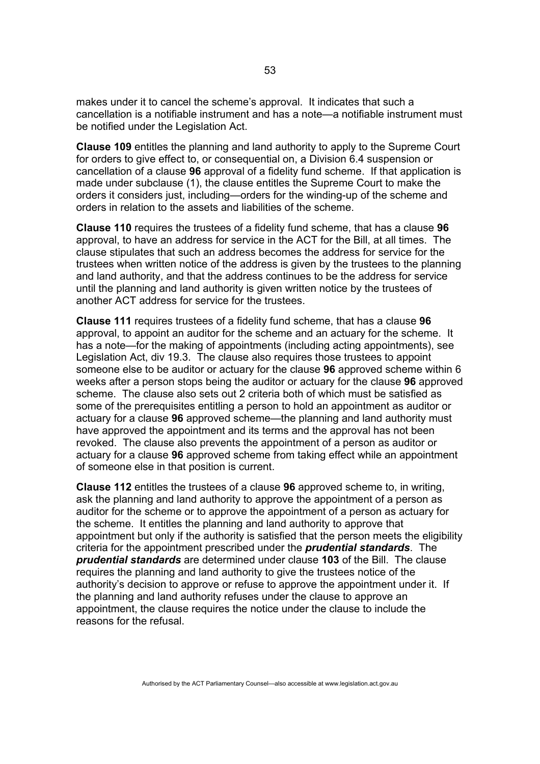makes under it to cancel the scheme's approval. It indicates that such a cancellation is a notifiable instrument and has a note—a notifiable instrument must be notified under the Legislation Act.

**Clause 109** entitles the planning and land authority to apply to the Supreme Court for orders to give effect to, or consequential on, a Division 6.4 suspension or cancellation of a clause **96** approval of a fidelity fund scheme. If that application is made under subclause (1), the clause entitles the Supreme Court to make the orders it considers just, including—orders for the winding-up of the scheme and orders in relation to the assets and liabilities of the scheme.

**Clause 110** requires the trustees of a fidelity fund scheme, that has a clause **96** approval, to have an address for service in the ACT for the Bill, at all times. The clause stipulates that such an address becomes the address for service for the trustees when written notice of the address is given by the trustees to the planning and land authority, and that the address continues to be the address for service until the planning and land authority is given written notice by the trustees of another ACT address for service for the trustees.

**Clause 111** requires trustees of a fidelity fund scheme, that has a clause **96** approval, to appoint an auditor for the scheme and an actuary for the scheme. It has a note—for the making of appointments (including acting appointments), see Legislation Act, div 19.3. The clause also requires those trustees to appoint someone else to be auditor or actuary for the clause **96** approved scheme within 6 weeks after a person stops being the auditor or actuary for the clause **96** approved scheme. The clause also sets out 2 criteria both of which must be satisfied as some of the prerequisites entitling a person to hold an appointment as auditor or actuary for a clause **96** approved scheme—the planning and land authority must have approved the appointment and its terms and the approval has not been revoked. The clause also prevents the appointment of a person as auditor or actuary for a clause **96** approved scheme from taking effect while an appointment of someone else in that position is current.

**Clause 112** entitles the trustees of a clause **96** approved scheme to, in writing, ask the planning and land authority to approve the appointment of a person as auditor for the scheme or to approve the appointment of a person as actuary for the scheme. It entitles the planning and land authority to approve that appointment but only if the authority is satisfied that the person meets the eligibility criteria for the appointment prescribed under the ***prudential standards***. The ***prudential standards*** are determined under clause **103** of the Bill. The clause requires the planning and land authority to give the trustees notice of the authority's decision to approve or refuse to approve the appointment under it. If the planning and land authority refuses under the clause to approve an appointment, the clause requires the notice under the clause to include the reasons for the refusal.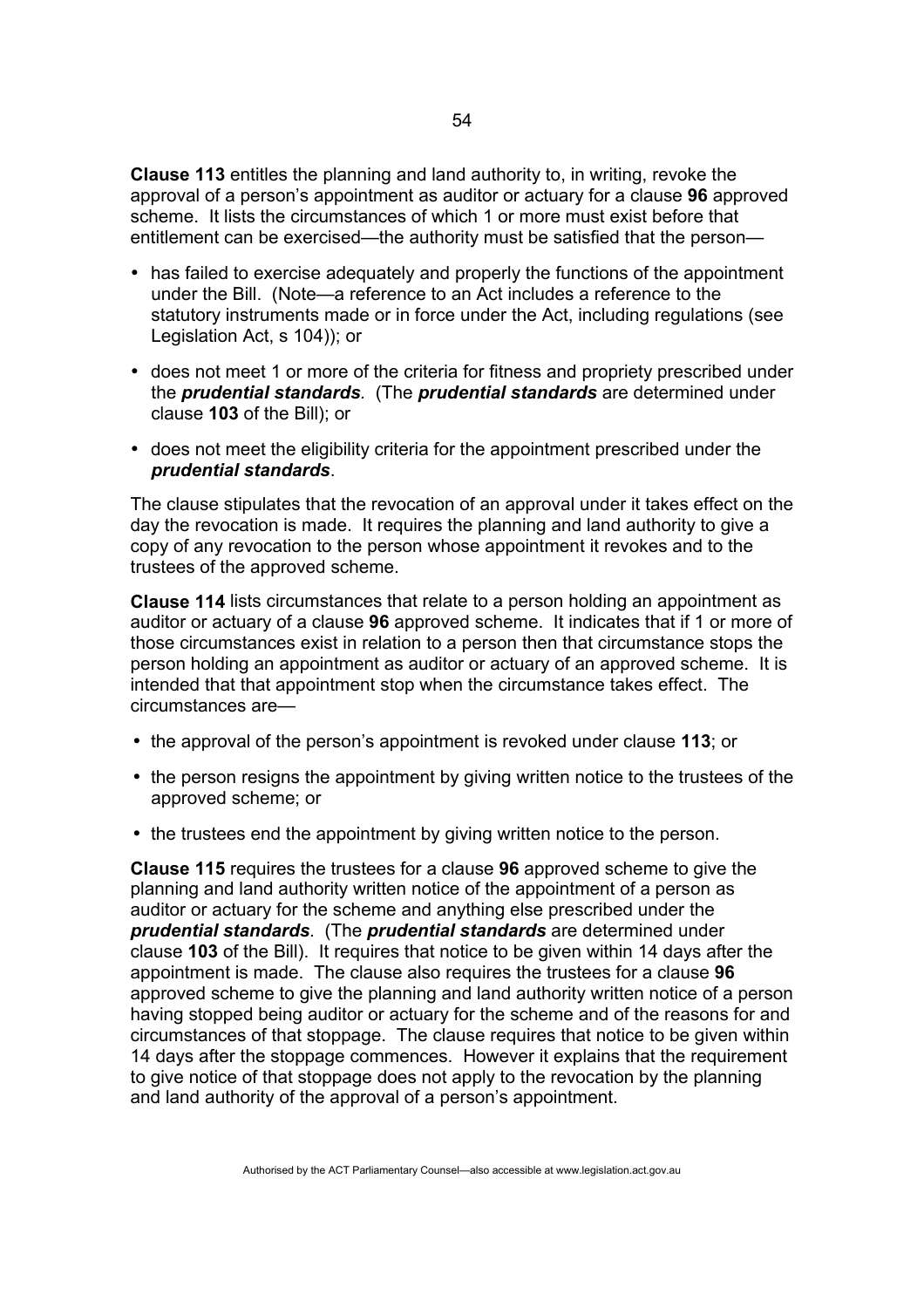**Clause 113** entitles the planning and land authority to, in writing, revoke the approval of a person's appointment as auditor or actuary for a clause **96** approved scheme. It lists the circumstances of which 1 or more must exist before that entitlement can be exercised—the authority must be satisfied that the person—

- has failed to exercise adequately and properly the functions of the appointment under the Bill. (Note—a reference to an Act includes a reference to the statutory instruments made or in force under the Act, including regulations (see Legislation Act, s 104)); or
- does not meet 1 or more of the criteria for fitness and propriety prescribed under the ***prudential standards****.* (The ***prudential standards*** are determined under clause **103** of the Bill); or
- does not meet the eligibility criteria for the appointment prescribed under the ***prudential standards***.

The clause stipulates that the revocation of an approval under it takes effect on the day the revocation is made. It requires the planning and land authority to give a copy of any revocation to the person whose appointment it revokes and to the trustees of the approved scheme.

**Clause 114** lists circumstances that relate to a person holding an appointment as auditor or actuary of a clause **96** approved scheme. It indicates that if 1 or more of those circumstances exist in relation to a person then that circumstance stops the person holding an appointment as auditor or actuary of an approved scheme. It is intended that that appointment stop when the circumstance takes effect. The circumstances are—

- the approval of the person's appointment is revoked under clause **113**; or
- the person resigns the appointment by giving written notice to the trustees of the approved scheme; or
- the trustees end the appointment by giving written notice to the person.

**Clause 115** requires the trustees for a clause **96** approved scheme to give the planning and land authority written notice of the appointment of a person as auditor or actuary for the scheme and anything else prescribed under the ***prudential standards***. (The ***prudential standards*** are determined under clause **103** of the Bill). It requires that notice to be given within 14 days after the appointment is made. The clause also requires the trustees for a clause **96** approved scheme to give the planning and land authority written notice of a person having stopped being auditor or actuary for the scheme and of the reasons for and circumstances of that stoppage. The clause requires that notice to be given within 14 days after the stoppage commences. However it explains that the requirement to give notice of that stoppage does not apply to the revocation by the planning and land authority of the approval of a person's appointment.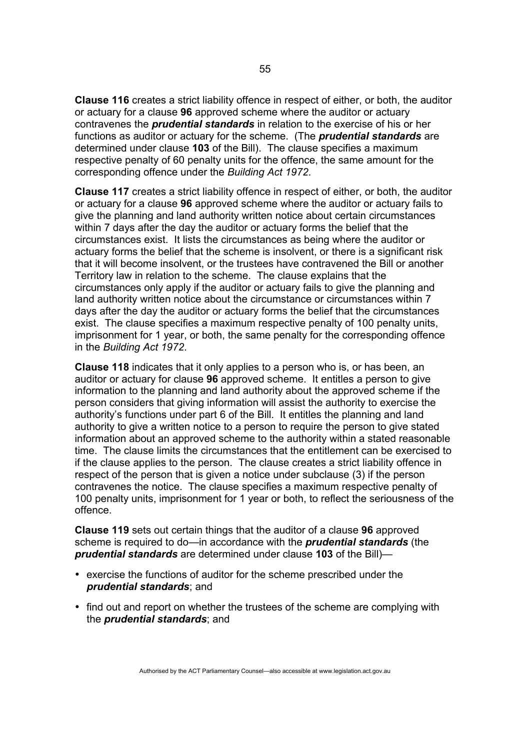**Clause 116** creates a strict liability offence in respect of either, or both, the auditor or actuary for a clause **96** approved scheme where the auditor or actuary contravenes the ***prudential standards*** in relation to the exercise of his or her functions as auditor or actuary for the scheme. (The ***prudential standards*** are determined under clause **103** of the Bill). The clause specifies a maximum respective penalty of 60 penalty units for the offence, the same amount for the corresponding offence under the *Building Act 1972*.

**Clause 117** creates a strict liability offence in respect of either, or both, the auditor or actuary for a clause **96** approved scheme where the auditor or actuary fails to give the planning and land authority written notice about certain circumstances within 7 days after the day the auditor or actuary forms the belief that the circumstances exist. It lists the circumstances as being where the auditor or actuary forms the belief that the scheme is insolvent, or there is a significant risk that it will become insolvent, or the trustees have contravened the Bill or another Territory law in relation to the scheme. The clause explains that the circumstances only apply if the auditor or actuary fails to give the planning and land authority written notice about the circumstance or circumstances within 7 days after the day the auditor or actuary forms the belief that the circumstances exist. The clause specifies a maximum respective penalty of 100 penalty units, imprisonment for 1 year, or both, the same penalty for the corresponding offence in the *Building Act 1972*.

**Clause 118** indicates that it only applies to a person who is, or has been, an auditor or actuary for clause **96** approved scheme. It entitles a person to give information to the planning and land authority about the approved scheme if the person considers that giving information will assist the authority to exercise the authority's functions under part 6 of the Bill. It entitles the planning and land authority to give a written notice to a person to require the person to give stated information about an approved scheme to the authority within a stated reasonable time. The clause limits the circumstances that the entitlement can be exercised to if the clause applies to the person. The clause creates a strict liability offence in respect of the person that is given a notice under subclause (3) if the person contravenes the notice. The clause specifies a maximum respective penalty of 100 penalty units, imprisonment for 1 year or both, to reflect the seriousness of the offence.

**Clause 119** sets out certain things that the auditor of a clause **96** approved scheme is required to do—in accordance with the ***prudential standards*** (the ***prudential standards*** are determined under clause **103** of the Bill)—

- exercise the functions of auditor for the scheme prescribed under the ***prudential standards***; and
- find out and report on whether the trustees of the scheme are complying with the ***prudential standards***; and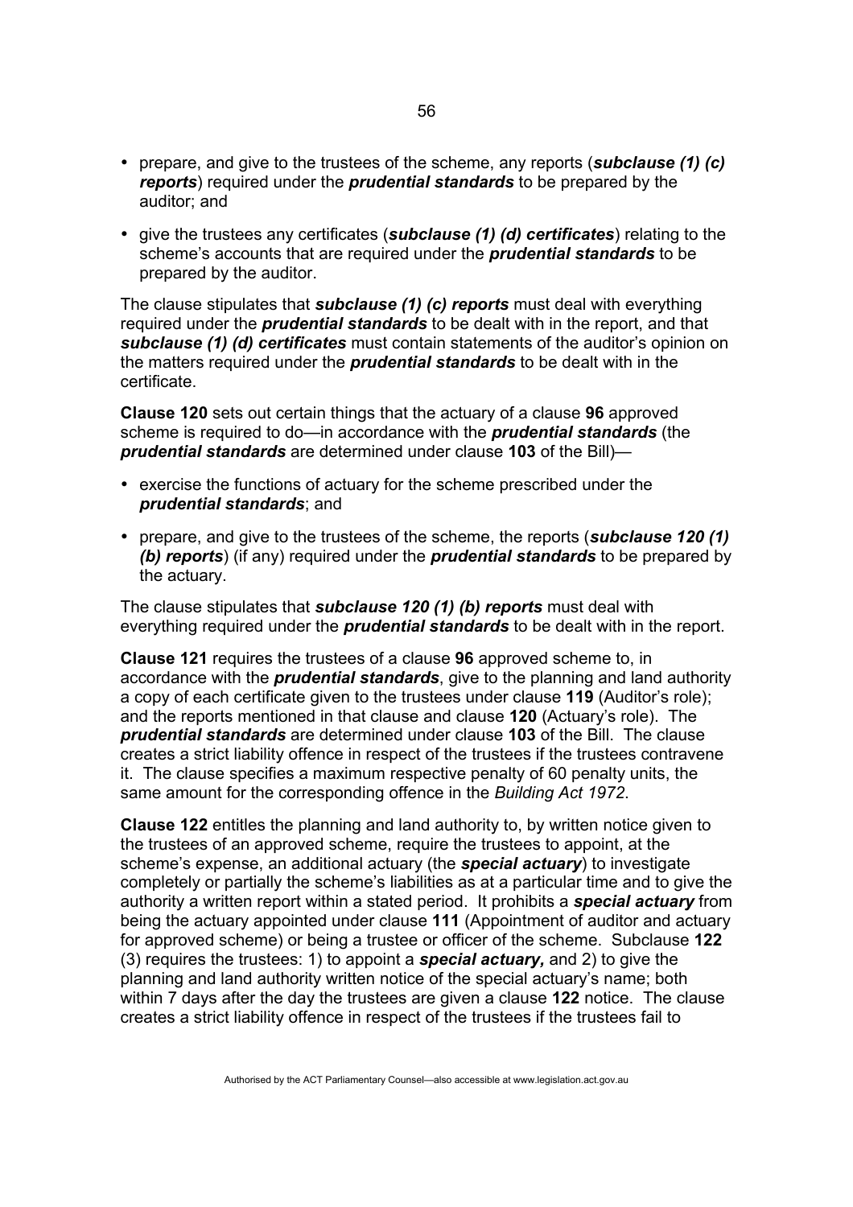- prepare, and give to the trustees of the scheme, any reports (***subclause (1) (c) reports***) required under the ***prudential standards*** to be prepared by the auditor; and
- give the trustees any certificates (***subclause (1) (d) certificates***) relating to the scheme's accounts that are required under the ***prudential standards*** to be prepared by the auditor.

The clause stipulates that ***subclause (1) (c) reports*** must deal with everything required under the ***prudential standards*** to be dealt with in the report, and that ***subclause (1) (d) certificates*** must contain statements of the auditor's opinion on the matters required under the ***prudential standards*** to be dealt with in the certificate.

**Clause 120** sets out certain things that the actuary of a clause **96** approved scheme is required to do—in accordance with the ***prudential standards*** (the ***prudential standards*** are determined under clause **103** of the Bill)—

- exercise the functions of actuary for the scheme prescribed under the ***prudential standards***; and
- prepare, and give to the trustees of the scheme, the reports (***subclause 120 (1) (b) reports***) (if any) required under the ***prudential standards*** to be prepared by the actuary.

The clause stipulates that ***subclause 120 (1) (b) reports*** must deal with everything required under the ***prudential standards*** to be dealt with in the report.

**Clause 121** requires the trustees of a clause **96** approved scheme to, in accordance with the ***prudential standards***, give to the planning and land authority a copy of each certificate given to the trustees under clause **119** (Auditor's role); and the reports mentioned in that clause and clause **120** (Actuary's role). The ***prudential standards*** are determined under clause **103** of the Bill. The clause creates a strict liability offence in respect of the trustees if the trustees contravene it. The clause specifies a maximum respective penalty of 60 penalty units, the same amount for the corresponding offence in the *Building Act 1972*.

**Clause 122** entitles the planning and land authority to, by written notice given to the trustees of an approved scheme, require the trustees to appoint, at the scheme's expense, an additional actuary (the ***special actuary***) to investigate completely or partially the scheme's liabilities as at a particular time and to give the authority a written report within a stated period. It prohibits a ***special actuary*** from being the actuary appointed under clause **111** (Appointment of auditor and actuary for approved scheme) or being a trustee or officer of the scheme. Subclause **122** (3) requires the trustees: 1) to appoint a ***special actuary,*** and 2) to give the planning and land authority written notice of the special actuary's name; both within 7 days after the day the trustees are given a clause **122** notice. The clause creates a strict liability offence in respect of the trustees if the trustees fail to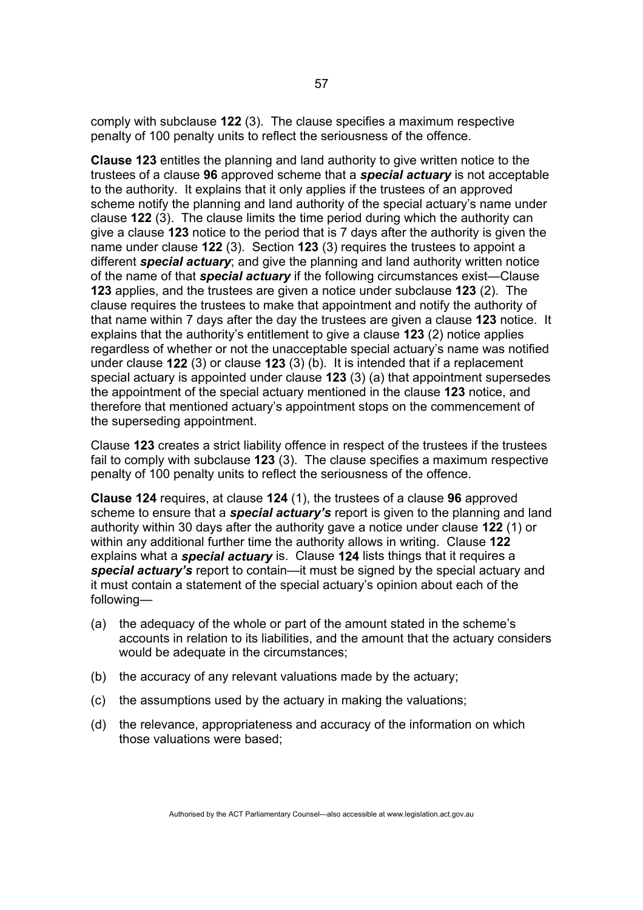comply with subclause **122** (3). The clause specifies a maximum respective penalty of 100 penalty units to reflect the seriousness of the offence.

**Clause 123** entitles the planning and land authority to give written notice to the trustees of a clause **96** approved scheme that a ***special actuary*** is not acceptable to the authority. It explains that it only applies if the trustees of an approved scheme notify the planning and land authority of the special actuary's name under clause **122** (3). The clause limits the time period during which the authority can give a clause **123** notice to the period that is 7 days after the authority is given the name under clause **122** (3). Section **123** (3) requires the trustees to appoint a different ***special actuary***; and give the planning and land authority written notice of the name of that ***special actuary*** if the following circumstances exist—Clause **123** applies, and the trustees are given a notice under subclause **123** (2). The clause requires the trustees to make that appointment and notify the authority of that name within 7 days after the day the trustees are given a clause **123** notice. It explains that the authority's entitlement to give a clause **123** (2) notice applies regardless of whether or not the unacceptable special actuary's name was notified under clause **122** (3) or clause **123** (3) (b). It is intended that if a replacement special actuary is appointed under clause **123** (3) (a) that appointment supersedes the appointment of the special actuary mentioned in the clause **123** notice, and therefore that mentioned actuary's appointment stops on the commencement of the superseding appointment.

Clause **123** creates a strict liability offence in respect of the trustees if the trustees fail to comply with subclause **123** (3). The clause specifies a maximum respective penalty of 100 penalty units to reflect the seriousness of the offence.

**Clause 124** requires, at clause **124** (1), the trustees of a clause **96** approved scheme to ensure that a ***special actuary's*** report is given to the planning and land authority within 30 days after the authority gave a notice under clause **122** (1) or within any additional further time the authority allows in writing. Clause **122** explains what a ***special actuary*** is. Clause **124** lists things that it requires a ***special actuary's*** report to contain—it must be signed by the special actuary and it must contain a statement of the special actuary's opinion about each of the following—

(a) the adequacy of the whole or part of the amount stated in the scheme's accounts in relation to its liabilities, and the amount that the actuary considers would be adequate in the circumstances;

(b) the accuracy of any relevant valuations made by the actuary;

(c) the assumptions used by the actuary in making the valuations;

(d) the relevance, appropriateness and accuracy of the information on which those valuations were based;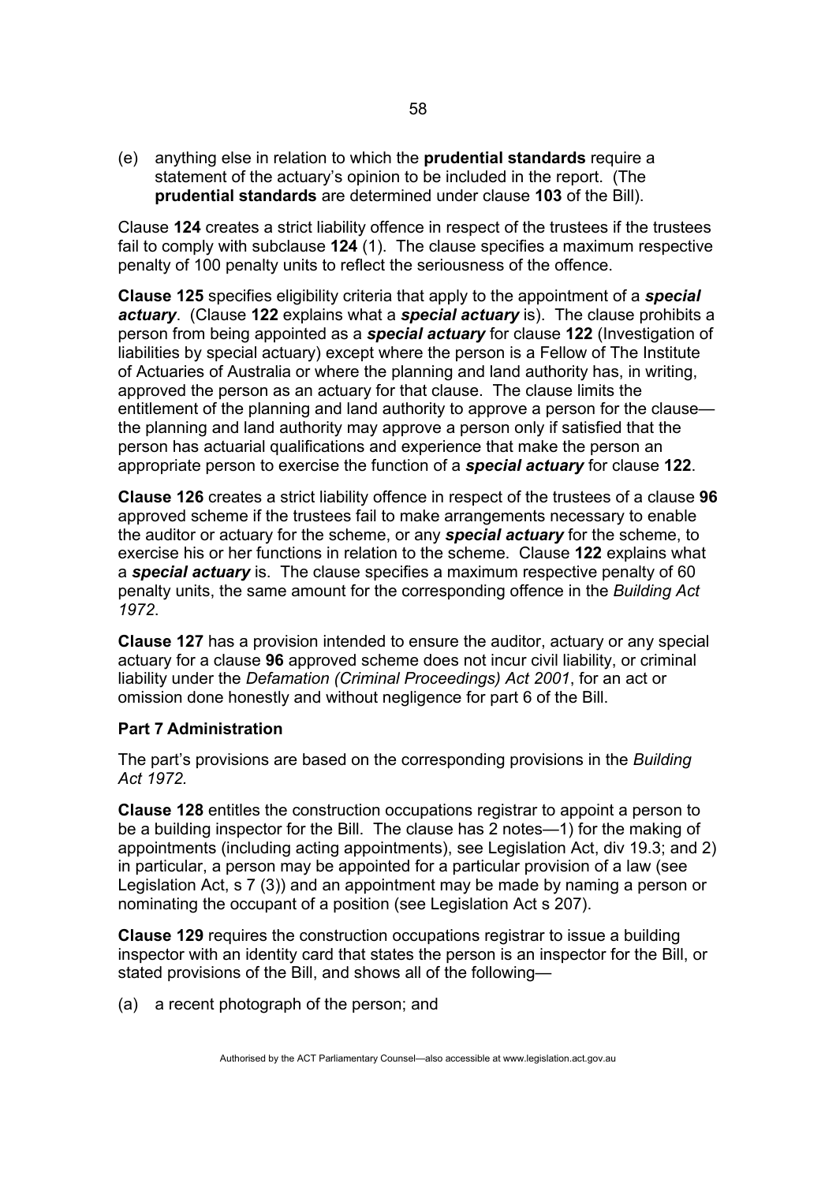(e) anything else in relation to which the **prudential standards** require a statement of the actuary's opinion to be included in the report. (The **prudential standards** are determined under clause **103** of the Bill).

Clause **124** creates a strict liability offence in respect of the trustees if the trustees fail to comply with subclause **124** (1). The clause specifies a maximum respective penalty of 100 penalty units to reflect the seriousness of the offence.

**Clause 125** specifies eligibility criteria that apply to the appointment of a ***special actuary***. (Clause **122** explains what a ***special actuary*** is). The clause prohibits a person from being appointed as a ***special actuary*** for clause **122** (Investigation of liabilities by special actuary) except where the person is a Fellow of The Institute of Actuaries of Australia or where the planning and land authority has, in writing, approved the person as an actuary for that clause. The clause limits the entitlement of the planning and land authority to approve a person for the clause—the planning and land authority may approve a person only if satisfied that the person has actuarial qualifications and experience that make the person an appropriate person to exercise the function of a ***special actuary*** for clause **122**.

**Clause 126** creates a strict liability offence in respect of the trustees of a clause **96** approved scheme if the trustees fail to make arrangements necessary to enable the auditor or actuary for the scheme, or any ***special actuary*** for the scheme, to exercise his or her functions in relation to the scheme. Clause **122** explains what a ***special actuary*** is. The clause specifies a maximum respective penalty of 60 penalty units, the same amount for the corresponding offence in the *Building Act 1972*.

**Clause 127** has a provision intended to ensure the auditor, actuary or any special actuary for a clause **96** approved scheme does not incur civil liability, or criminal liability under the *Defamation (Criminal Proceedings) Act 2001*, for an act or omission done honestly and without negligence for part 6 of the Bill.

**Part 7 Administration**

The part's provisions are based on the corresponding provisions in the *Building Act 1972.*

**Clause 128** entitles the construction occupations registrar to appoint a person to be a building inspector for the Bill. The clause has 2 notes—1) for the making of appointments (including acting appointments), see Legislation Act, div 19.3; and 2) in particular, a person may be appointed for a particular provision of a law (see Legislation Act, s 7 (3)) and an appointment may be made by naming a person or nominating the occupant of a position (see Legislation Act s 207).

**Clause 129** requires the construction occupations registrar to issue a building inspector with an identity card that states the person is an inspector for the Bill, or stated provisions of the Bill, and shows all of the following—

(a) a recent photograph of the person; and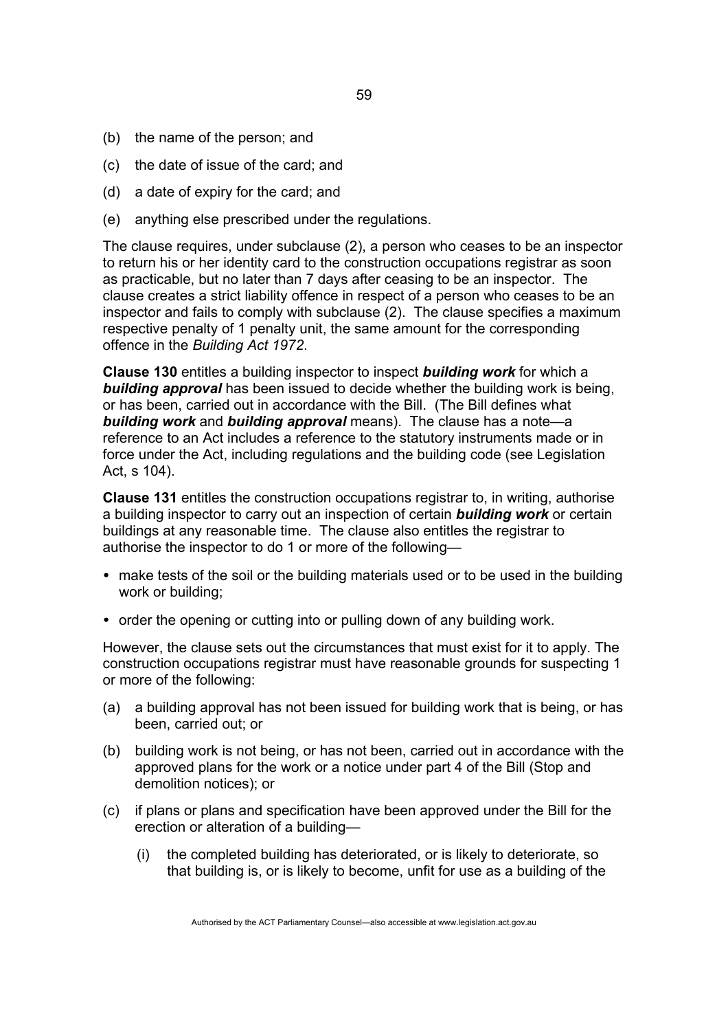(b) the name of the person; and

(c) the date of issue of the card; and

(d) a date of expiry for the card; and

(e) anything else prescribed under the regulations.

The clause requires, under subclause (2), a person who ceases to be an inspector to return his or her identity card to the construction occupations registrar as soon as practicable, but no later than 7 days after ceasing to be an inspector. The clause creates a strict liability offence in respect of a person who ceases to be an inspector and fails to comply with subclause (2). The clause specifies a maximum respective penalty of 1 penalty unit, the same amount for the corresponding offence in the *Building Act 1972*.

**Clause 130** entitles a building inspector to inspect ***building work*** for which a ***building approval*** has been issued to decide whether the building work is being, or has been, carried out in accordance with the Bill. (The Bill defines what ***building work*** and ***building approval*** means). The clause has a note—a reference to an Act includes a reference to the statutory instruments made or in force under the Act, including regulations and the building code (see Legislation Act, s 104).

**Clause 131** entitles the construction occupations registrar to, in writing, authorise a building inspector to carry out an inspection of certain ***building work*** or certain buildings at any reasonable time. The clause also entitles the registrar to authorise the inspector to do 1 or more of the following—

- make tests of the soil or the building materials used or to be used in the building work or building;
- order the opening or cutting into or pulling down of any building work.

However, the clause sets out the circumstances that must exist for it to apply. The construction occupations registrar must have reasonable grounds for suspecting 1 or more of the following:

(a) a building approval has not been issued for building work that is being, or has been, carried out; or

(b) building work is not being, or has not been, carried out in accordance with the approved plans for the work or a notice under part 4 of the Bill (Stop and demolition notices); or

(c) if plans or plans and specification have been approved under the Bill for the erection or alteration of a building—

  (i) the completed building has deteriorated, or is likely to deteriorate, so that building is, or is likely to become, unfit for use as a building of the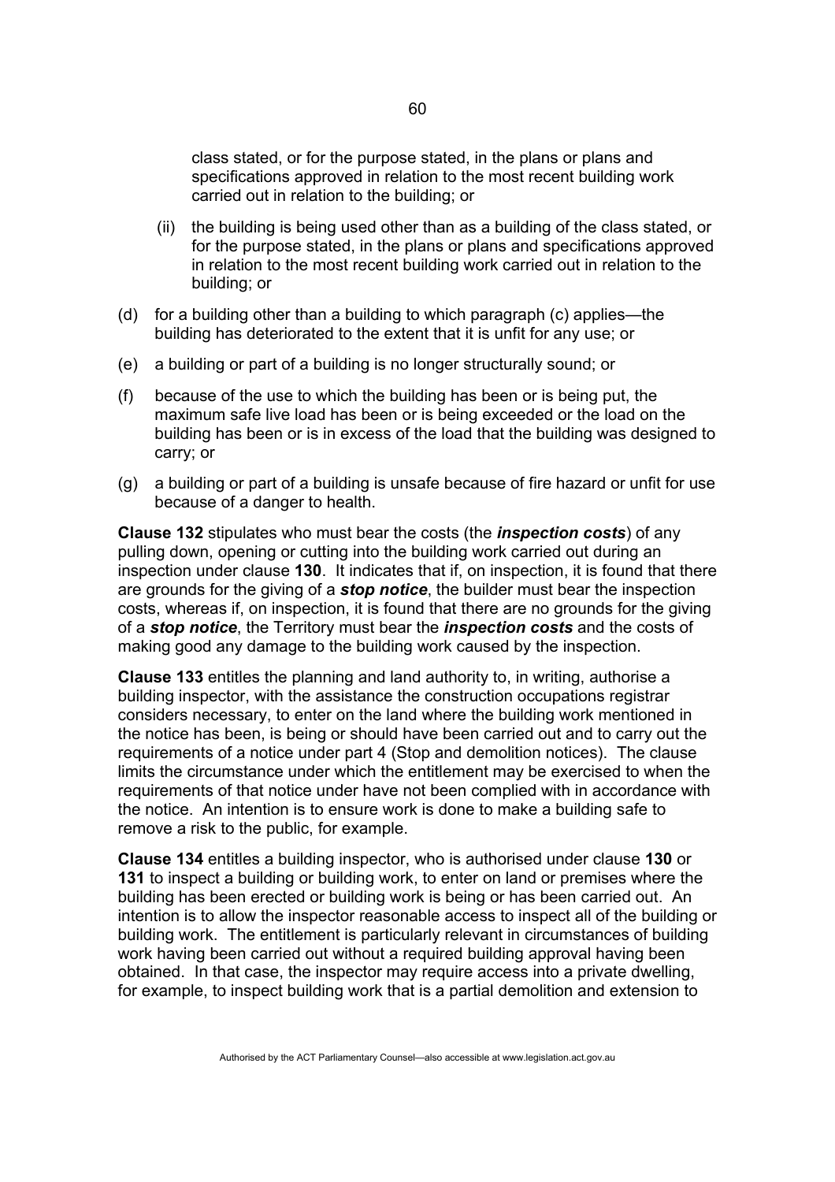class stated, or for the purpose stated, in the plans or plans and specifications approved in relation to the most recent building work carried out in relation to the building; or

(ii) the building is being used other than as a building of the class stated, or for the purpose stated, in the plans or plans and specifications approved in relation to the most recent building work carried out in relation to the building; or

(d) for a building other than a building to which paragraph (c) applies—the building has deteriorated to the extent that it is unfit for any use; or

(e) a building or part of a building is no longer structurally sound; or

(f) because of the use to which the building has been or is being put, the maximum safe live load has been or is being exceeded or the load on the building has been or is in excess of the load that the building was designed to carry; or

(g) a building or part of a building is unsafe because of fire hazard or unfit for use because of a danger to health.

**Clause 132** stipulates who must bear the costs (the ***inspection costs***) of any pulling down, opening or cutting into the building work carried out during an inspection under clause **130**. It indicates that if, on inspection, it is found that there are grounds for the giving of a ***stop notice***, the builder must bear the inspection costs, whereas if, on inspection, it is found that there are no grounds for the giving of a ***stop notice***, the Territory must bear the ***inspection costs*** and the costs of making good any damage to the building work caused by the inspection.

**Clause 133** entitles the planning and land authority to, in writing, authorise a building inspector, with the assistance the construction occupations registrar considers necessary, to enter on the land where the building work mentioned in the notice has been, is being or should have been carried out and to carry out the requirements of a notice under part 4 (Stop and demolition notices). The clause limits the circumstance under which the entitlement may be exercised to when the requirements of that notice under have not been complied with in accordance with the notice. An intention is to ensure work is done to make a building safe to remove a risk to the public, for example.

**Clause 134** entitles a building inspector, who is authorised under clause **130** or **131** to inspect a building or building work, to enter on land or premises where the building has been erected or building work is being or has been carried out. An intention is to allow the inspector reasonable access to inspect all of the building or building work. The entitlement is particularly relevant in circumstances of building work having been carried out without a required building approval having been obtained. In that case, the inspector may require access into a private dwelling, for example, to inspect building work that is a partial demolition and extension to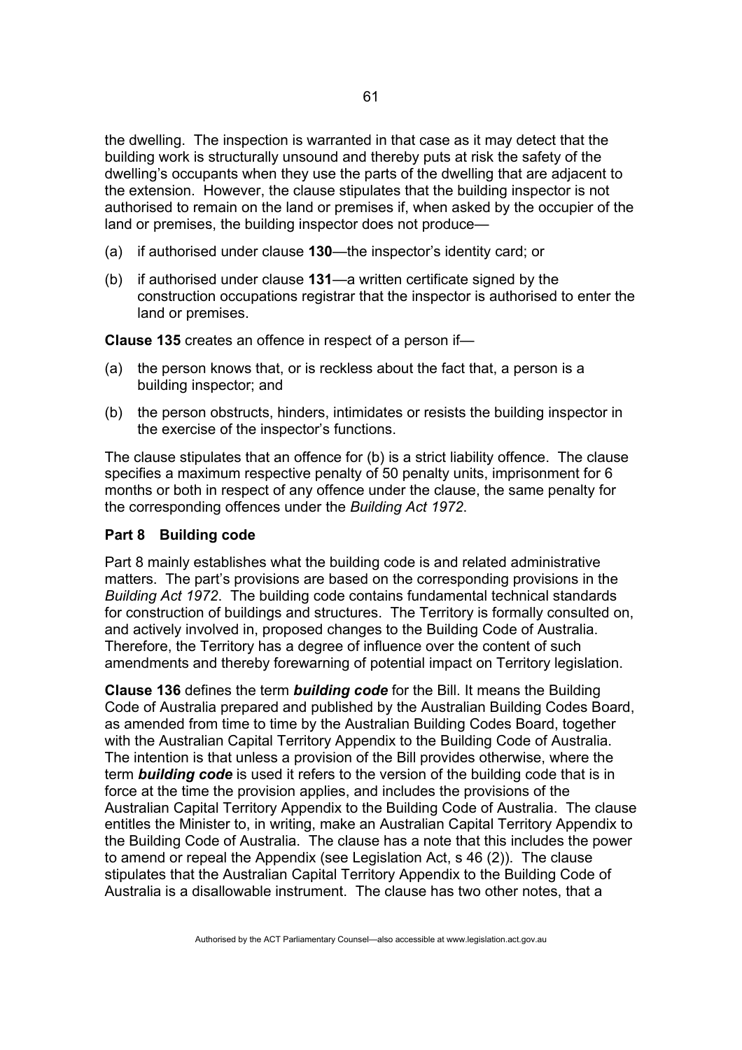the dwelling. The inspection is warranted in that case as it may detect that the building work is structurally unsound and thereby puts at risk the safety of the dwelling's occupants when they use the parts of the dwelling that are adjacent to the extension. However, the clause stipulates that the building inspector is not authorised to remain on the land or premises if, when asked by the occupier of the land or premises, the building inspector does not produce—

(a) if authorised under clause **130**—the inspector's identity card; or

(b) if authorised under clause **131**—a written certificate signed by the construction occupations registrar that the inspector is authorised to enter the land or premises.

**Clause 135** creates an offence in respect of a person if—

(a) the person knows that, or is reckless about the fact that, a person is a building inspector; and

(b) the person obstructs, hinders, intimidates or resists the building inspector in the exercise of the inspector's functions.

The clause stipulates that an offence for (b) is a strict liability offence. The clause specifies a maximum respective penalty of 50 penalty units, imprisonment for 6 months or both in respect of any offence under the clause, the same penalty for the corresponding offences under the *Building Act 1972*.

## Part 8 Building code

Part 8 mainly establishes what the building code is and related administrative matters. The part's provisions are based on the corresponding provisions in the *Building Act 1972*. The building code contains fundamental technical standards for construction of buildings and structures. The Territory is formally consulted on, and actively involved in, proposed changes to the Building Code of Australia. Therefore, the Territory has a degree of influence over the content of such amendments and thereby forewarning of potential impact on Territory legislation.

**Clause 136** defines the term ***building code*** for the Bill. It means the Building Code of Australia prepared and published by the Australian Building Codes Board, as amended from time to time by the Australian Building Codes Board, together with the Australian Capital Territory Appendix to the Building Code of Australia. The intention is that unless a provision of the Bill provides otherwise, where the term ***building code*** is used it refers to the version of the building code that is in force at the time the provision applies, and includes the provisions of the Australian Capital Territory Appendix to the Building Code of Australia. The clause entitles the Minister to, in writing, make an Australian Capital Territory Appendix to the Building Code of Australia. The clause has a note that this includes the power to amend or repeal the Appendix (see Legislation Act, s 46 (2)). The clause stipulates that the Australian Capital Territory Appendix to the Building Code of Australia is a disallowable instrument. The clause has two other notes, that a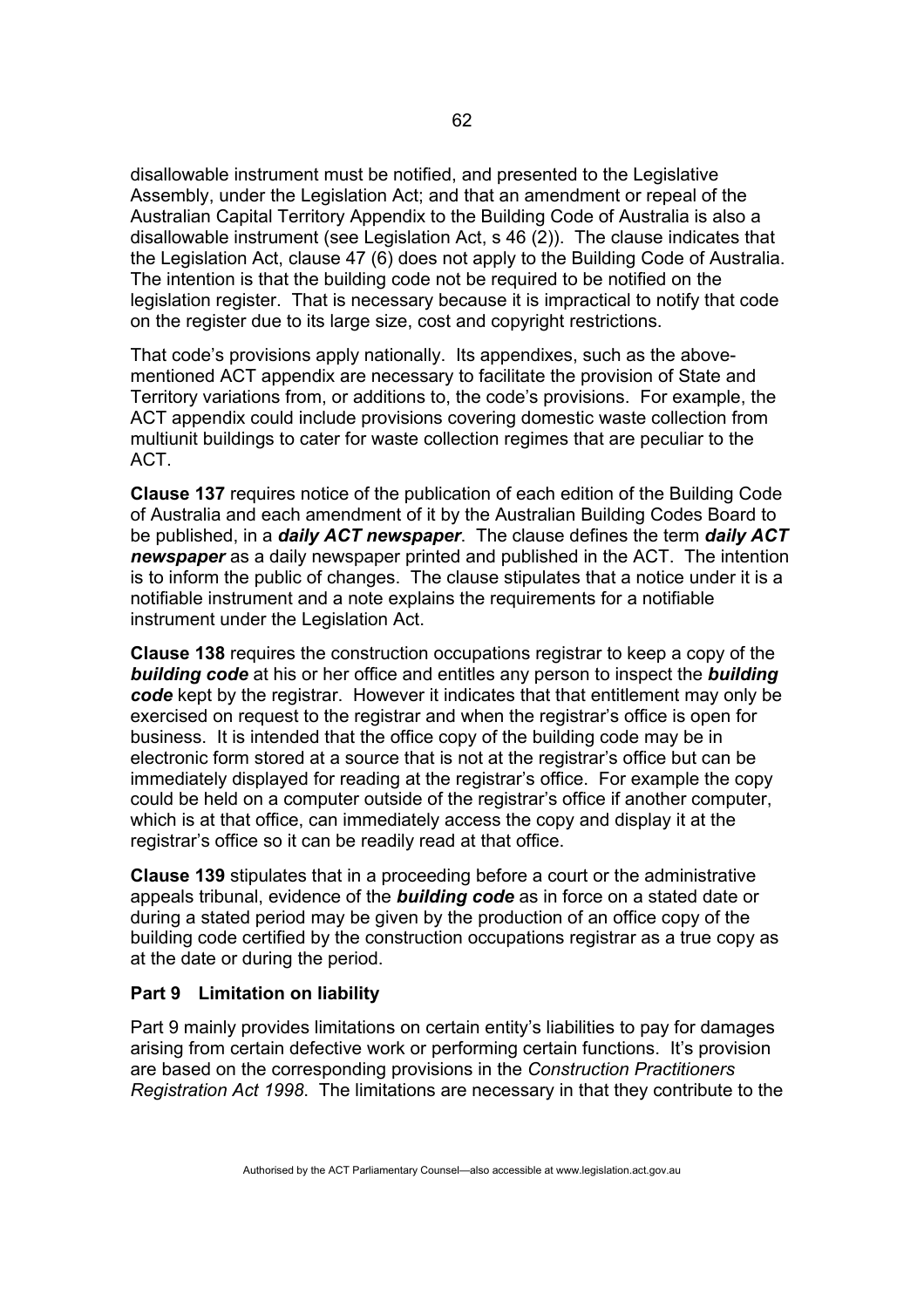disallowable instrument must be notified, and presented to the Legislative Assembly, under the Legislation Act; and that an amendment or repeal of the Australian Capital Territory Appendix to the Building Code of Australia is also a disallowable instrument (see Legislation Act, s 46 (2)). The clause indicates that the Legislation Act, clause 47 (6) does not apply to the Building Code of Australia. The intention is that the building code not be required to be notified on the legislation register. That is necessary because it is impractical to notify that code on the register due to its large size, cost and copyright restrictions.

That code's provisions apply nationally. Its appendixes, such as the above-mentioned ACT appendix are necessary to facilitate the provision of State and Territory variations from, or additions to, the code's provisions. For example, the ACT appendix could include provisions covering domestic waste collection from multiunit buildings to cater for waste collection regimes that are peculiar to the ACT.

**Clause 137** requires notice of the publication of each edition of the Building Code of Australia and each amendment of it by the Australian Building Codes Board to be published, in a ***daily ACT newspaper***. The clause defines the term ***daily ACT newspaper*** as a daily newspaper printed and published in the ACT. The intention is to inform the public of changes. The clause stipulates that a notice under it is a notifiable instrument and a note explains the requirements for a notifiable instrument under the Legislation Act.

**Clause 138** requires the construction occupations registrar to keep a copy of the ***building code*** at his or her office and entitles any person to inspect the ***building code*** kept by the registrar. However it indicates that that entitlement may only be exercised on request to the registrar and when the registrar's office is open for business. It is intended that the office copy of the building code may be in electronic form stored at a source that is not at the registrar's office but can be immediately displayed for reading at the registrar's office. For example the copy could be held on a computer outside of the registrar's office if another computer, which is at that office, can immediately access the copy and display it at the registrar's office so it can be readily read at that office.

**Clause 139** stipulates that in a proceeding before a court or the administrative appeals tribunal, evidence of the ***building code*** as in force on a stated date or during a stated period may be given by the production of an office copy of the building code certified by the construction occupations registrar as a true copy as at the date or during the period.

### Part 9 Limitation on liability

Part 9 mainly provides limitations on certain entity's liabilities to pay for damages arising from certain defective work or performing certain functions. It's provision are based on the corresponding provisions in the *Construction Practitioners Registration Act 1998*. The limitations are necessary in that they contribute to the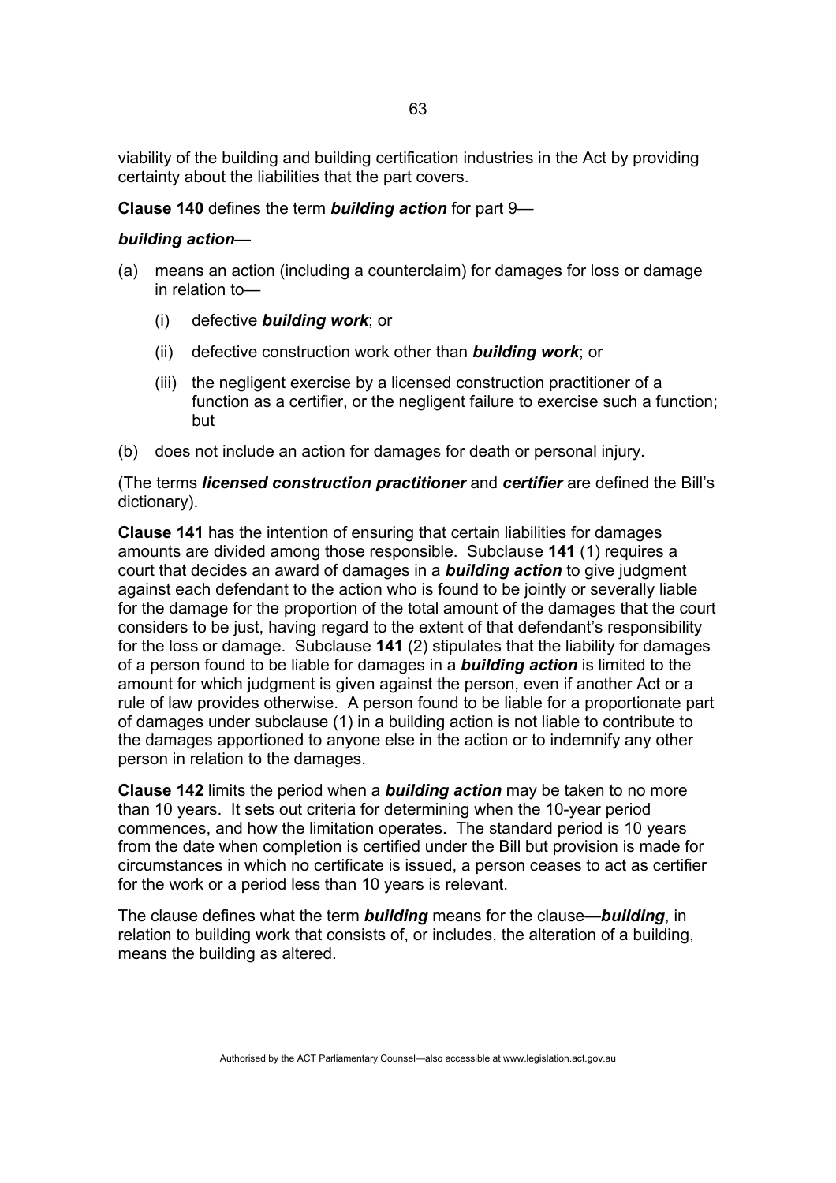viability of the building and building certification industries in the Act by providing certainty about the liabilities that the part covers.

**Clause 140** defines the term ***building action*** for part 9—

***building action***—

(a) means an action (including a counterclaim) for damages for loss or damage in relation to—

  (i) defective ***building work***; or

  (ii) defective construction work other than ***building work***; or

  (iii) the negligent exercise by a licensed construction practitioner of a function as a certifier, or the negligent failure to exercise such a function; but

(b) does not include an action for damages for death or personal injury.

(The terms ***licensed construction practitioner*** and ***certifier*** are defined the Bill's dictionary).

**Clause 141** has the intention of ensuring that certain liabilities for damages amounts are divided among those responsible. Subclause **141** (1) requires a court that decides an award of damages in a ***building action*** to give judgment against each defendant to the action who is found to be jointly or severally liable for the damage for the proportion of the total amount of the damages that the court considers to be just, having regard to the extent of that defendant's responsibility for the loss or damage. Subclause **141** (2) stipulates that the liability for damages of a person found to be liable for damages in a ***building action*** is limited to the amount for which judgment is given against the person, even if another Act or a rule of law provides otherwise. A person found to be liable for a proportionate part of damages under subclause (1) in a building action is not liable to contribute to the damages apportioned to anyone else in the action or to indemnify any other person in relation to the damages.

**Clause 142** limits the period when a ***building action*** may be taken to no more than 10 years. It sets out criteria for determining when the 10-year period commences, and how the limitation operates. The standard period is 10 years from the date when completion is certified under the Bill but provision is made for circumstances in which no certificate is issued, a person ceases to act as certifier for the work or a period less than 10 years is relevant.

The clause defines what the term ***building*** means for the clause—***building***, in relation to building work that consists of, or includes, the alteration of a building, means the building as altered.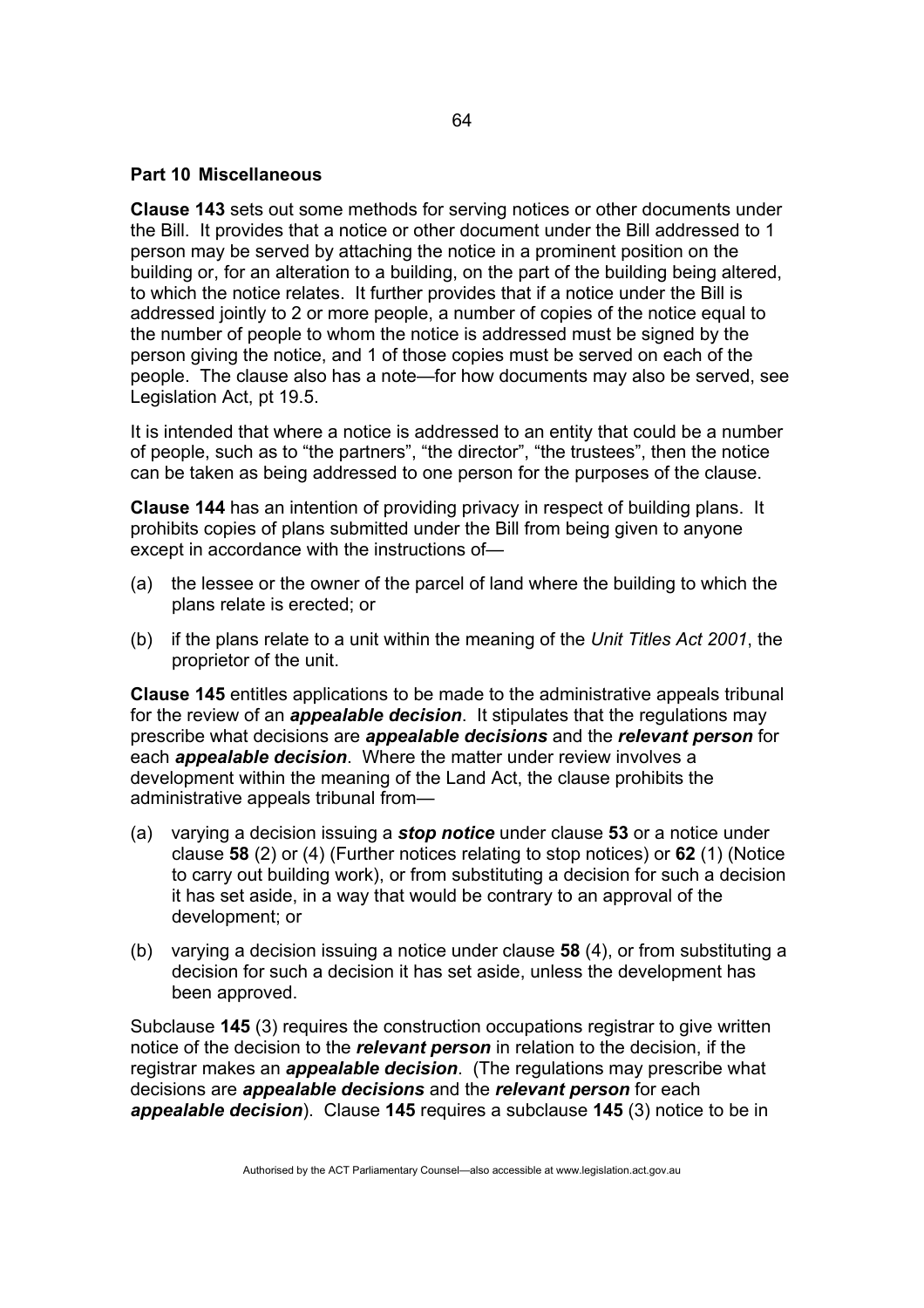## Part 10 Miscellaneous

**Clause 143** sets out some methods for serving notices or other documents under the Bill. It provides that a notice or other document under the Bill addressed to 1 person may be served by attaching the notice in a prominent position on the building or, for an alteration to a building, on the part of the building being altered, to which the notice relates. It further provides that if a notice under the Bill is addressed jointly to 2 or more people, a number of copies of the notice equal to the number of people to whom the notice is addressed must be signed by the person giving the notice, and 1 of those copies must be served on each of the people. The clause also has a note—for how documents may also be served, see Legislation Act, pt 19.5.

It is intended that where a notice is addressed to an entity that could be a number of people, such as to "the partners", "the director", "the trustees", then the notice can be taken as being addressed to one person for the purposes of the clause.

**Clause 144** has an intention of providing privacy in respect of building plans. It prohibits copies of plans submitted under the Bill from being given to anyone except in accordance with the instructions of—

(a) the lessee or the owner of the parcel of land where the building to which the plans relate is erected; or

(b) if the plans relate to a unit within the meaning of the *Unit Titles Act 2001*, the proprietor of the unit.

**Clause 145** entitles applications to be made to the administrative appeals tribunal for the review of an ***appealable decision***. It stipulates that the regulations may prescribe what decisions are ***appealable decisions*** and the ***relevant person*** for each ***appealable decision***. Where the matter under review involves a development within the meaning of the Land Act, the clause prohibits the administrative appeals tribunal from—

(a) varying a decision issuing a ***stop notice*** under clause **53** or a notice under clause **58** (2) or (4) (Further notices relating to stop notices) or **62** (1) (Notice to carry out building work), or from substituting a decision for such a decision it has set aside, in a way that would be contrary to an approval of the development; or

(b) varying a decision issuing a notice under clause **58** (4), or from substituting a decision for such a decision it has set aside, unless the development has been approved.

Subclause **145** (3) requires the construction occupations registrar to give written notice of the decision to the ***relevant person*** in relation to the decision, if the registrar makes an ***appealable decision***. (The regulations may prescribe what decisions are ***appealable decisions*** and the ***relevant person*** for each ***appealable decision***). Clause **145** requires a subclause **145** (3) notice to be in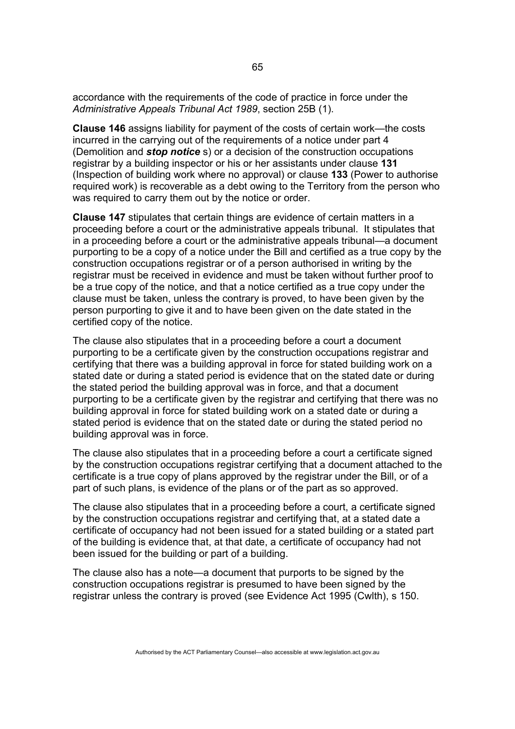accordance with the requirements of the code of practice in force under the *Administrative Appeals Tribunal Act 1989*, section 25B (1).

**Clause 146** assigns liability for payment of the costs of certain work—the costs incurred in the carrying out of the requirements of a notice under part 4 (Demolition and ***stop notice*** s) or a decision of the construction occupations registrar by a building inspector or his or her assistants under clause **131** (Inspection of building work where no approval) or clause **133** (Power to authorise required work) is recoverable as a debt owing to the Territory from the person who was required to carry them out by the notice or order.

**Clause 147** stipulates that certain things are evidence of certain matters in a proceeding before a court or the administrative appeals tribunal. It stipulates that in a proceeding before a court or the administrative appeals tribunal—a document purporting to be a copy of a notice under the Bill and certified as a true copy by the construction occupations registrar or of a person authorised in writing by the registrar must be received in evidence and must be taken without further proof to be a true copy of the notice, and that a notice certified as a true copy under the clause must be taken, unless the contrary is proved, to have been given by the person purporting to give it and to have been given on the date stated in the certified copy of the notice.

The clause also stipulates that in a proceeding before a court a document purporting to be a certificate given by the construction occupations registrar and certifying that there was a building approval in force for stated building work on a stated date or during a stated period is evidence that on the stated date or during the stated period the building approval was in force, and that a document purporting to be a certificate given by the registrar and certifying that there was no building approval in force for stated building work on a stated date or during a stated period is evidence that on the stated date or during the stated period no building approval was in force.

The clause also stipulates that in a proceeding before a court a certificate signed by the construction occupations registrar certifying that a document attached to the certificate is a true copy of plans approved by the registrar under the Bill, or of a part of such plans, is evidence of the plans or of the part as so approved.

The clause also stipulates that in a proceeding before a court, a certificate signed by the construction occupations registrar and certifying that, at a stated date a certificate of occupancy had not been issued for a stated building or a stated part of the building is evidence that, at that date, a certificate of occupancy had not been issued for the building or part of a building.

The clause also has a note—a document that purports to be signed by the construction occupations registrar is presumed to have been signed by the registrar unless the contrary is proved (see Evidence Act 1995 (Cwlth), s 150.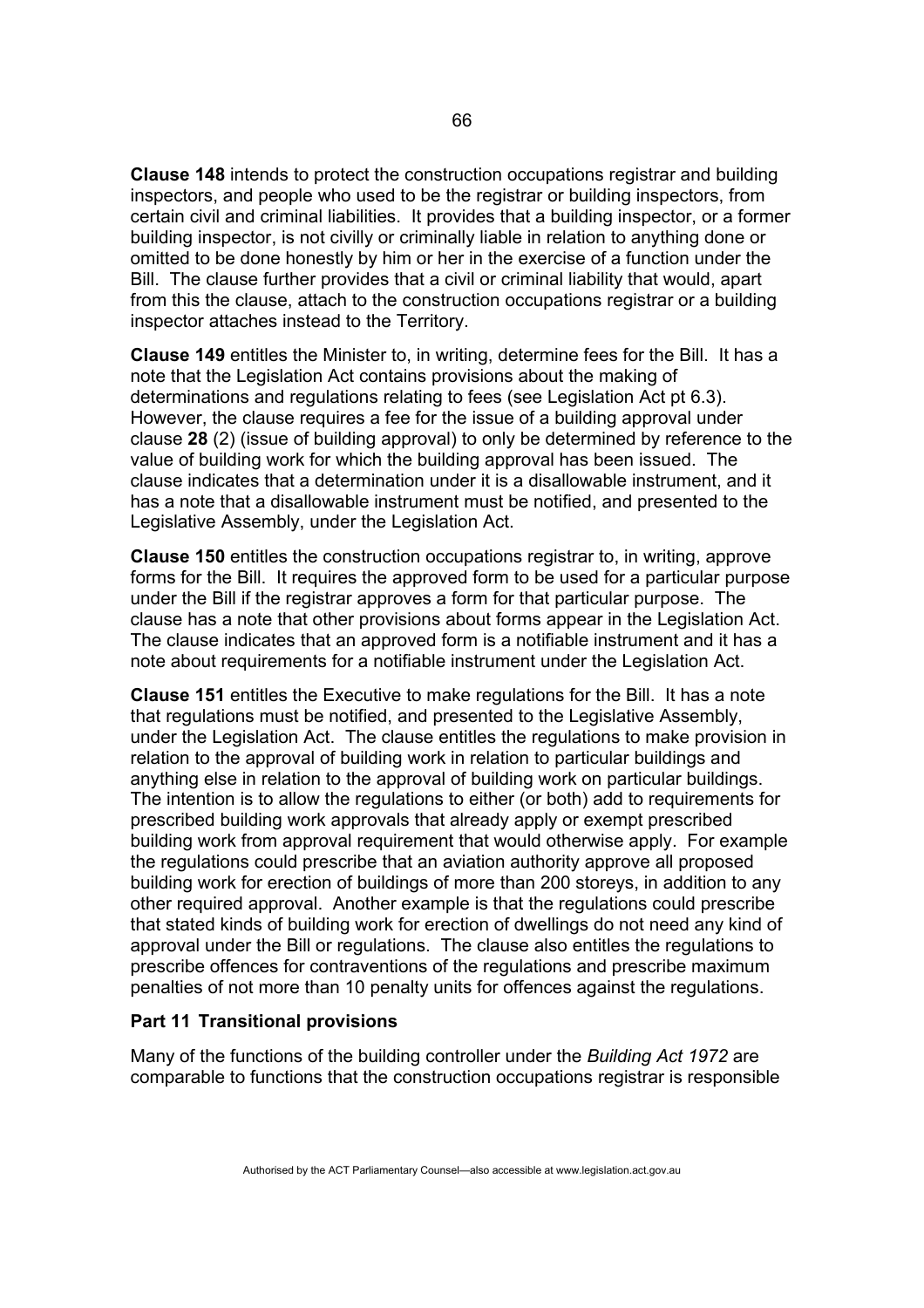**Clause 148** intends to protect the construction occupations registrar and building inspectors, and people who used to be the registrar or building inspectors, from certain civil and criminal liabilities. It provides that a building inspector, or a former building inspector, is not civilly or criminally liable in relation to anything done or omitted to be done honestly by him or her in the exercise of a function under the Bill. The clause further provides that a civil or criminal liability that would, apart from this the clause, attach to the construction occupations registrar or a building inspector attaches instead to the Territory.

**Clause 149** entitles the Minister to, in writing, determine fees for the Bill. It has a note that the Legislation Act contains provisions about the making of determinations and regulations relating to fees (see Legislation Act pt 6.3). However, the clause requires a fee for the issue of a building approval under clause **28** (2) (issue of building approval) to only be determined by reference to the value of building work for which the building approval has been issued. The clause indicates that a determination under it is a disallowable instrument, and it has a note that a disallowable instrument must be notified, and presented to the Legislative Assembly, under the Legislation Act.

**Clause 150** entitles the construction occupations registrar to, in writing, approve forms for the Bill. It requires the approved form to be used for a particular purpose under the Bill if the registrar approves a form for that particular purpose. The clause has a note that other provisions about forms appear in the Legislation Act. The clause indicates that an approved form is a notifiable instrument and it has a note about requirements for a notifiable instrument under the Legislation Act.

**Clause 151** entitles the Executive to make regulations for the Bill. It has a note that regulations must be notified, and presented to the Legislative Assembly, under the Legislation Act. The clause entitles the regulations to make provision in relation to the approval of building work in relation to particular buildings and anything else in relation to the approval of building work on particular buildings. The intention is to allow the regulations to either (or both) add to requirements for prescribed building work approvals that already apply or exempt prescribed building work from approval requirement that would otherwise apply. For example the regulations could prescribe that an aviation authority approve all proposed building work for erection of buildings of more than 200 storeys, in addition to any other required approval. Another example is that the regulations could prescribe that stated kinds of building work for erection of dwellings do not need any kind of approval under the Bill or regulations. The clause also entitles the regulations to prescribe offences for contraventions of the regulations and prescribe maximum penalties of not more than 10 penalty units for offences against the regulations.

**Part 11 Transitional provisions**

Many of the functions of the building controller under the *Building Act 1972* are comparable to functions that the construction occupations registrar is responsible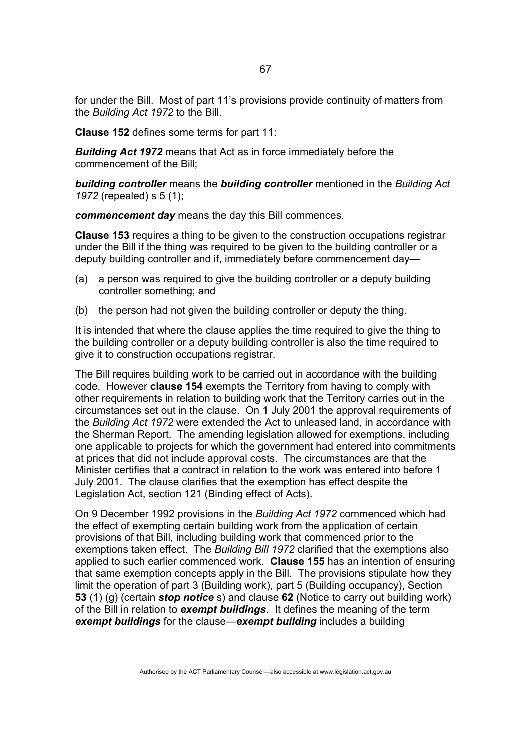for under the Bill. Most of part 11's provisions provide continuity of matters from the *Building Act 1972* to the Bill.

**Clause 152** defines some terms for part 11:

***Building Act 1972*** means that Act as in force immediately before the commencement of the Bill;

***building controller*** means the ***building controller*** mentioned in the *Building Act 1972* (repealed) s 5 (1);

***commencement day*** means the day this Bill commences.

**Clause 153** requires a thing to be given to the construction occupations registrar under the Bill if the thing was required to be given to the building controller or a deputy building controller and if, immediately before commencement day—

(a) a person was required to give the building controller or a deputy building controller something; and

(b) the person had not given the building controller or deputy the thing.

It is intended that where the clause applies the time required to give the thing to the building controller or a deputy building controller is also the time required to give it to construction occupations registrar.

The Bill requires building work to be carried out in accordance with the building code. However **clause 154** exempts the Territory from having to comply with other requirements in relation to building work that the Territory carries out in the circumstances set out in the clause. On 1 July 2001 the approval requirements of the *Building Act 1972* were extended the Act to unleased land, in accordance with the Sherman Report. The amending legislation allowed for exemptions, including one applicable to projects for which the government had entered into commitments at prices that did not include approval costs. The circumstances are that the Minister certifies that a contract in relation to the work was entered into before 1 July 2001. The clause clarifies that the exemption has effect despite the Legislation Act, section 121 (Binding effect of Acts).

On 9 December 1992 provisions in the *Building Act 1972* commenced which had the effect of exempting certain building work from the application of certain provisions of that Bill, including building work that commenced prior to the exemptions taken effect. The *Building Bill 1972* clarified that the exemptions also applied to such earlier commenced work. **Clause 155** has an intention of ensuring that same exemption concepts apply in the Bill. The provisions stipulate how they limit the operation of part 3 (Building work), part 5 (Building occupancy), Section **53** (1) (g) (certain ***stop notice*** s) and clause **62** (Notice to carry out building work) of the Bill in relation to ***exempt buildings***. It defines the meaning of the term ***exempt buildings*** for the clause—***exempt building*** includes a building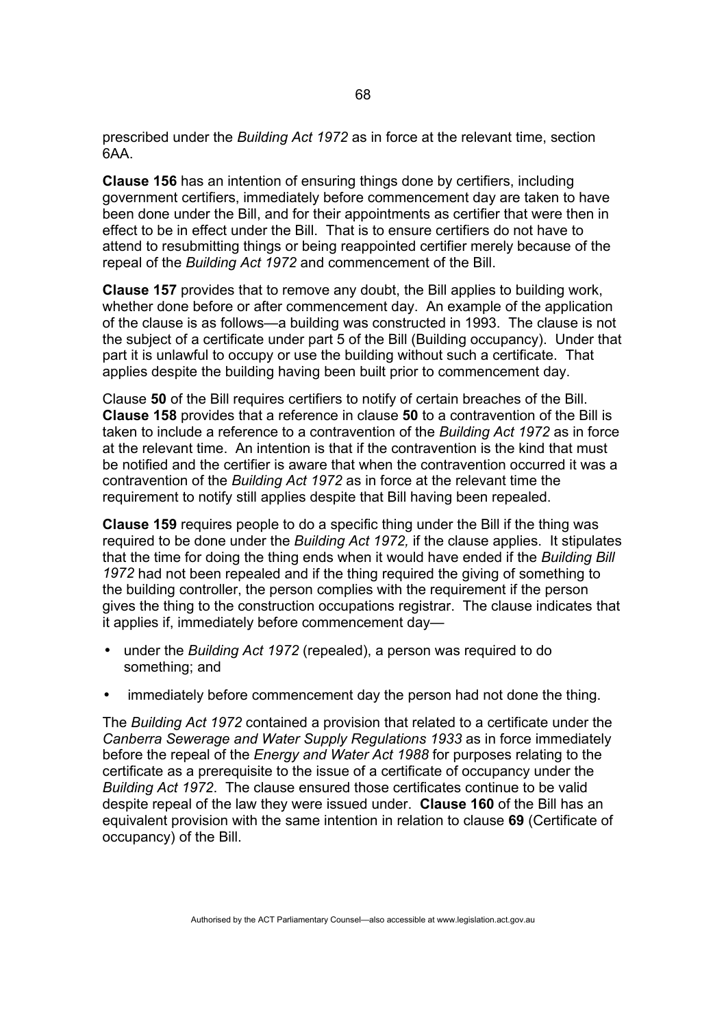prescribed under the *Building Act 1972* as in force at the relevant time, section 6AA.

**Clause 156** has an intention of ensuring things done by certifiers, including government certifiers, immediately before commencement day are taken to have been done under the Bill, and for their appointments as certifier that were then in effect to be in effect under the Bill. That is to ensure certifiers do not have to attend to resubmitting things or being reappointed certifier merely because of the repeal of the *Building Act 1972* and commencement of the Bill.

**Clause 157** provides that to remove any doubt, the Bill applies to building work, whether done before or after commencement day. An example of the application of the clause is as follows—a building was constructed in 1993. The clause is not the subject of a certificate under part 5 of the Bill (Building occupancy). Under that part it is unlawful to occupy or use the building without such a certificate. That applies despite the building having been built prior to commencement day.

Clause **50** of the Bill requires certifiers to notify of certain breaches of the Bill. **Clause 158** provides that a reference in clause **50** to a contravention of the Bill is taken to include a reference to a contravention of the *Building Act 1972* as in force at the relevant time. An intention is that if the contravention is the kind that must be notified and the certifier is aware that when the contravention occurred it was a contravention of the *Building Act 1972* as in force at the relevant time the requirement to notify still applies despite that Bill having been repealed.

**Clause 159** requires people to do a specific thing under the Bill if the thing was required to be done under the *Building Act 1972,* if the clause applies. It stipulates that the time for doing the thing ends when it would have ended if the *Building Bill 1972* had not been repealed and if the thing required the giving of something to the building controller, the person complies with the requirement if the person gives the thing to the construction occupations registrar. The clause indicates that it applies if, immediately before commencement day—

- under the *Building Act 1972* (repealed), a person was required to do something; and
- immediately before commencement day the person had not done the thing.

The *Building Act 1972* contained a provision that related to a certificate under the *Canberra Sewerage and Water Supply Regulations 1933* as in force immediately before the repeal of the *Energy and Water Act 1988* for purposes relating to the certificate as a prerequisite to the issue of a certificate of occupancy under the *Building Act 1972*. The clause ensured those certificates continue to be valid despite repeal of the law they were issued under. **Clause 160** of the Bill has an equivalent provision with the same intention in relation to clause **69** (Certificate of occupancy) of the Bill.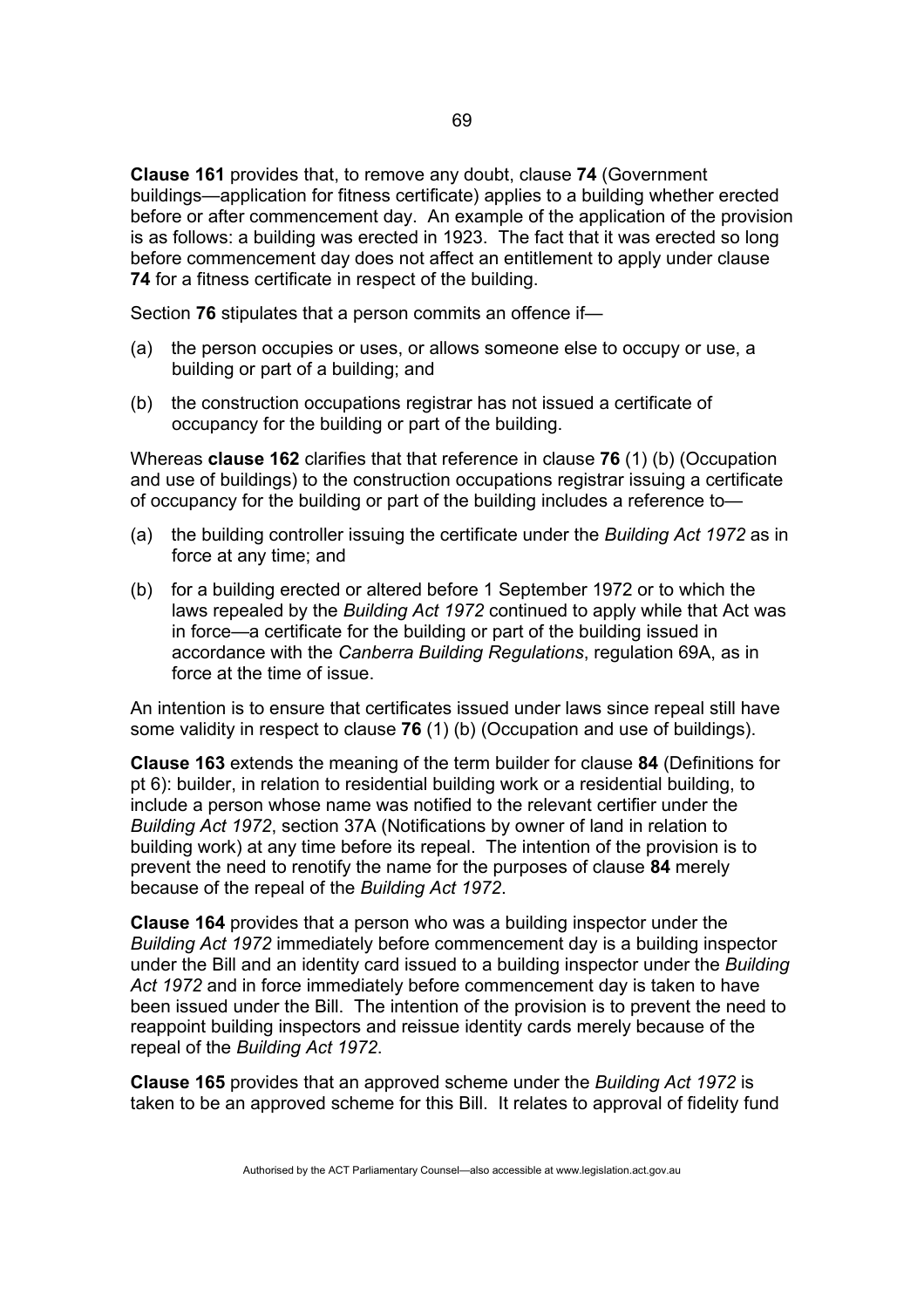**Clause 161** provides that, to remove any doubt, clause **74** (Government buildings—application for fitness certificate) applies to a building whether erected before or after commencement day. An example of the application of the provision is as follows: a building was erected in 1923. The fact that it was erected so long before commencement day does not affect an entitlement to apply under clause **74** for a fitness certificate in respect of the building.

Section **76** stipulates that a person commits an offence if—

(a) the person occupies or uses, or allows someone else to occupy or use, a building or part of a building; and

(b) the construction occupations registrar has not issued a certificate of occupancy for the building or part of the building.

Whereas **clause 162** clarifies that that reference in clause **76** (1) (b) (Occupation and use of buildings) to the construction occupations registrar issuing a certificate of occupancy for the building or part of the building includes a reference to—

(a) the building controller issuing the certificate under the *Building Act 1972* as in force at any time; and

(b) for a building erected or altered before 1 September 1972 or to which the laws repealed by the *Building Act 1972* continued to apply while that Act was in force—a certificate for the building or part of the building issued in accordance with the *Canberra Building Regulations*, regulation 69A, as in force at the time of issue.

An intention is to ensure that certificates issued under laws since repeal still have some validity in respect to clause **76** (1) (b) (Occupation and use of buildings).

**Clause 163** extends the meaning of the term builder for clause **84** (Definitions for pt 6): builder, in relation to residential building work or a residential building, to include a person whose name was notified to the relevant certifier under the *Building Act 1972*, section 37A (Notifications by owner of land in relation to building work) at any time before its repeal. The intention of the provision is to prevent the need to renotify the name for the purposes of clause **84** merely because of the repeal of the *Building Act 1972*.

**Clause 164** provides that a person who was a building inspector under the *Building Act 1972* immediately before commencement day is a building inspector under the Bill and an identity card issued to a building inspector under the *Building Act 1972* and in force immediately before commencement day is taken to have been issued under the Bill. The intention of the provision is to prevent the need to reappoint building inspectors and reissue identity cards merely because of the repeal of the *Building Act 1972*.

**Clause 165** provides that an approved scheme under the *Building Act 1972* is taken to be an approved scheme for this Bill. It relates to approval of fidelity fund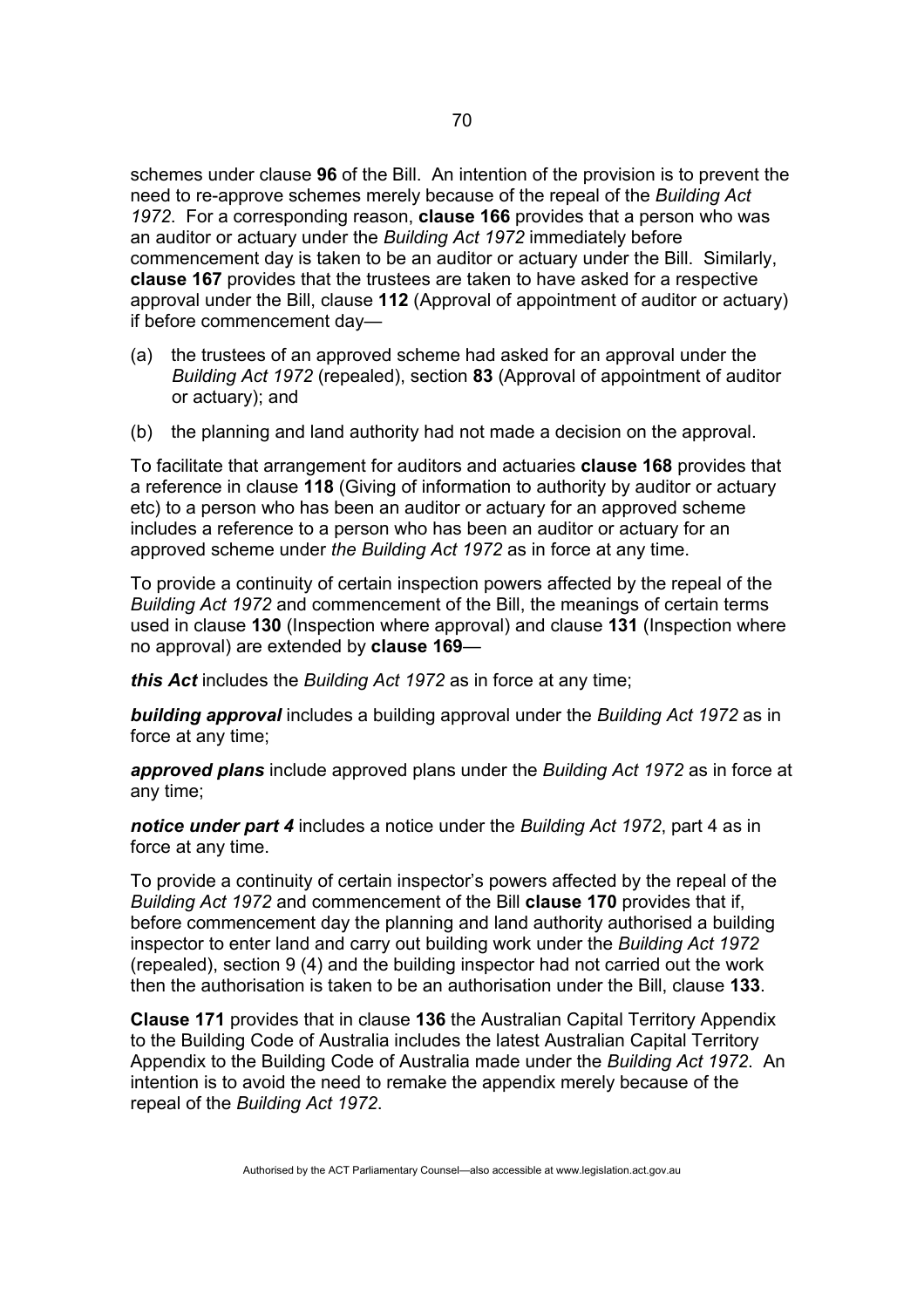schemes under clause **96** of the Bill. An intention of the provision is to prevent the need to re-approve schemes merely because of the repeal of the *Building Act 1972*. For a corresponding reason, **clause 166** provides that a person who was an auditor or actuary under the *Building Act 1972* immediately before commencement day is taken to be an auditor or actuary under the Bill. Similarly, **clause 167** provides that the trustees are taken to have asked for a respective approval under the Bill, clause **112** (Approval of appointment of auditor or actuary) if before commencement day—

(a) the trustees of an approved scheme had asked for an approval under the *Building Act 1972* (repealed), section **83** (Approval of appointment of auditor or actuary); and

(b) the planning and land authority had not made a decision on the approval.

To facilitate that arrangement for auditors and actuaries **clause 168** provides that a reference in clause **118** (Giving of information to authority by auditor or actuary etc) to a person who has been an auditor or actuary for an approved scheme includes a reference to a person who has been an auditor or actuary for an approved scheme under *the Building Act 1972* as in force at any time.

To provide a continuity of certain inspection powers affected by the repeal of the *Building Act 1972* and commencement of the Bill, the meanings of certain terms used in clause **130** (Inspection where approval) and clause **131** (Inspection where no approval) are extended by **clause 169**—

***this Act*** includes the *Building Act 1972* as in force at any time;

***building approval*** includes a building approval under the *Building Act 1972* as in force at any time;

***approved plans*** include approved plans under the *Building Act 1972* as in force at any time;

***notice under part 4*** includes a notice under the *Building Act 1972*, part 4 as in force at any time.

To provide a continuity of certain inspector's powers affected by the repeal of the *Building Act 1972* and commencement of the Bill **clause 170** provides that if, before commencement day the planning and land authority authorised a building inspector to enter land and carry out building work under the *Building Act 1972* (repealed), section 9 (4) and the building inspector had not carried out the work then the authorisation is taken to be an authorisation under the Bill, clause **133**.

**Clause 171** provides that in clause **136** the Australian Capital Territory Appendix to the Building Code of Australia includes the latest Australian Capital Territory Appendix to the Building Code of Australia made under the *Building Act 1972*. An intention is to avoid the need to remake the appendix merely because of the repeal of the *Building Act 1972*.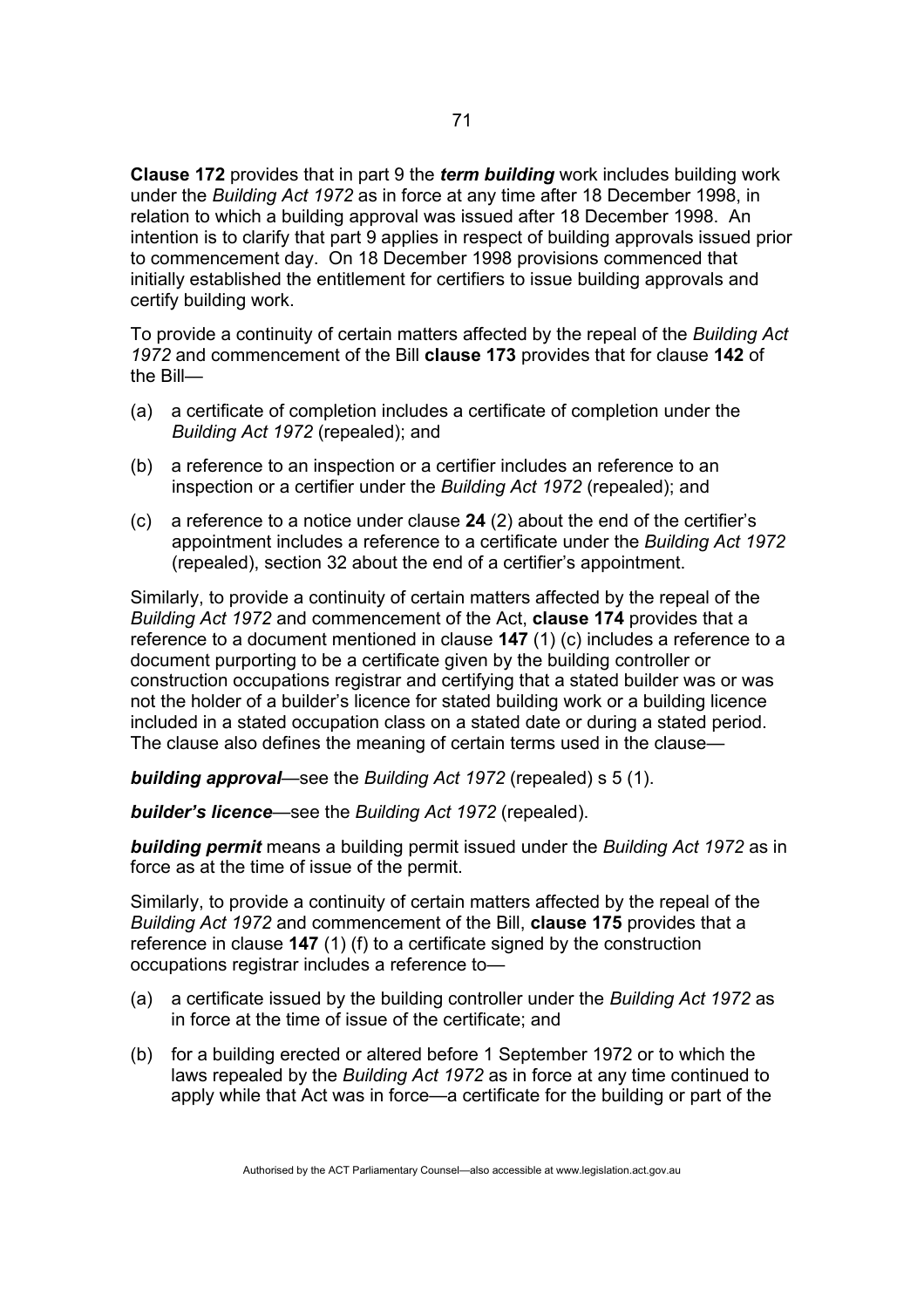**Clause 172** provides that in part 9 the ***term building*** work includes building work under the *Building Act 1972* as in force at any time after 18 December 1998, in relation to which a building approval was issued after 18 December 1998. An intention is to clarify that part 9 applies in respect of building approvals issued prior to commencement day. On 18 December 1998 provisions commenced that initially established the entitlement for certifiers to issue building approvals and certify building work.

To provide a continuity of certain matters affected by the repeal of the *Building Act 1972* and commencement of the Bill **clause 173** provides that for clause **142** of the Bill—

(a) a certificate of completion includes a certificate of completion under the *Building Act 1972* (repealed); and

(b) a reference to an inspection or a certifier includes an reference to an inspection or a certifier under the *Building Act 1972* (repealed); and

(c) a reference to a notice under clause **24** (2) about the end of the certifier's appointment includes a reference to a certificate under the *Building Act 1972* (repealed), section 32 about the end of a certifier's appointment.

Similarly, to provide a continuity of certain matters affected by the repeal of the *Building Act 1972* and commencement of the Act, **clause 174** provides that a reference to a document mentioned in clause **147** (1) (c) includes a reference to a document purporting to be a certificate given by the building controller or construction occupations registrar and certifying that a stated builder was or was not the holder of a builder's licence for stated building work or a building licence included in a stated occupation class on a stated date or during a stated period. The clause also defines the meaning of certain terms used in the clause—

***building approval***—see the *Building Act 1972* (repealed) s 5 (1).

***builder's licence***—see the *Building Act 1972* (repealed).

***building permit*** means a building permit issued under the *Building Act 1972* as in force as at the time of issue of the permit.

Similarly, to provide a continuity of certain matters affected by the repeal of the *Building Act 1972* and commencement of the Bill, **clause 175** provides that a reference in clause **147** (1) (f) to a certificate signed by the construction occupations registrar includes a reference to—

(a) a certificate issued by the building controller under the *Building Act 1972* as in force at the time of issue of the certificate; and

(b) for a building erected or altered before 1 September 1972 or to which the laws repealed by the *Building Act 1972* as in force at any time continued to apply while that Act was in force—a certificate for the building or part of the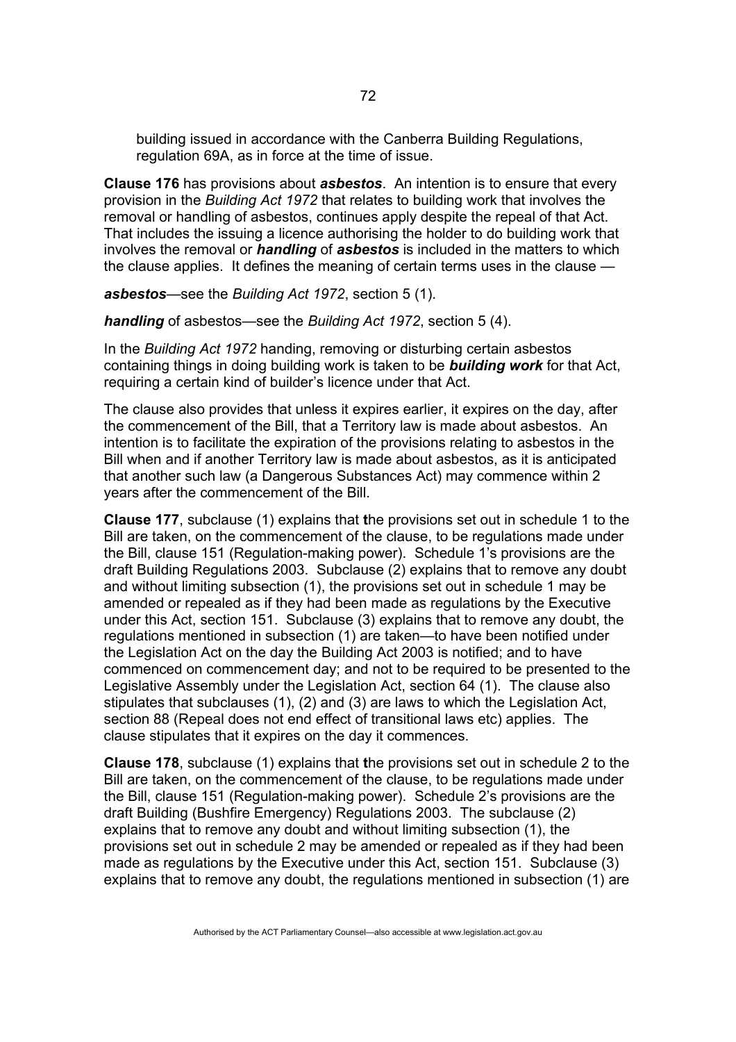building issued in accordance with the Canberra Building Regulations, regulation 69A, as in force at the time of issue.

**Clause 176** has provisions about ***asbestos***. An intention is to ensure that every provision in the *Building Act 1972* that relates to building work that involves the removal or handling of asbestos, continues apply despite the repeal of that Act. That includes the issuing a licence authorising the holder to do building work that involves the removal or ***handling*** of ***asbestos*** is included in the matters to which the clause applies. It defines the meaning of certain terms uses in the clause —

***asbestos***—see the *Building Act 1972*, section 5 (1).

***handling*** of asbestos—see the *Building Act 1972*, section 5 (4).

In the *Building Act 1972* handing, removing or disturbing certain asbestos containing things in doing building work is taken to be ***building work*** for that Act, requiring a certain kind of builder's licence under that Act.

The clause also provides that unless it expires earlier, it expires on the day, after the commencement of the Bill, that a Territory law is made about asbestos. An intention is to facilitate the expiration of the provisions relating to asbestos in the Bill when and if another Territory law is made about asbestos, as it is anticipated that another such law (a Dangerous Substances Act) may commence within 2 years after the commencement of the Bill.

**Clause 177**, subclause (1) explains that **t**he provisions set out in schedule 1 to the Bill are taken, on the commencement of the clause, to be regulations made under the Bill, clause 151 (Regulation-making power). Schedule 1's provisions are the draft Building Regulations 2003. Subclause (2) explains that to remove any doubt and without limiting subsection (1), the provisions set out in schedule 1 may be amended or repealed as if they had been made as regulations by the Executive under this Act, section 151. Subclause (3) explains that to remove any doubt, the regulations mentioned in subsection (1) are taken—to have been notified under the Legislation Act on the day the Building Act 2003 is notified; and to have commenced on commencement day; and not to be required to be presented to the Legislative Assembly under the Legislation Act, section 64 (1). The clause also stipulates that subclauses (1), (2) and (3) are laws to which the Legislation Act, section 88 (Repeal does not end effect of transitional laws etc) applies. The clause stipulates that it expires on the day it commences.

**Clause 178**, subclause (1) explains that **t**he provisions set out in schedule 2 to the Bill are taken, on the commencement of the clause, to be regulations made under the Bill, clause 151 (Regulation-making power). Schedule 2's provisions are the draft Building (Bushfire Emergency) Regulations 2003. The subclause (2) explains that to remove any doubt and without limiting subsection (1), the provisions set out in schedule 2 may be amended or repealed as if they had been made as regulations by the Executive under this Act, section 151. Subclause (3) explains that to remove any doubt, the regulations mentioned in subsection (1) are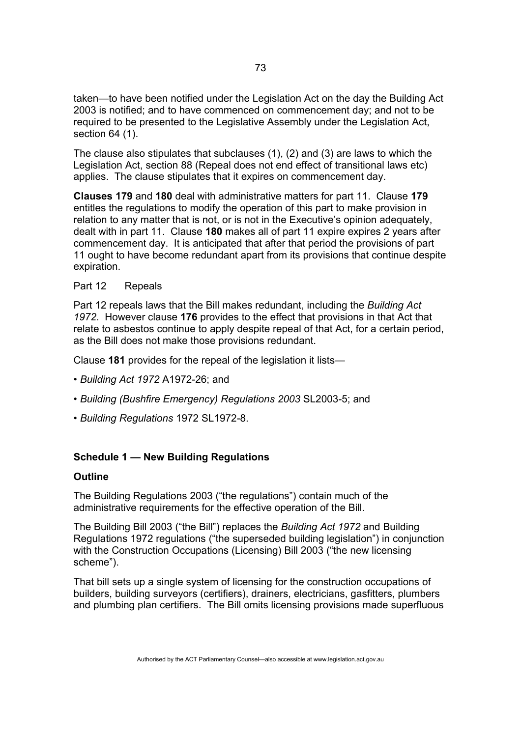taken—to have been notified under the Legislation Act on the day the Building Act 2003 is notified; and to have commenced on commencement day; and not to be required to be presented to the Legislative Assembly under the Legislation Act, section 64 (1).

The clause also stipulates that subclauses (1), (2) and (3) are laws to which the Legislation Act, section 88 (Repeal does not end effect of transitional laws etc) applies. The clause stipulates that it expires on commencement day.

**Clauses 179** and **180** deal with administrative matters for part 11. Clause **179** entitles the regulations to modify the operation of this part to make provision in relation to any matter that is not, or is not in the Executive's opinion adequately, dealt with in part 11. Clause **180** makes all of part 11 expire expires 2 years after commencement day. It is anticipated that after that period the provisions of part 11 ought to have become redundant apart from its provisions that continue despite expiration.

Part 12 Repeals

Part 12 repeals laws that the Bill makes redundant, including the *Building Act 1972*. However clause **176** provides to the effect that provisions in that Act that relate to asbestos continue to apply despite repeal of that Act, for a certain period, as the Bill does not make those provisions redundant.

Clause **181** provides for the repeal of the legislation it lists—

- *Building Act 1972* A1972-26; and
- *Building (Bushfire Emergency) Regulations 2003* SL2003-5; and
- *Building Regulations* 1972 SL1972-8.

## Schedule 1 — New Building Regulations

### Outline

The Building Regulations 2003 ("the regulations") contain much of the administrative requirements for the effective operation of the Bill.

The Building Bill 2003 ("the Bill") replaces the *Building Act 1972* and Building Regulations 1972 regulations ("the superseded building legislation") in conjunction with the Construction Occupations (Licensing) Bill 2003 ("the new licensing scheme").

That bill sets up a single system of licensing for the construction occupations of builders, building surveyors (certifiers), drainers, electricians, gasfitters, plumbers and plumbing plan certifiers. The Bill omits licensing provisions made superfluous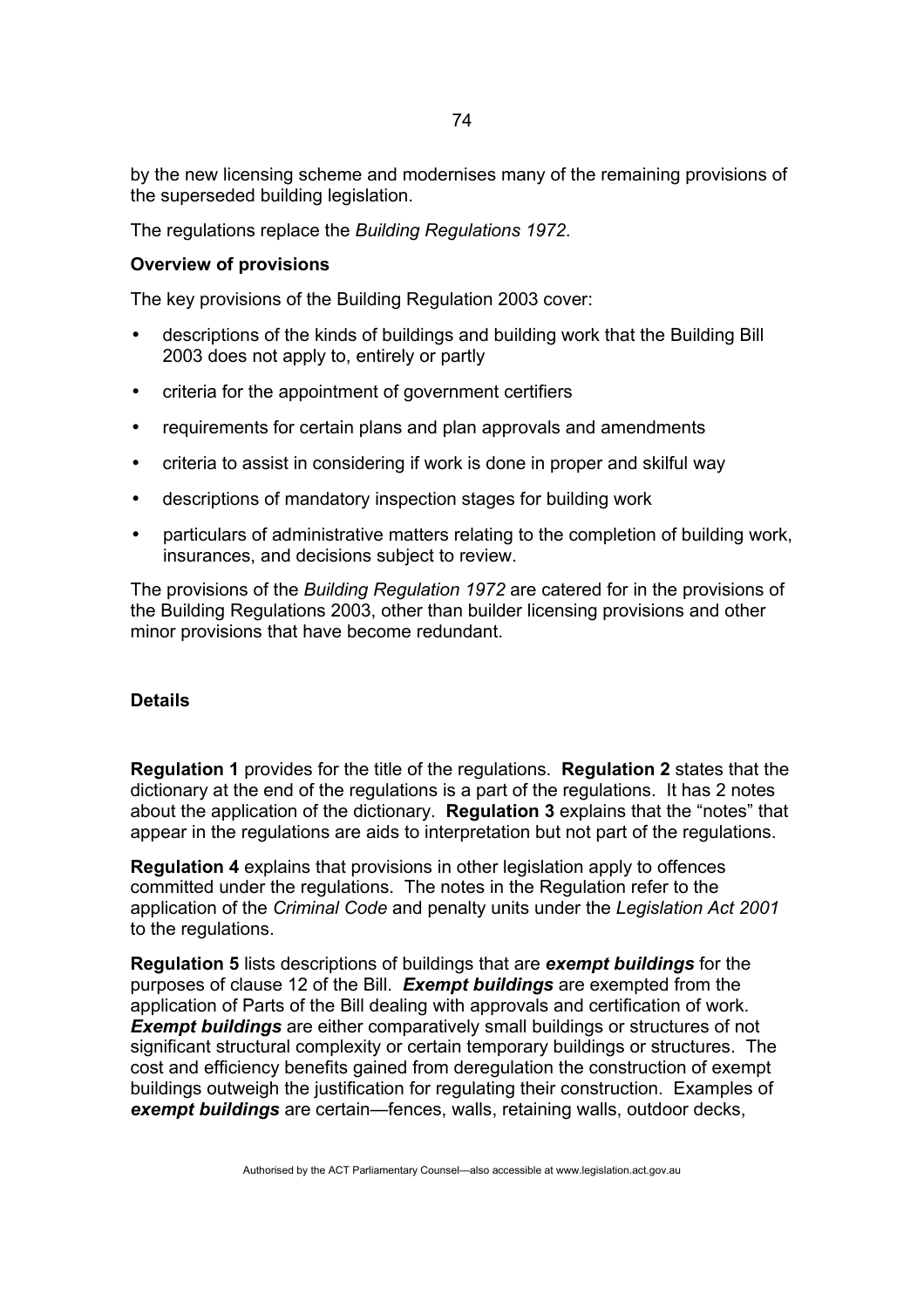by the new licensing scheme and modernises many of the remaining provisions of the superseded building legislation.

The regulations replace the *Building Regulations 1972*.

**Overview of provisions**

The key provisions of the Building Regulation 2003 cover:

- descriptions of the kinds of buildings and building work that the Building Bill 2003 does not apply to, entirely or partly
- criteria for the appointment of government certifiers
- requirements for certain plans and plan approvals and amendments
- criteria to assist in considering if work is done in proper and skilful way
- descriptions of mandatory inspection stages for building work
- particulars of administrative matters relating to the completion of building work, insurances, and decisions subject to review.

The provisions of the *Building Regulation 1972* are catered for in the provisions of the Building Regulations 2003, other than builder licensing provisions and other minor provisions that have become redundant.

**Details**

**Regulation 1** provides for the title of the regulations. **Regulation 2** states that the dictionary at the end of the regulations is a part of the regulations. It has 2 notes about the application of the dictionary. **Regulation 3** explains that the "notes" that appear in the regulations are aids to interpretation but not part of the regulations.

**Regulation 4** explains that provisions in other legislation apply to offences committed under the regulations. The notes in the Regulation refer to the application of the *Criminal Code* and penalty units under the *Legislation Act 2001* to the regulations.

**Regulation 5** lists descriptions of buildings that are ***exempt buildings*** for the purposes of clause 12 of the Bill. ***Exempt buildings*** are exempted from the application of Parts of the Bill dealing with approvals and certification of work. ***Exempt buildings*** are either comparatively small buildings or structures of not significant structural complexity or certain temporary buildings or structures. The cost and efficiency benefits gained from deregulation the construction of exempt buildings outweigh the justification for regulating their construction. Examples of ***exempt buildings*** are certain—fences, walls, retaining walls, outdoor decks,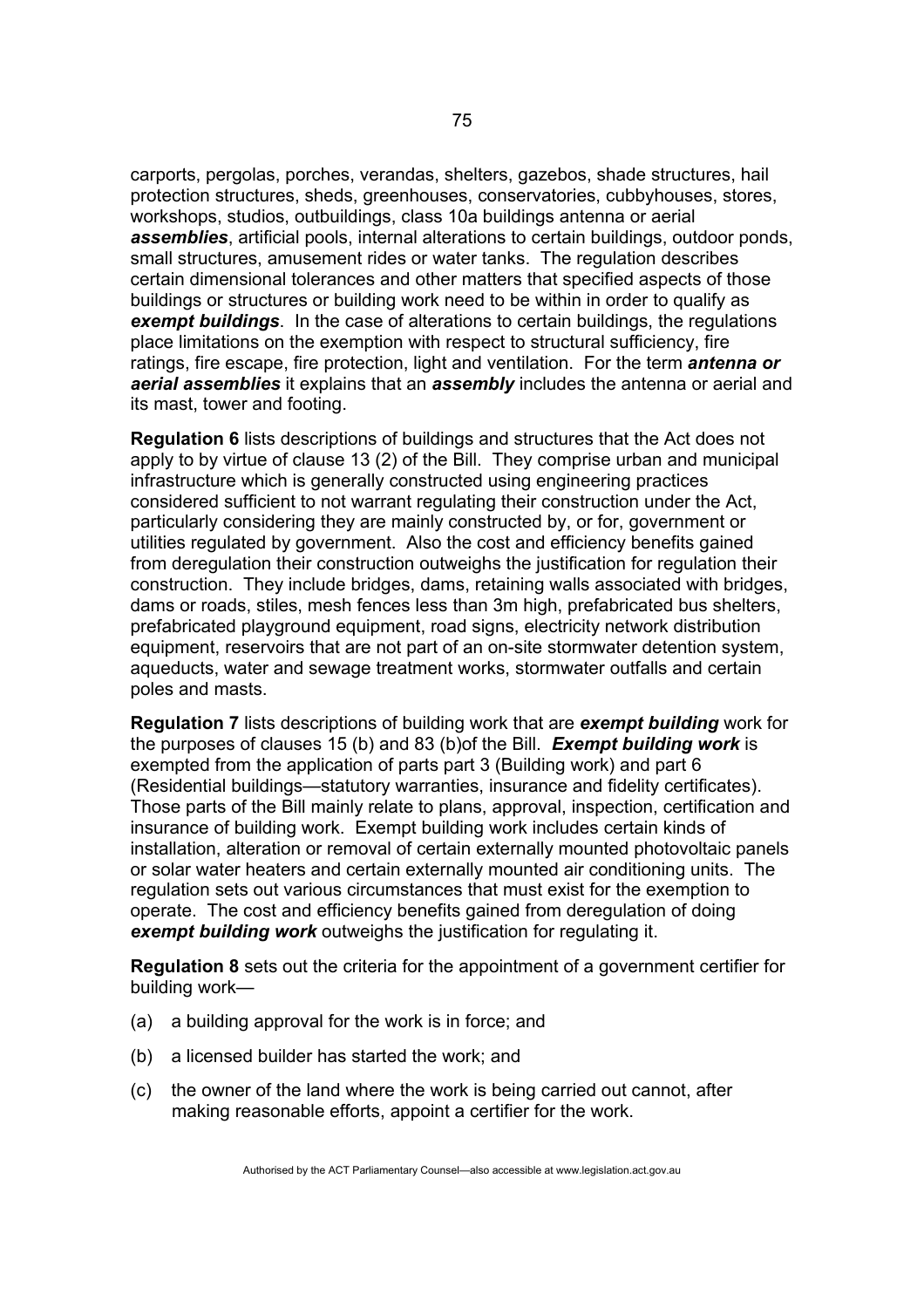carports, pergolas, porches, verandas, shelters, gazebos, shade structures, hail protection structures, sheds, greenhouses, conservatories, cubbyhouses, stores, workshops, studios, outbuildings, class 10a buildings antenna or aerial ***assemblies***, artificial pools, internal alterations to certain buildings, outdoor ponds, small structures, amusement rides or water tanks. The regulation describes certain dimensional tolerances and other matters that specified aspects of those buildings or structures or building work need to be within in order to qualify as ***exempt buildings***. In the case of alterations to certain buildings, the regulations place limitations on the exemption with respect to structural sufficiency, fire ratings, fire escape, fire protection, light and ventilation. For the term ***antenna or aerial assemblies*** it explains that an ***assembly*** includes the antenna or aerial and its mast, tower and footing.

**Regulation 6** lists descriptions of buildings and structures that the Act does not apply to by virtue of clause 13 (2) of the Bill. They comprise urban and municipal infrastructure which is generally constructed using engineering practices considered sufficient to not warrant regulating their construction under the Act, particularly considering they are mainly constructed by, or for, government or utilities regulated by government. Also the cost and efficiency benefits gained from deregulation their construction outweighs the justification for regulation their construction. They include bridges, dams, retaining walls associated with bridges, dams or roads, stiles, mesh fences less than 3m high, prefabricated bus shelters, prefabricated playground equipment, road signs, electricity network distribution equipment, reservoirs that are not part of an on-site stormwater detention system, aqueducts, water and sewage treatment works, stormwater outfalls and certain poles and masts.

**Regulation 7** lists descriptions of building work that are ***exempt building*** work for the purposes of clauses 15 (b) and 83 (b)of the Bill. ***Exempt building work*** is exempted from the application of parts part 3 (Building work) and part 6 (Residential buildings—statutory warranties, insurance and fidelity certificates). Those parts of the Bill mainly relate to plans, approval, inspection, certification and insurance of building work. Exempt building work includes certain kinds of installation, alteration or removal of certain externally mounted photovoltaic panels or solar water heaters and certain externally mounted air conditioning units. The regulation sets out various circumstances that must exist for the exemption to operate. The cost and efficiency benefits gained from deregulation of doing ***exempt building work*** outweighs the justification for regulating it.

**Regulation 8** sets out the criteria for the appointment of a government certifier for building work—

(a) a building approval for the work is in force; and

(b) a licensed builder has started the work; and

(c) the owner of the land where the work is being carried out cannot, after making reasonable efforts, appoint a certifier for the work.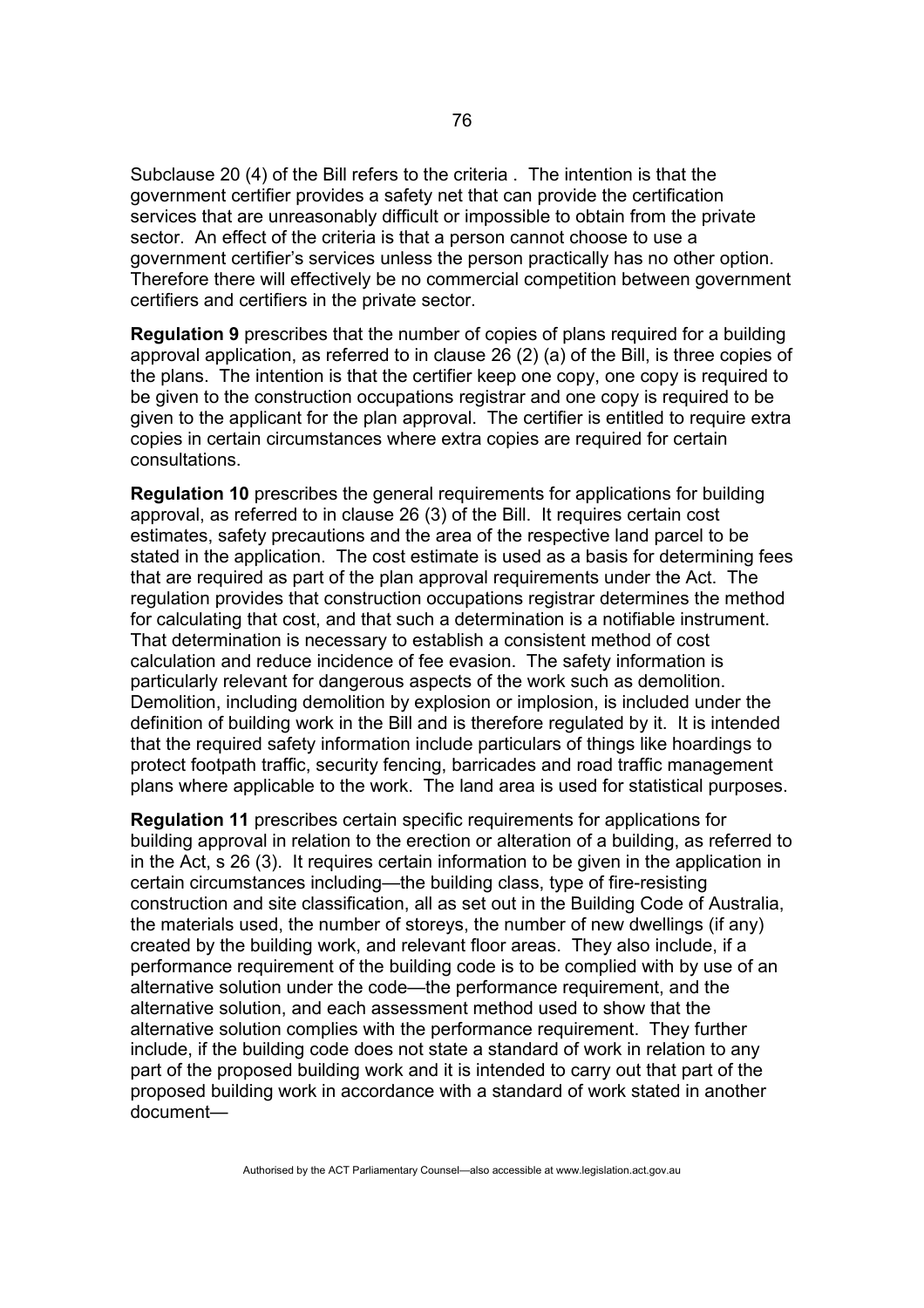Subclause 20 (4) of the Bill refers to the criteria . The intention is that the government certifier provides a safety net that can provide the certification services that are unreasonably difficult or impossible to obtain from the private sector. An effect of the criteria is that a person cannot choose to use a government certifier's services unless the person practically has no other option. Therefore there will effectively be no commercial competition between government certifiers and certifiers in the private sector.

**Regulation 9** prescribes that the number of copies of plans required for a building approval application, as referred to in clause 26 (2) (a) of the Bill, is three copies of the plans. The intention is that the certifier keep one copy, one copy is required to be given to the construction occupations registrar and one copy is required to be given to the applicant for the plan approval. The certifier is entitled to require extra copies in certain circumstances where extra copies are required for certain consultations.

**Regulation 10** prescribes the general requirements for applications for building approval, as referred to in clause 26 (3) of the Bill. It requires certain cost estimates, safety precautions and the area of the respective land parcel to be stated in the application. The cost estimate is used as a basis for determining fees that are required as part of the plan approval requirements under the Act. The regulation provides that construction occupations registrar determines the method for calculating that cost, and that such a determination is a notifiable instrument. That determination is necessary to establish a consistent method of cost calculation and reduce incidence of fee evasion. The safety information is particularly relevant for dangerous aspects of the work such as demolition. Demolition, including demolition by explosion or implosion, is included under the definition of building work in the Bill and is therefore regulated by it. It is intended that the required safety information include particulars of things like hoardings to protect footpath traffic, security fencing, barricades and road traffic management plans where applicable to the work. The land area is used for statistical purposes.

**Regulation 11** prescribes certain specific requirements for applications for building approval in relation to the erection or alteration of a building, as referred to in the Act, s 26 (3). It requires certain information to be given in the application in certain circumstances including—the building class, type of fire-resisting construction and site classification, all as set out in the Building Code of Australia, the materials used, the number of storeys, the number of new dwellings (if any) created by the building work, and relevant floor areas. They also include, if a performance requirement of the building code is to be complied with by use of an alternative solution under the code—the performance requirement, and the alternative solution, and each assessment method used to show that the alternative solution complies with the performance requirement. They further include, if the building code does not state a standard of work in relation to any part of the proposed building work and it is intended to carry out that part of the proposed building work in accordance with a standard of work stated in another document—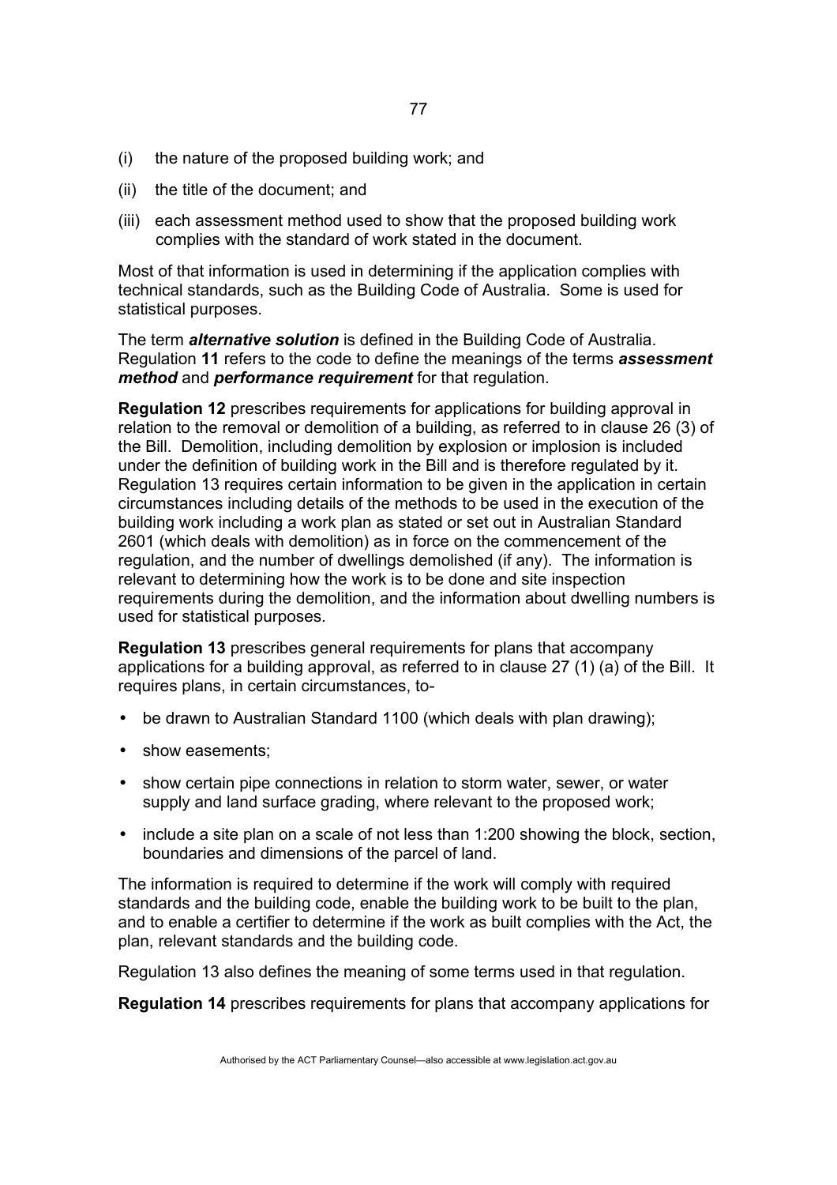(i) the nature of the proposed building work; and

(ii) the title of the document; and

(iii) each assessment method used to show that the proposed building work complies with the standard of work stated in the document.

Most of that information is used in determining if the application complies with technical standards, such as the Building Code of Australia. Some is used for statistical purposes.

The term ***alternative solution*** is defined in the Building Code of Australia. Regulation **11** refers to the code to define the meanings of the terms ***assessment method*** and ***performance requirement*** for that regulation.

**Regulation 12** prescribes requirements for applications for building approval in relation to the removal or demolition of a building, as referred to in clause 26 (3) of the Bill. Demolition, including demolition by explosion or implosion is included under the definition of building work in the Bill and is therefore regulated by it. Regulation 13 requires certain information to be given in the application in certain circumstances including details of the methods to be used in the execution of the building work including a work plan as stated or set out in Australian Standard 2601 (which deals with demolition) as in force on the commencement of the regulation, and the number of dwellings demolished (if any). The information is relevant to determining how the work is to be done and site inspection requirements during the demolition, and the information about dwelling numbers is used for statistical purposes.

**Regulation 13** prescribes general requirements for plans that accompany applications for a building approval, as referred to in clause 27 (1) (a) of the Bill. It requires plans, in certain circumstances, to-

- be drawn to Australian Standard 1100 (which deals with plan drawing);
- show easements;
- show certain pipe connections in relation to storm water, sewer, or water supply and land surface grading, where relevant to the proposed work;
- include a site plan on a scale of not less than 1:200 showing the block, section, boundaries and dimensions of the parcel of land.

The information is required to determine if the work will comply with required standards and the building code, enable the building work to be built to the plan, and to enable a certifier to determine if the work as built complies with the Act, the plan, relevant standards and the building code.

Regulation 13 also defines the meaning of some terms used in that regulation.

**Regulation 14** prescribes requirements for plans that accompany applications for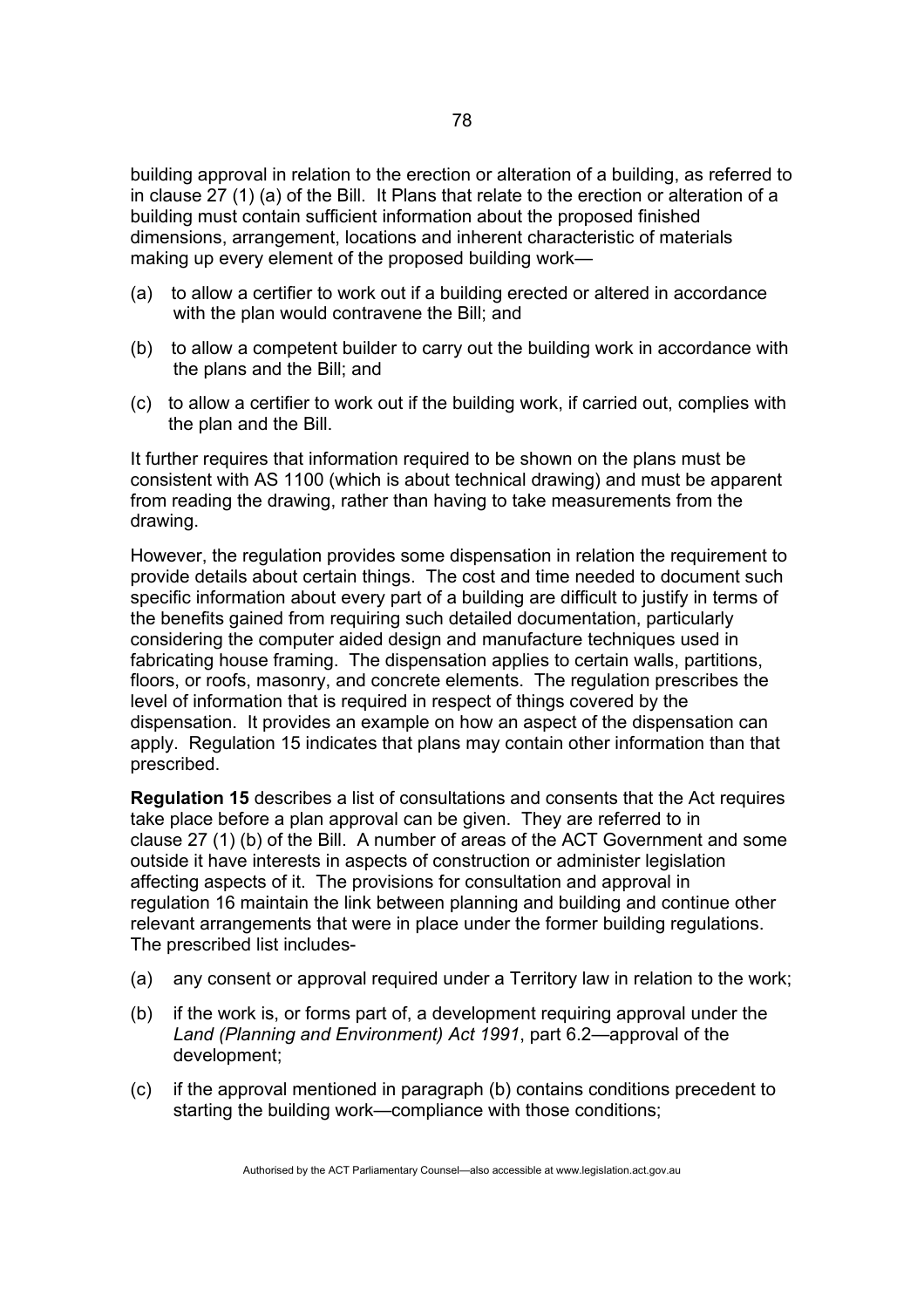building approval in relation to the erection or alteration of a building, as referred to in clause 27 (1) (a) of the Bill. It Plans that relate to the erection or alteration of a building must contain sufficient information about the proposed finished dimensions, arrangement, locations and inherent characteristic of materials making up every element of the proposed building work—

(a) to allow a certifier to work out if a building erected or altered in accordance with the plan would contravene the Bill; and

(b) to allow a competent builder to carry out the building work in accordance with the plans and the Bill; and

(c) to allow a certifier to work out if the building work, if carried out, complies with the plan and the Bill.

It further requires that information required to be shown on the plans must be consistent with AS 1100 (which is about technical drawing) and must be apparent from reading the drawing, rather than having to take measurements from the drawing.

However, the regulation provides some dispensation in relation the requirement to provide details about certain things. The cost and time needed to document such specific information about every part of a building are difficult to justify in terms of the benefits gained from requiring such detailed documentation, particularly considering the computer aided design and manufacture techniques used in fabricating house framing. The dispensation applies to certain walls, partitions, floors, or roofs, masonry, and concrete elements. The regulation prescribes the level of information that is required in respect of things covered by the dispensation. It provides an example on how an aspect of the dispensation can apply. Regulation 15 indicates that plans may contain other information than that prescribed.

**Regulation 15** describes a list of consultations and consents that the Act requires take place before a plan approval can be given. They are referred to in clause 27 (1) (b) of the Bill. A number of areas of the ACT Government and some outside it have interests in aspects of construction or administer legislation affecting aspects of it. The provisions for consultation and approval in regulation 16 maintain the link between planning and building and continue other relevant arrangements that were in place under the former building regulations. The prescribed list includes-

(a) any consent or approval required under a Territory law in relation to the work;

(b) if the work is, or forms part of, a development requiring approval under the *Land (Planning and Environment) Act 1991*, part 6.2—approval of the development;

(c) if the approval mentioned in paragraph (b) contains conditions precedent to starting the building work—compliance with those conditions;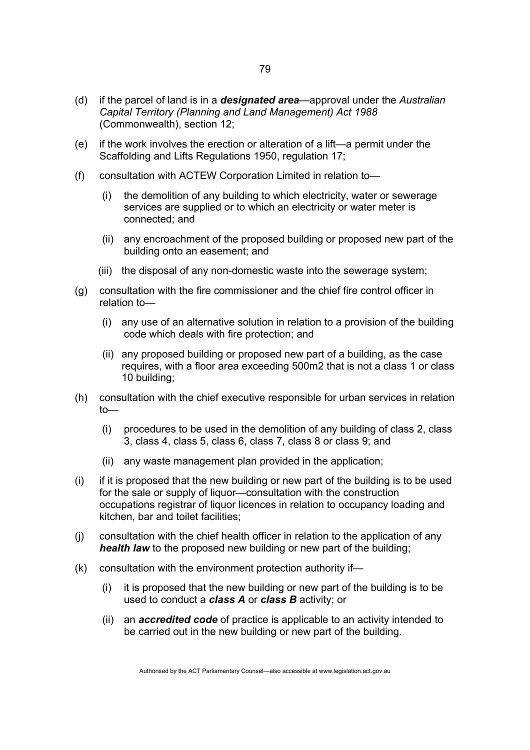(d) if the parcel of land is in a ***designated area***—approval under the *Australian Capital Territory (Planning and Land Management) Act 1988* (Commonwealth), section 12;

(e) if the work involves the erection or alteration of a lift—a permit under the Scaffolding and Lifts Regulations 1950, regulation 17;

(f) consultation with ACTEW Corporation Limited in relation to—

  (i) the demolition of any building to which electricity, water or sewerage services are supplied or to which an electricity or water meter is connected; and

  (ii) any encroachment of the proposed building or proposed new part of the building onto an easement; and

  (iii) the disposal of any non-domestic waste into the sewerage system;

(g) consultation with the fire commissioner and the chief fire control officer in relation to—

  (i) any use of an alternative solution in relation to a provision of the building code which deals with fire protection; and

  (ii) any proposed building or proposed new part of a building, as the case requires, with a floor area exceeding 500m2 that is not a class 1 or class 10 building;

(h) consultation with the chief executive responsible for urban services in relation to—

  (i) procedures to be used in the demolition of any building of class 2, class 3, class 4, class 5, class 6, class 7, class 8 or class 9; and

  (ii) any waste management plan provided in the application;

(i) if it is proposed that the new building or new part of the building is to be used for the sale or supply of liquor—consultation with the construction occupations registrar of liquor licences in relation to occupancy loading and kitchen, bar and toilet facilities;

(j) consultation with the chief health officer in relation to the application of any ***health law*** to the proposed new building or new part of the building;

(k) consultation with the environment protection authority if—

  (i) it is proposed that the new building or new part of the building is to be used to conduct a ***class A*** or ***class B*** activity; or

  (ii) an ***accredited code*** of practice is applicable to an activity intended to be carried out in the new building or new part of the building.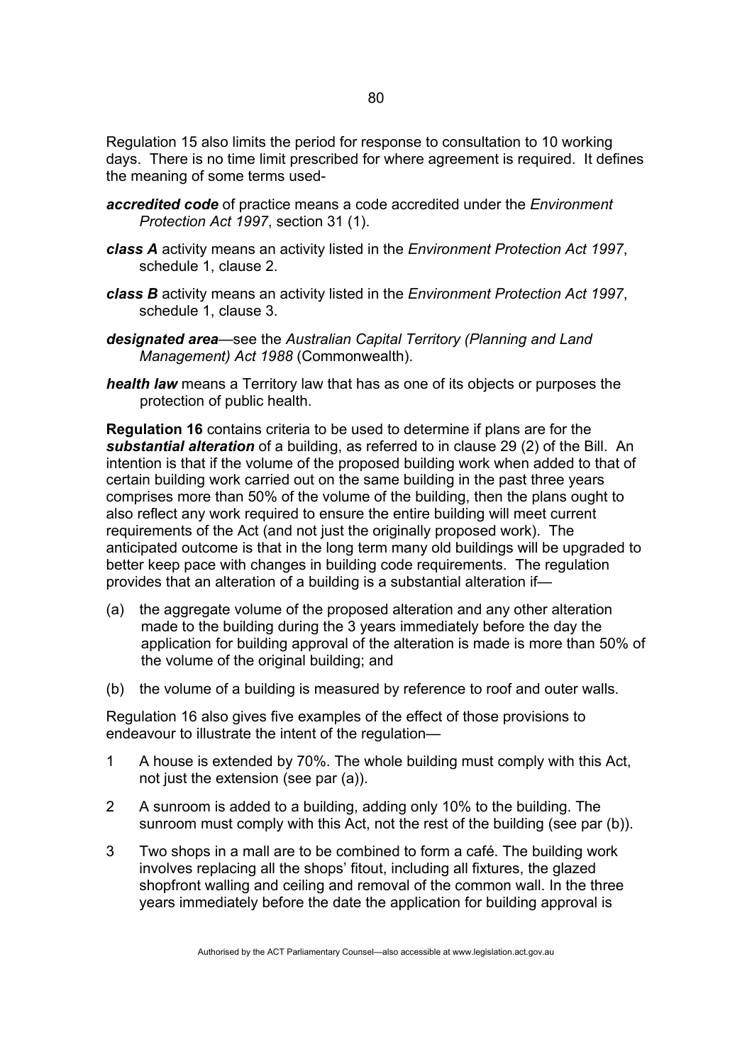Regulation 15 also limits the period for response to consultation to 10 working days. There is no time limit prescribed for where agreement is required. It defines the meaning of some terms used-

***accredited code*** of practice means a code accredited under the *Environment Protection Act 1997*, section 31 (1).

***class A*** activity means an activity listed in the *Environment Protection Act 1997*, schedule 1, clause 2.

***class B*** activity means an activity listed in the *Environment Protection Act 1997*, schedule 1, clause 3.

***designated area***—see the *Australian Capital Territory (Planning and Land Management) Act 1988* (Commonwealth).

***health law*** means a Territory law that has as one of its objects or purposes the protection of public health.

**Regulation 16** contains criteria to be used to determine if plans are for the ***substantial alteration*** of a building, as referred to in clause 29 (2) of the Bill. An intention is that if the volume of the proposed building work when added to that of certain building work carried out on the same building in the past three years comprises more than 50% of the volume of the building, then the plans ought to also reflect any work required to ensure the entire building will meet current requirements of the Act (and not just the originally proposed work). The anticipated outcome is that in the long term many old buildings will be upgraded to better keep pace with changes in building code requirements. The regulation provides that an alteration of a building is a substantial alteration if—

(a) the aggregate volume of the proposed alteration and any other alteration made to the building during the 3 years immediately before the day the application for building approval of the alteration is made is more than 50% of the volume of the original building; and

(b) the volume of a building is measured by reference to roof and outer walls.

Regulation 16 also gives five examples of the effect of those provisions to endeavour to illustrate the intent of the regulation—

1 A house is extended by 70%. The whole building must comply with this Act, not just the extension (see par (a)).

2 A sunroom is added to a building, adding only 10% to the building. The sunroom must comply with this Act, not the rest of the building (see par (b)).

3 Two shops in a mall are to be combined to form a café. The building work involves replacing all the shops' fitout, including all fixtures, the glazed shopfront walling and ceiling and removal of the common wall. In the three years immediately before the date the application for building approval is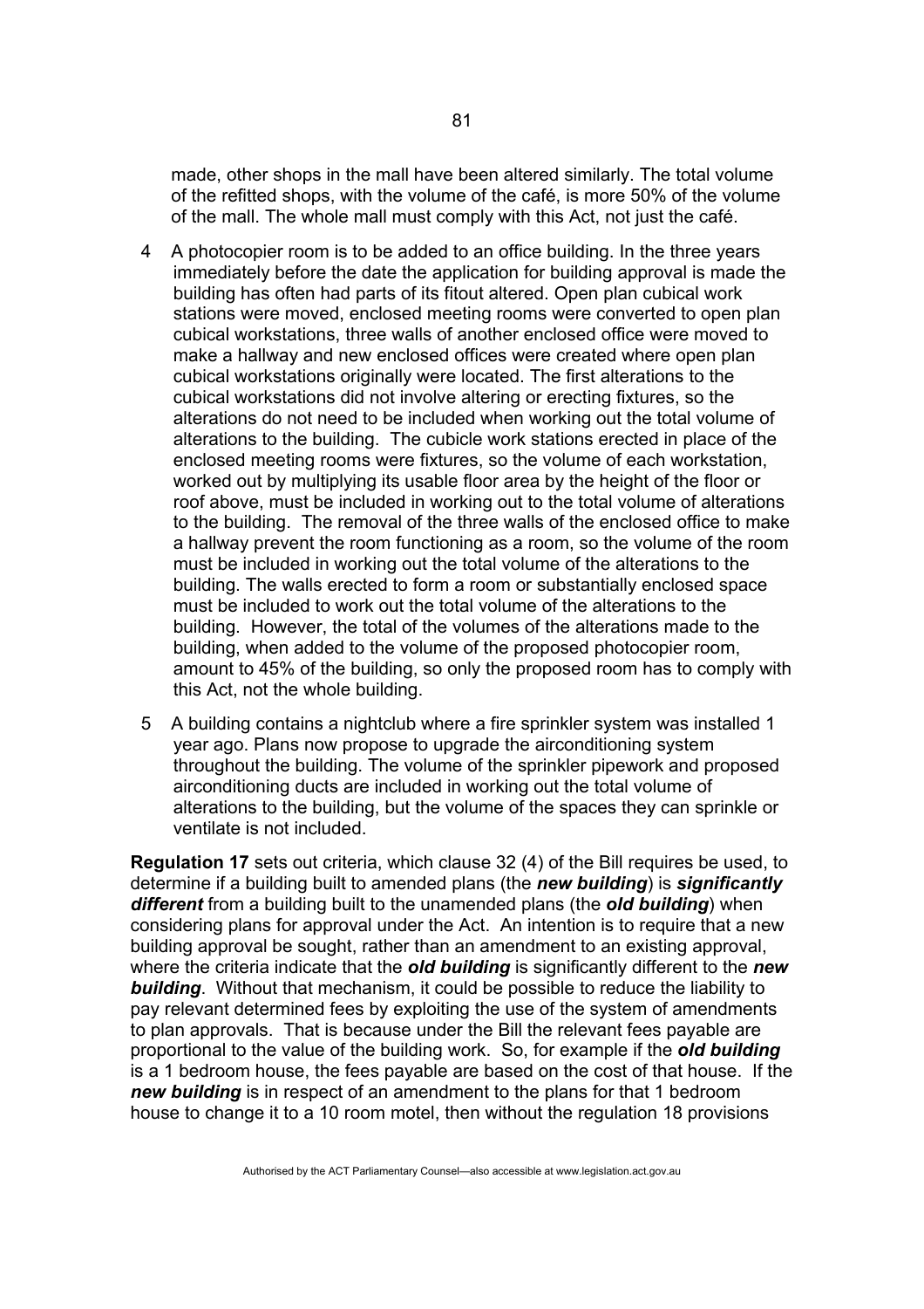made, other shops in the mall have been altered similarly. The total volume of the refitted shops, with the volume of the café, is more 50% of the volume of the mall. The whole mall must comply with this Act, not just the café.

4 A photocopier room is to be added to an office building. In the three years immediately before the date the application for building approval is made the building has often had parts of its fitout altered. Open plan cubical work stations were moved, enclosed meeting rooms were converted to open plan cubical workstations, three walls of another enclosed office were moved to make a hallway and new enclosed offices were created where open plan cubical workstations originally were located. The first alterations to the cubical workstations did not involve altering or erecting fixtures, so the alterations do not need to be included when working out the total volume of alterations to the building. The cubicle work stations erected in place of the enclosed meeting rooms were fixtures, so the volume of each workstation, worked out by multiplying its usable floor area by the height of the floor or roof above, must be included in working out to the total volume of alterations to the building. The removal of the three walls of the enclosed office to make a hallway prevent the room functioning as a room, so the volume of the room must be included in working out the total volume of the alterations to the building. The walls erected to form a room or substantially enclosed space must be included to work out the total volume of the alterations to the building. However, the total of the volumes of the alterations made to the building, when added to the volume of the proposed photocopier room, amount to 45% of the building, so only the proposed room has to comply with this Act, not the whole building.

5 A building contains a nightclub where a fire sprinkler system was installed 1 year ago. Plans now propose to upgrade the airconditioning system throughout the building. The volume of the sprinkler pipework and proposed airconditioning ducts are included in working out the total volume of alterations to the building, but the volume of the spaces they can sprinkle or ventilate is not included.

**Regulation 17** sets out criteria, which clause 32 (4) of the Bill requires be used, to determine if a building built to amended plans (the ***new building***) is ***significantly different*** from a building built to the unamended plans (the ***old building***) when considering plans for approval under the Act. An intention is to require that a new building approval be sought, rather than an amendment to an existing approval, where the criteria indicate that the ***old building*** is significantly different to the ***new building***. Without that mechanism, it could be possible to reduce the liability to pay relevant determined fees by exploiting the use of the system of amendments to plan approvals. That is because under the Bill the relevant fees payable are proportional to the value of the building work. So, for example if the ***old building*** is a 1 bedroom house, the fees payable are based on the cost of that house. If the ***new building*** is in respect of an amendment to the plans for that 1 bedroom house to change it to a 10 room motel, then without the regulation 18 provisions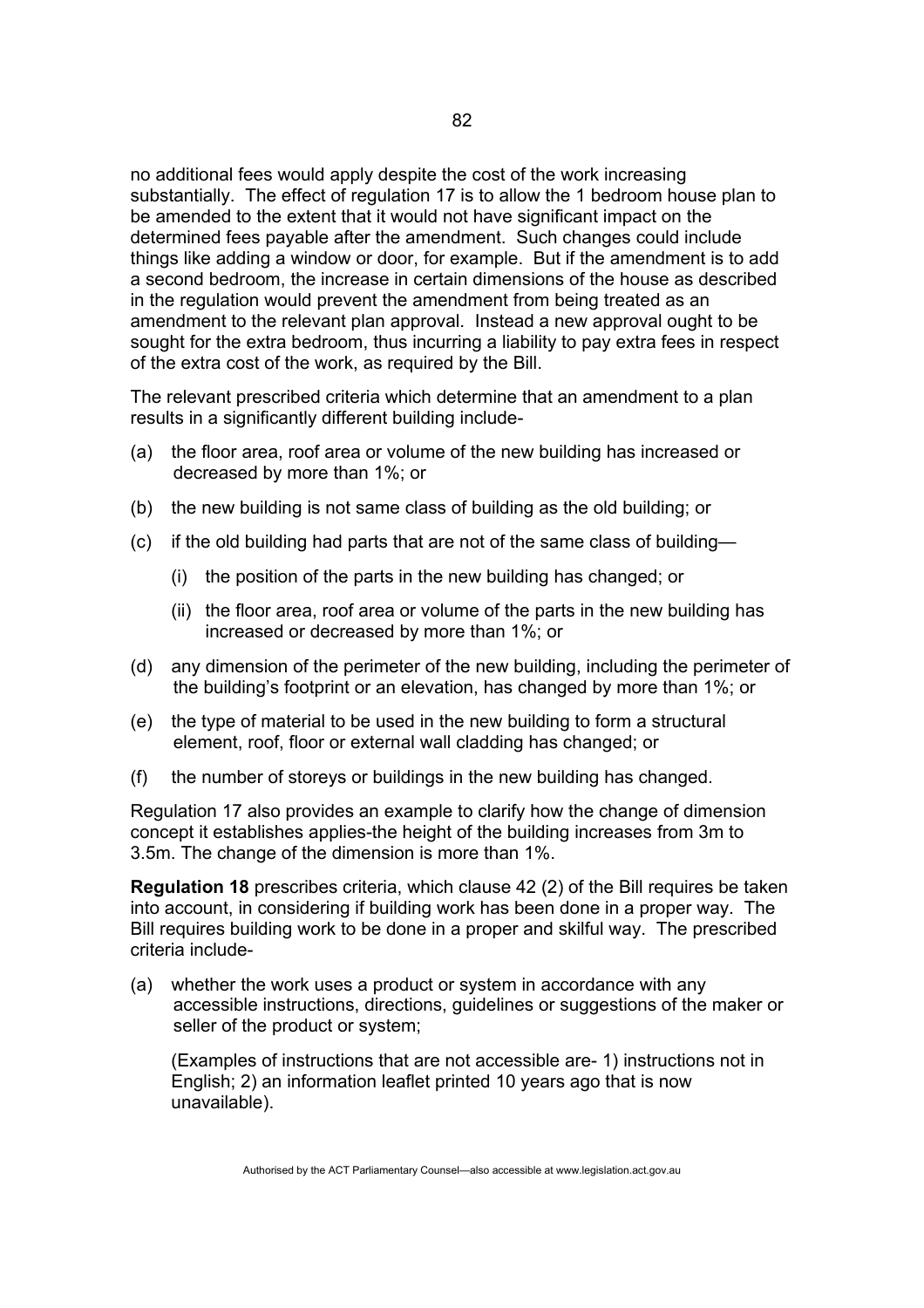no additional fees would apply despite the cost of the work increasing substantially. The effect of regulation 17 is to allow the 1 bedroom house plan to be amended to the extent that it would not have significant impact on the determined fees payable after the amendment. Such changes could include things like adding a window or door, for example. But if the amendment is to add a second bedroom, the increase in certain dimensions of the house as described in the regulation would prevent the amendment from being treated as an amendment to the relevant plan approval. Instead a new approval ought to be sought for the extra bedroom, thus incurring a liability to pay extra fees in respect of the extra cost of the work, as required by the Bill.

The relevant prescribed criteria which determine that an amendment to a plan results in a significantly different building include-

(a) the floor area, roof area or volume of the new building has increased or decreased by more than 1%; or

(b) the new building is not same class of building as the old building; or

(c) if the old building had parts that are not of the same class of building—

 (i) the position of the parts in the new building has changed; or

 (ii) the floor area, roof area or volume of the parts in the new building has increased or decreased by more than 1%; or

(d) any dimension of the perimeter of the new building, including the perimeter of the building's footprint or an elevation, has changed by more than 1%; or

(e) the type of material to be used in the new building to form a structural element, roof, floor or external wall cladding has changed; or

(f) the number of storeys or buildings in the new building has changed.

Regulation 17 also provides an example to clarify how the change of dimension concept it establishes applies-the height of the building increases from 3m to 3.5m. The change of the dimension is more than 1%.

**Regulation 18** prescribes criteria, which clause 42 (2) of the Bill requires be taken into account, in considering if building work has been done in a proper way. The Bill requires building work to be done in a proper and skilful way. The prescribed criteria include-

(a) whether the work uses a product or system in accordance with any accessible instructions, directions, guidelines or suggestions of the maker or seller of the product or system;

 (Examples of instructions that are not accessible are- 1) instructions not in English; 2) an information leaflet printed 10 years ago that is now unavailable).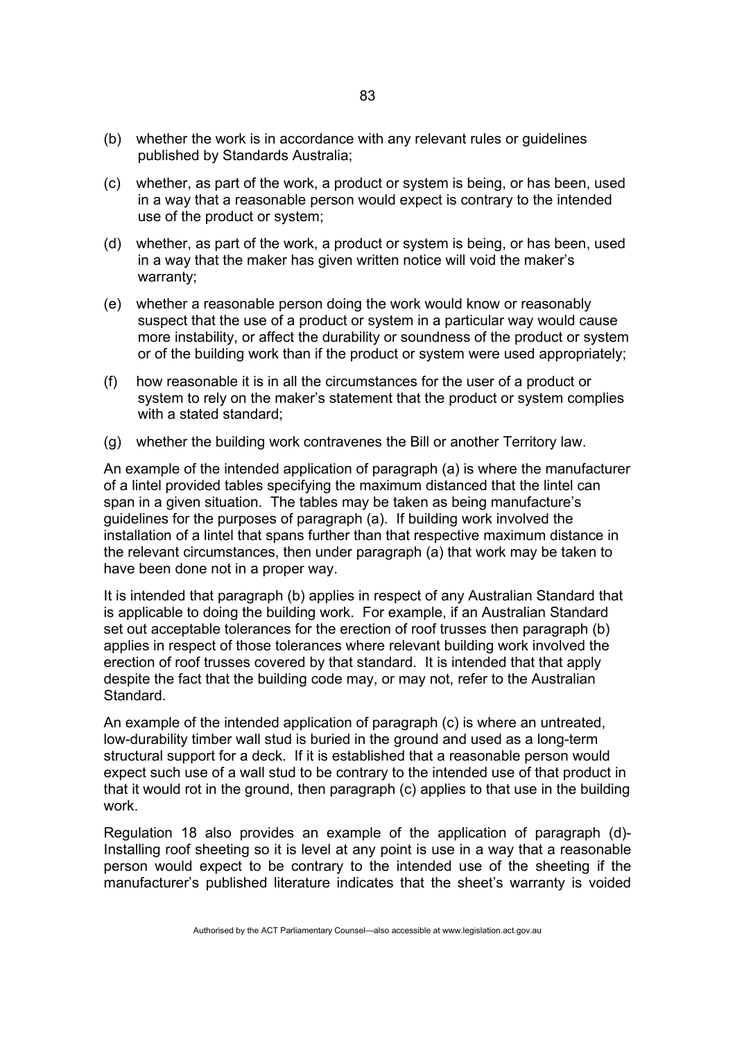(b) whether the work is in accordance with any relevant rules or guidelines published by Standards Australia;

(c) whether, as part of the work, a product or system is being, or has been, used in a way that a reasonable person would expect is contrary to the intended use of the product or system;

(d) whether, as part of the work, a product or system is being, or has been, used in a way that the maker has given written notice will void the maker's warranty;

(e) whether a reasonable person doing the work would know or reasonably suspect that the use of a product or system in a particular way would cause more instability, or affect the durability or soundness of the product or system or of the building work than if the product or system were used appropriately;

(f) how reasonable it is in all the circumstances for the user of a product or system to rely on the maker's statement that the product or system complies with a stated standard;

(g) whether the building work contravenes the Bill or another Territory law.

An example of the intended application of paragraph (a) is where the manufacturer of a lintel provided tables specifying the maximum distanced that the lintel can span in a given situation. The tables may be taken as being manufacture's guidelines for the purposes of paragraph (a). If building work involved the installation of a lintel that spans further than that respective maximum distance in the relevant circumstances, then under paragraph (a) that work may be taken to have been done not in a proper way.

It is intended that paragraph (b) applies in respect of any Australian Standard that is applicable to doing the building work. For example, if an Australian Standard set out acceptable tolerances for the erection of roof trusses then paragraph (b) applies in respect of those tolerances where relevant building work involved the erection of roof trusses covered by that standard. It is intended that that apply despite the fact that the building code may, or may not, refer to the Australian Standard.

An example of the intended application of paragraph (c) is where an untreated, low-durability timber wall stud is buried in the ground and used as a long-term structural support for a deck. If it is established that a reasonable person would expect such use of a wall stud to be contrary to the intended use of that product in that it would rot in the ground, then paragraph (c) applies to that use in the building work.

Regulation 18 also provides an example of the application of paragraph (d)- Installing roof sheeting so it is level at any point is use in a way that a reasonable person would expect to be contrary to the intended use of the sheeting if the manufacturer's published literature indicates that the sheet's warranty is voided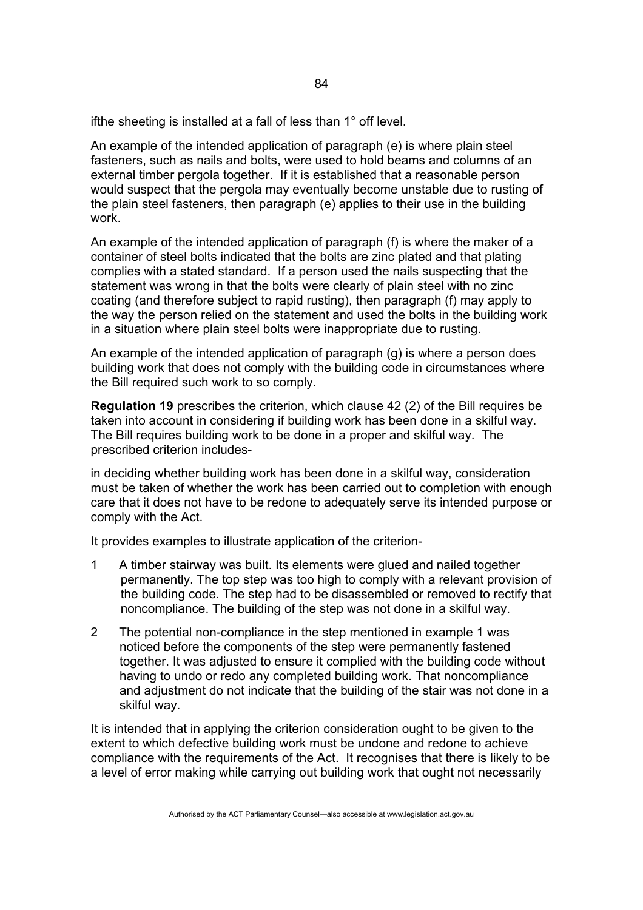ifthe sheeting is installed at a fall of less than 1° off level.

An example of the intended application of paragraph (e) is where plain steel fasteners, such as nails and bolts, were used to hold beams and columns of an external timber pergola together. If it is established that a reasonable person would suspect that the pergola may eventually become unstable due to rusting of the plain steel fasteners, then paragraph (e) applies to their use in the building work.

An example of the intended application of paragraph (f) is where the maker of a container of steel bolts indicated that the bolts are zinc plated and that plating complies with a stated standard. If a person used the nails suspecting that the statement was wrong in that the bolts were clearly of plain steel with no zinc coating (and therefore subject to rapid rusting), then paragraph (f) may apply to the way the person relied on the statement and used the bolts in the building work in a situation where plain steel bolts were inappropriate due to rusting.

An example of the intended application of paragraph (g) is where a person does building work that does not comply with the building code in circumstances where the Bill required such work to so comply.

**Regulation 19** prescribes the criterion, which clause 42 (2) of the Bill requires be taken into account in considering if building work has been done in a skilful way. The Bill requires building work to be done in a proper and skilful way. The prescribed criterion includes-

in deciding whether building work has been done in a skilful way, consideration must be taken of whether the work has been carried out to completion with enough care that it does not have to be redone to adequately serve its intended purpose or comply with the Act.

It provides examples to illustrate application of the criterion-

1 A timber stairway was built. Its elements were glued and nailed together permanently. The top step was too high to comply with a relevant provision of the building code. The step had to be disassembled or removed to rectify that noncompliance. The building of the step was not done in a skilful way.

2 The potential non-compliance in the step mentioned in example 1 was noticed before the components of the step were permanently fastened together. It was adjusted to ensure it complied with the building code without having to undo or redo any completed building work. That noncompliance and adjustment do not indicate that the building of the stair was not done in a skilful way.

It is intended that in applying the criterion consideration ought to be given to the extent to which defective building work must be undone and redone to achieve compliance with the requirements of the Act. It recognises that there is likely to be a level of error making while carrying out building work that ought not necessarily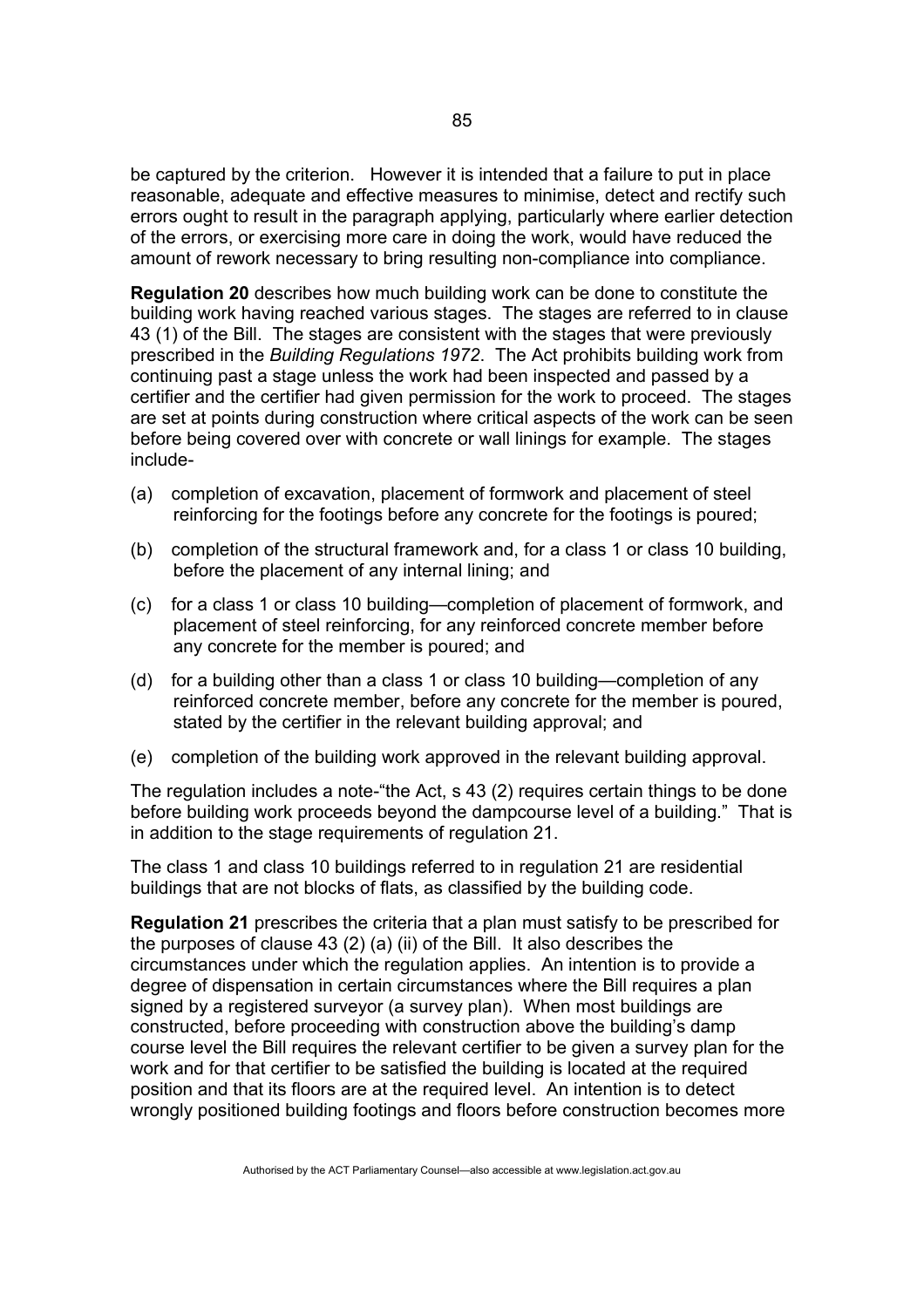be captured by the criterion. However it is intended that a failure to put in place reasonable, adequate and effective measures to minimise, detect and rectify such errors ought to result in the paragraph applying, particularly where earlier detection of the errors, or exercising more care in doing the work, would have reduced the amount of rework necessary to bring resulting non-compliance into compliance.

**Regulation 20** describes how much building work can be done to constitute the building work having reached various stages. The stages are referred to in clause 43 (1) of the Bill. The stages are consistent with the stages that were previously prescribed in the *Building Regulations 1972*. The Act prohibits building work from continuing past a stage unless the work had been inspected and passed by a certifier and the certifier had given permission for the work to proceed. The stages are set at points during construction where critical aspects of the work can be seen before being covered over with concrete or wall linings for example. The stages include-

(a) completion of excavation, placement of formwork and placement of steel reinforcing for the footings before any concrete for the footings is poured;

(b) completion of the structural framework and, for a class 1 or class 10 building, before the placement of any internal lining; and

(c) for a class 1 or class 10 building—completion of placement of formwork, and placement of steel reinforcing, for any reinforced concrete member before any concrete for the member is poured; and

(d) for a building other than a class 1 or class 10 building—completion of any reinforced concrete member, before any concrete for the member is poured, stated by the certifier in the relevant building approval; and

(e) completion of the building work approved in the relevant building approval.

The regulation includes a note-"the Act, s 43 (2) requires certain things to be done before building work proceeds beyond the dampcourse level of a building." That is in addition to the stage requirements of regulation 21.

The class 1 and class 10 buildings referred to in regulation 21 are residential buildings that are not blocks of flats, as classified by the building code.

**Regulation 21** prescribes the criteria that a plan must satisfy to be prescribed for the purposes of clause 43 (2) (a) (ii) of the Bill. It also describes the circumstances under which the regulation applies. An intention is to provide a degree of dispensation in certain circumstances where the Bill requires a plan signed by a registered surveyor (a survey plan). When most buildings are constructed, before proceeding with construction above the building's damp course level the Bill requires the relevant certifier to be given a survey plan for the work and for that certifier to be satisfied the building is located at the required position and that its floors are at the required level. An intention is to detect wrongly positioned building footings and floors before construction becomes more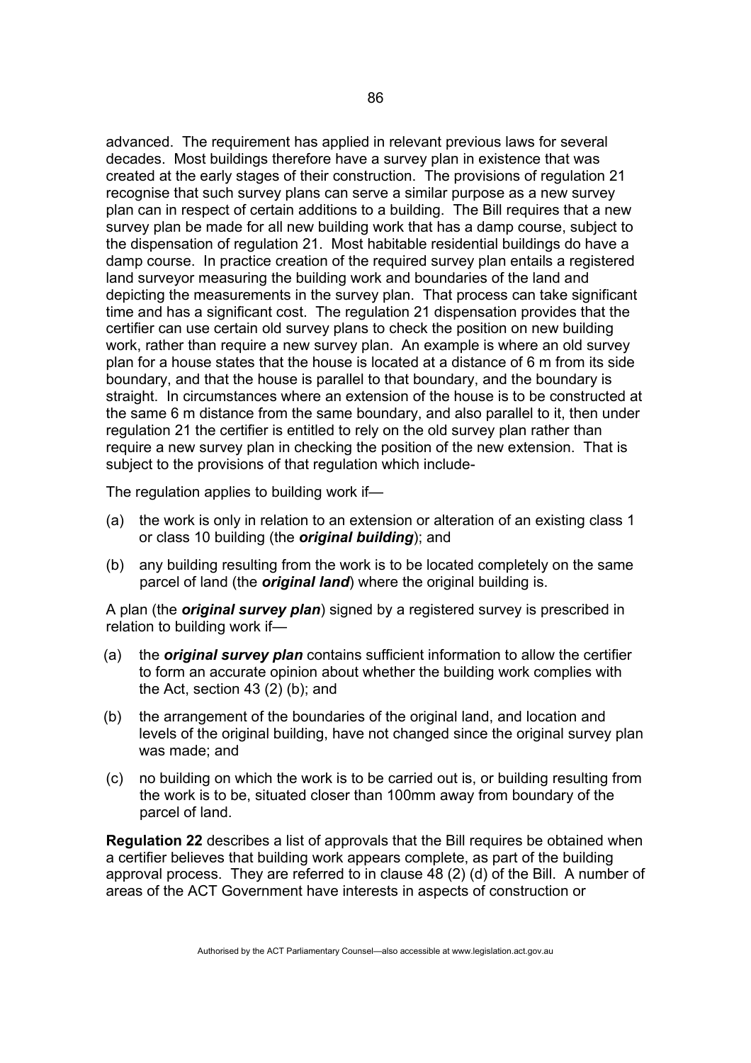advanced. The requirement has applied in relevant previous laws for several decades. Most buildings therefore have a survey plan in existence that was created at the early stages of their construction. The provisions of regulation 21 recognise that such survey plans can serve a similar purpose as a new survey plan can in respect of certain additions to a building. The Bill requires that a new survey plan be made for all new building work that has a damp course, subject to the dispensation of regulation 21. Most habitable residential buildings do have a damp course. In practice creation of the required survey plan entails a registered land surveyor measuring the building work and boundaries of the land and depicting the measurements in the survey plan. That process can take significant time and has a significant cost. The regulation 21 dispensation provides that the certifier can use certain old survey plans to check the position on new building work, rather than require a new survey plan. An example is where an old survey plan for a house states that the house is located at a distance of 6 m from its side boundary, and that the house is parallel to that boundary, and the boundary is straight. In circumstances where an extension of the house is to be constructed at the same 6 m distance from the same boundary, and also parallel to it, then under regulation 21 the certifier is entitled to rely on the old survey plan rather than require a new survey plan in checking the position of the new extension. That is subject to the provisions of that regulation which include-

The regulation applies to building work if—

(a) the work is only in relation to an extension or alteration of an existing class 1 or class 10 building (the ***original building***); and

(b) any building resulting from the work is to be located completely on the same parcel of land (the ***original land***) where the original building is.

A plan (the ***original survey plan***) signed by a registered survey is prescribed in relation to building work if—

(a) the ***original survey plan*** contains sufficient information to allow the certifier to form an accurate opinion about whether the building work complies with the Act, section 43 (2) (b); and

(b) the arrangement of the boundaries of the original land, and location and levels of the original building, have not changed since the original survey plan was made; and

(c) no building on which the work is to be carried out is, or building resulting from the work is to be, situated closer than 100mm away from boundary of the parcel of land.

**Regulation 22** describes a list of approvals that the Bill requires be obtained when a certifier believes that building work appears complete, as part of the building approval process. They are referred to in clause 48 (2) (d) of the Bill. A number of areas of the ACT Government have interests in aspects of construction or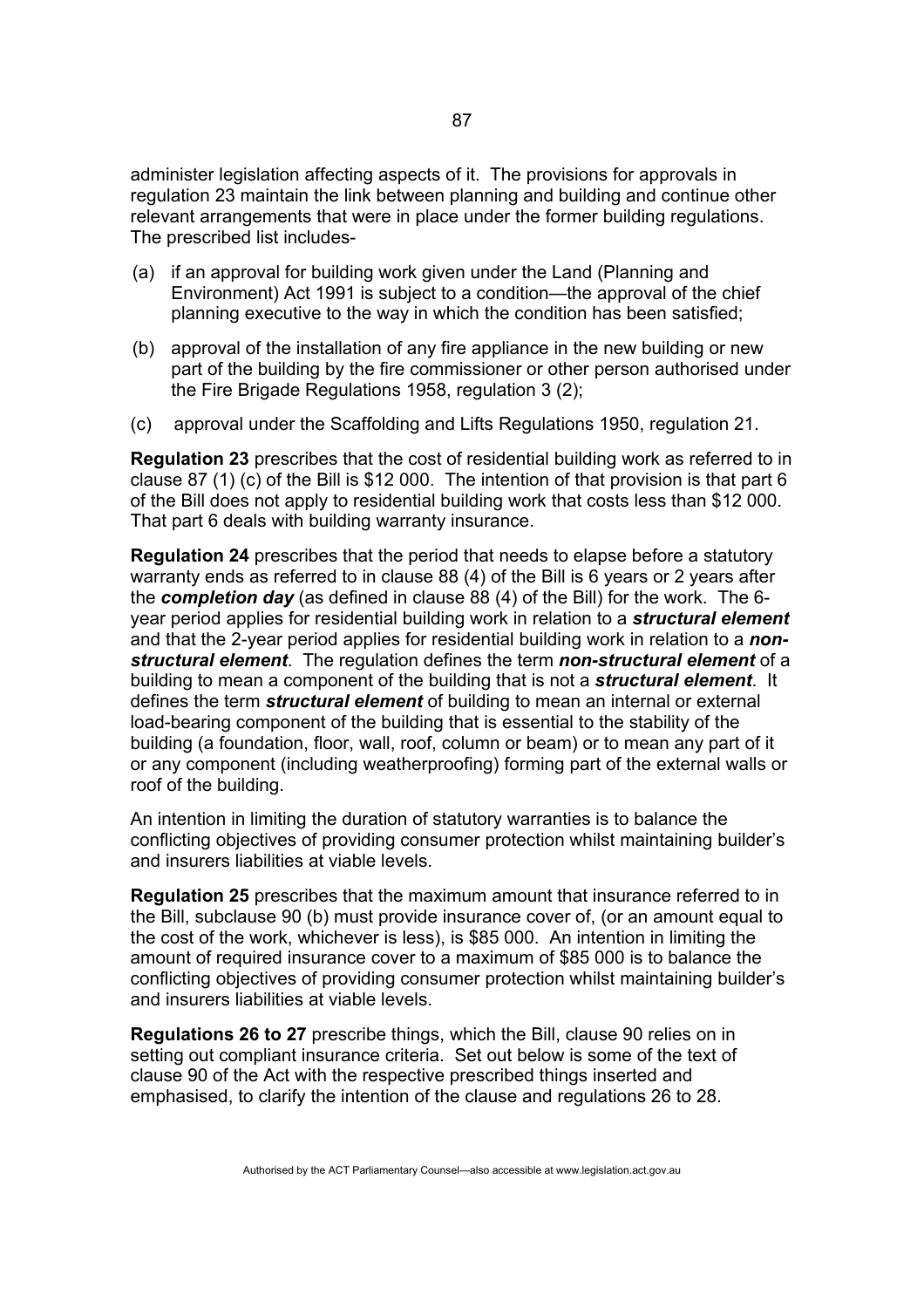administer legislation affecting aspects of it. The provisions for approvals in regulation 23 maintain the link between planning and building and continue other relevant arrangements that were in place under the former building regulations. The prescribed list includes-

(a) if an approval for building work given under the Land (Planning and Environment) Act 1991 is subject to a condition—the approval of the chief planning executive to the way in which the condition has been satisfied;

(b) approval of the installation of any fire appliance in the new building or new part of the building by the fire commissioner or other person authorised under the Fire Brigade Regulations 1958, regulation 3 (2);

(c) approval under the Scaffolding and Lifts Regulations 1950, regulation 21.

**Regulation 23** prescribes that the cost of residential building work as referred to in clause 87 (1) (c) of the Bill is $12 000. The intention of that provision is that part 6 of the Bill does not apply to residential building work that costs less than $12 000. That part 6 deals with building warranty insurance.

**Regulation 24** prescribes that the period that needs to elapse before a statutory warranty ends as referred to in clause 88 (4) of the Bill is 6 years or 2 years after the ***completion day*** (as defined in clause 88 (4) of the Bill) for the work. The 6-year period applies for residential building work in relation to a ***structural element*** and that the 2-year period applies for residential building work in relation to a ***non-structural element***. The regulation defines the term ***non-structural element*** of a building to mean a component of the building that is not a ***structural element***. It defines the term ***structural element*** of building to mean an internal or external load-bearing component of the building that is essential to the stability of the building (a foundation, floor, wall, roof, column or beam) or to mean any part of it or any component (including weatherproofing) forming part of the external walls or roof of the building.

An intention in limiting the duration of statutory warranties is to balance the conflicting objectives of providing consumer protection whilst maintaining builder's and insurers liabilities at viable levels.

**Regulation 25** prescribes that the maximum amount that insurance referred to in the Bill, subclause 90 (b) must provide insurance cover of, (or an amount equal to the cost of the work, whichever is less), is $85 000. An intention in limiting the amount of required insurance cover to a maximum of $85 000 is to balance the conflicting objectives of providing consumer protection whilst maintaining builder's and insurers liabilities at viable levels.

**Regulations 26 to 27** prescribe things, which the Bill, clause 90 relies on in setting out compliant insurance criteria. Set out below is some of the text of clause 90 of the Act with the respective prescribed things inserted and emphasised, to clarify the intention of the clause and regulations 26 to 28.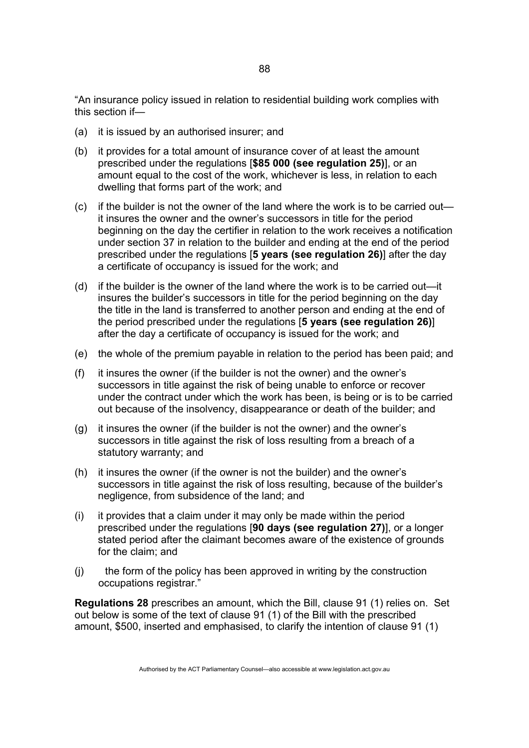"An insurance policy issued in relation to residential building work complies with this section if—

(a) it is issued by an authorised insurer; and

(b) it provides for a total amount of insurance cover of at least the amount prescribed under the regulations [**$85 000 (see regulation 25)**], or an amount equal to the cost of the work, whichever is less, in relation to each dwelling that forms part of the work; and

(c) if the builder is not the owner of the land where the work is to be carried out—it insures the owner and the owner's successors in title for the period beginning on the day the certifier in relation to the work receives a notification under section 37 in relation to the builder and ending at the end of the period prescribed under the regulations [**5 years (see regulation 26)**] after the day a certificate of occupancy is issued for the work; and

(d) if the builder is the owner of the land where the work is to be carried out—it insures the builder's successors in title for the period beginning on the day the title in the land is transferred to another person and ending at the end of the period prescribed under the regulations [**5 years (see regulation 26)**] after the day a certificate of occupancy is issued for the work; and

(e) the whole of the premium payable in relation to the period has been paid; and

(f) it insures the owner (if the builder is not the owner) and the owner's successors in title against the risk of being unable to enforce or recover under the contract under which the work has been, is being or is to be carried out because of the insolvency, disappearance or death of the builder; and

(g) it insures the owner (if the builder is not the owner) and the owner's successors in title against the risk of loss resulting from a breach of a statutory warranty; and

(h) it insures the owner (if the owner is not the builder) and the owner's successors in title against the risk of loss resulting, because of the builder's negligence, from subsidence of the land; and

(i) it provides that a claim under it may only be made within the period prescribed under the regulations [**90 days (see regulation 27)**], or a longer stated period after the claimant becomes aware of the existence of grounds for the claim; and

(j) the form of the policy has been approved in writing by the construction occupations registrar."

**Regulations 28** prescribes an amount, which the Bill, clause 91 (1) relies on. Set out below is some of the text of clause 91 (1) of the Bill with the prescribed amount, $500, inserted and emphasised, to clarify the intention of clause 91 (1)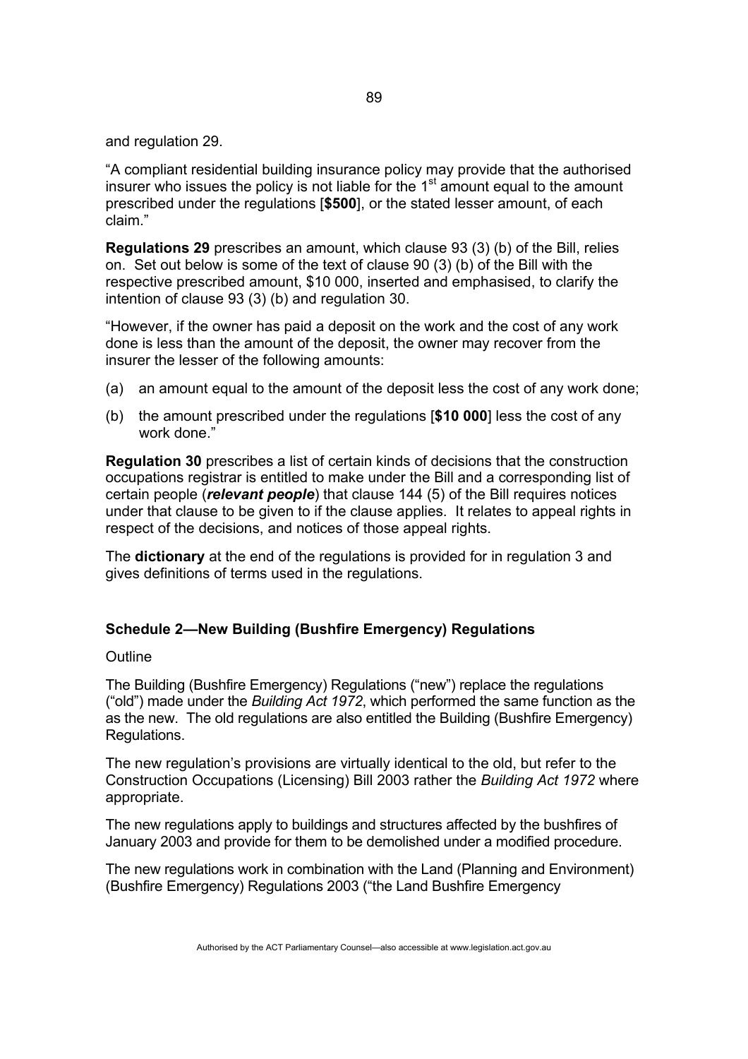and regulation 29.

"A compliant residential building insurance policy may provide that the authorised insurer who issues the policy is not liable for the 1st amount equal to the amount prescribed under the regulations [**$500**], or the stated lesser amount, of each claim."

**Regulations 29** prescribes an amount, which clause 93 (3) (b) of the Bill, relies on. Set out below is some of the text of clause 90 (3) (b) of the Bill with the respective prescribed amount, $10 000, inserted and emphasised, to clarify the intention of clause 93 (3) (b) and regulation 30.

"However, if the owner has paid a deposit on the work and the cost of any work done is less than the amount of the deposit, the owner may recover from the insurer the lesser of the following amounts:

(a) an amount equal to the amount of the deposit less the cost of any work done;

(b) the amount prescribed under the regulations [**$10 000**] less the cost of any work done."

**Regulation 30** prescribes a list of certain kinds of decisions that the construction occupations registrar is entitled to make under the Bill and a corresponding list of certain people (***relevant people***) that clause 144 (5) of the Bill requires notices under that clause to be given to if the clause applies. It relates to appeal rights in respect of the decisions, and notices of those appeal rights.

The **dictionary** at the end of the regulations is provided for in regulation 3 and gives definitions of terms used in the regulations.

### Schedule 2—New Building (Bushfire Emergency) Regulations

Outline

The Building (Bushfire Emergency) Regulations ("new") replace the regulations ("old") made under the *Building Act 1972*, which performed the same function as the as the new. The old regulations are also entitled the Building (Bushfire Emergency) Regulations.

The new regulation's provisions are virtually identical to the old, but refer to the Construction Occupations (Licensing) Bill 2003 rather the *Building Act 1972* where appropriate.

The new regulations apply to buildings and structures affected by the bushfires of January 2003 and provide for them to be demolished under a modified procedure.

The new regulations work in combination with the Land (Planning and Environment) (Bushfire Emergency) Regulations 2003 ("the Land Bushfire Emergency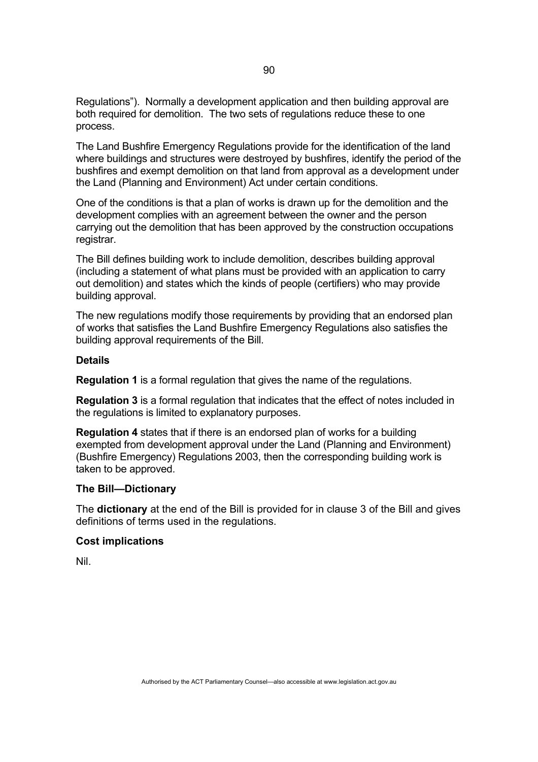Regulations"). Normally a development application and then building approval are both required for demolition. The two sets of regulations reduce these to one process.

The Land Bushfire Emergency Regulations provide for the identification of the land where buildings and structures were destroyed by bushfires, identify the period of the bushfires and exempt demolition on that land from approval as a development under the Land (Planning and Environment) Act under certain conditions.

One of the conditions is that a plan of works is drawn up for the demolition and the development complies with an agreement between the owner and the person carrying out the demolition that has been approved by the construction occupations registrar.

The Bill defines building work to include demolition, describes building approval (including a statement of what plans must be provided with an application to carry out demolition) and states which the kinds of people (certifiers) who may provide building approval.

The new regulations modify those requirements by providing that an endorsed plan of works that satisfies the Land Bushfire Emergency Regulations also satisfies the building approval requirements of the Bill.

**Details**

**Regulation 1** is a formal regulation that gives the name of the regulations.

**Regulation 3** is a formal regulation that indicates that the effect of notes included in the regulations is limited to explanatory purposes.

**Regulation 4** states that if there is an endorsed plan of works for a building exempted from development approval under the Land (Planning and Environment) (Bushfire Emergency) Regulations 2003, then the corresponding building work is taken to be approved.

**The Bill—Dictionary**

The **dictionary** at the end of the Bill is provided for in clause 3 of the Bill and gives definitions of terms used in the regulations.

**Cost implications**

Nil.